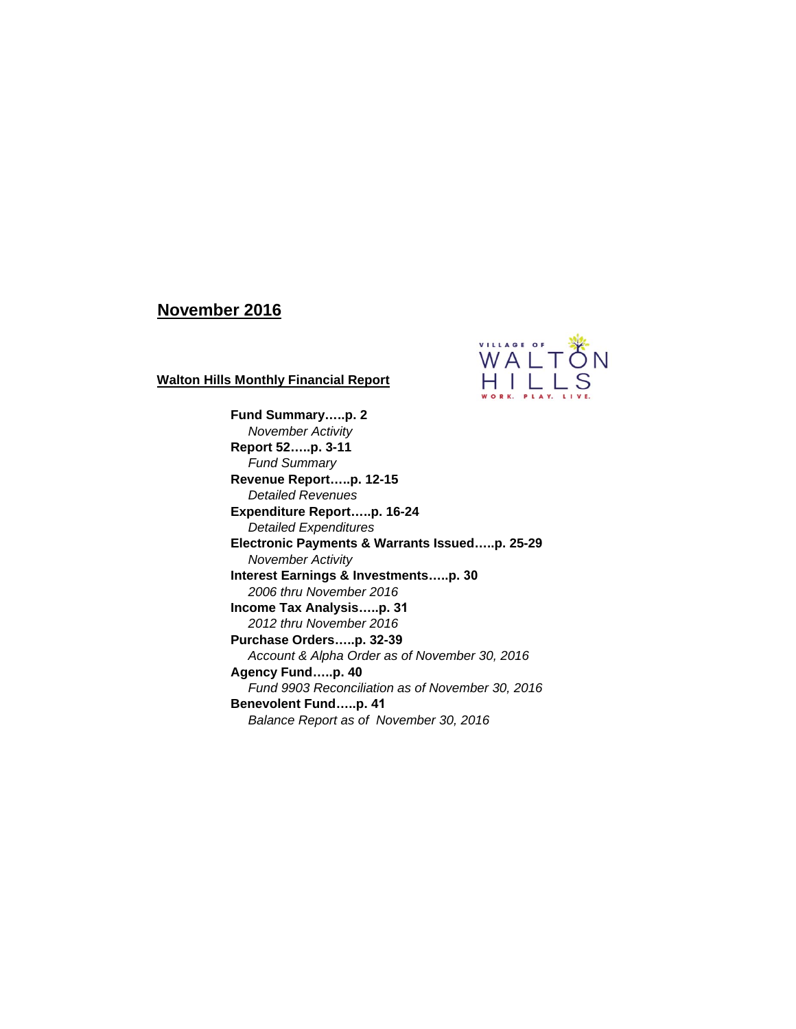# November 2016

## Walton Hills Monthly Financial Report

VILLAGE OF WALTON HILLS

WORK. PLAY. LIVE.

**Fund Summary…..p. 2**
*November Activity*

**Report 52…..p. 3-11**
*Fund Summary*

**Revenue Report…..p. 12-15**
*Detailed Revenues*

**Expenditure Report…..p. 16-24**
*Detailed Expenditures*

**Electronic Payments & Warrants Issued…..p. 25-29**
*November Activity*

**Interest Earnings & Investments…..p. 30**
*2006 thru November 2016*

**Income Tax Analysis…..p. 31**
*2012 thru November 2016*

**Purchase Orders…..p. 32-39**
*Account & Alpha Order as of November 30, 2016*

**Agency Fund…..p. 40**
*Fund 9903 Reconciliation as of November 30, 2016*

**Benevolent Fund…..p. 41**
*Balance Report as of November 30, 2016*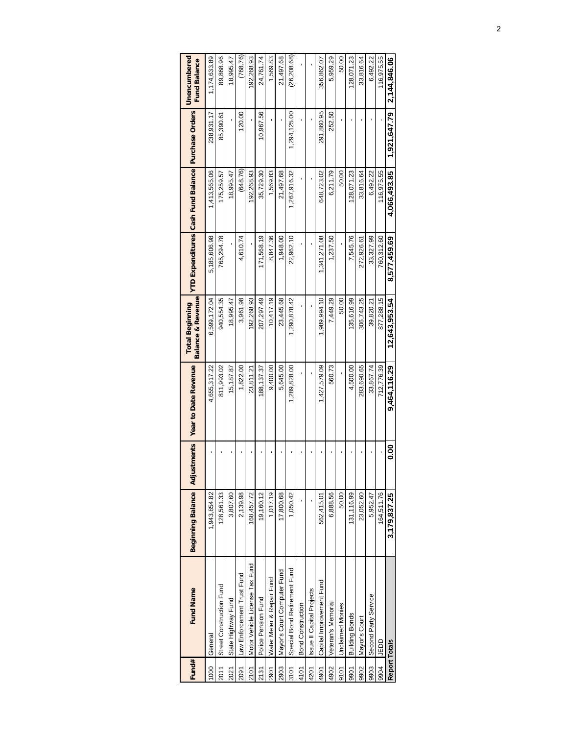| Fund# | Fund Name | Beginning Balance | Adjustments | Year to Date Revenue | Total Beginning Balance & Revenue | YTD Expenditures | Cash Fund Balance | Purchase Orders | Unencumbered Fund Balance |
|---|---|---|---|---|---|---|---|---|---|
| 1000 | General | 1,943,854.82 | - | 4,655,317.22 | 6,599,172.04 | 5,185,606.98 | 1,413,565.06 | 238,931.17 | 1,174,633.89 |
| 2011 | Street Construction Fund | 128,561.33 | - | 811,993.02 | 940,554.35 | 765,294.78 | 175,259.57 | 85,390.61 | 89,868.96 |
| 2021 | State Highway Fund | 3,807.60 | - | 15,187.87 | 18,995.47 | - | 18,995.47 | - | 18,995.47 |
| 2091 | Law Enforcement Trust Fund | 2,139.98 | - | 1,822.00 | 3,961.98 | 4,610.74 | (648.76) | 120.00 | (768.76) |
| 2101 | Motor Vehicle License Tax Fund | 168,457.72 | - | 23,811.21 | 192,268.93 | - | 192,268.93 | - | 192,268.93 |
| 2131 | Police Pension Fund | 19,160.12 | - | 188,137.37 | 207,297.49 | 171,568.19 | 35,729.30 | 10,967.56 | 24,761.74 |
| 2901 | Water Meter & Repair Fund | 1,017.19 | - | 9,400.00 | 10,417.19 | 8,847.36 | 1,569.83 | - | 1,569.83 |
| 2903 | Mayor's Court Computer Fund | 17,800.68 | - | 5,645.00 | 23,445.68 | 1,948.00 | 21,497.68 | - | 21,497.68 |
| 3101 | Special Bond Retirement Fund | 1,050.42 | - | 1,289,828.00 | 1,290,878.42 | 22,962.10 | 1,267,916.32 | 1,294,125.00 | (26,208.68) |
| 4101 | Bond Construction | - | - | - | - | - | - | - | - |
| 4201 | Issue II Capital Projects | - | - | - | - | - | - | - | - |
| 4901 | Capital Improvement Fund | 562,415.01 | - | 1,427,579.09 | 1,989,994.10 | 1,341,271.08 | 648,723.02 | 291,860.95 | 356,862.07 |
| 4902 | Veteran's Memorial | 6,888.56 | - | 560.73 | 7,449.29 | 1,237.50 | 6,211.79 | 252.50 | 5,959.29 |
| 9101 | Unclaimed Monies | 50.00 | - | - | 50.00 | - | 50.00 | - | 50.00 |
| 9901 | Building Bonds | 131,116.99 | - | 4,500.00 | 135,616.99 | 7,545.76 | 128,071.23 | - | 128,071.23 |
| 9902 | Mayor's Court | 23,052.60 | - | 283,690.65 | 306,743.25 | 272,926.61 | 33,816.64 | - | 33,816.64 |
| 9903 | Second Party Service | 5,952.47 | - | 33,867.74 | 39,820.21 | 33,327.99 | 6,492.22 | - | 6,492.22 |
| 9904 | JEDD | 164,511.76 | - | 712,776.39 | 877,288.15 | 760,312.60 | 116,975.55 | - | 116,975.55 |
| **Report Totals** | | **3,179,837.25** | **0.00** | **9,464,116.29** | **12,643,953.54** | **8,577,459.69** | **4,066,493.85** | **1,921,647.79** | **2,144,846.06** |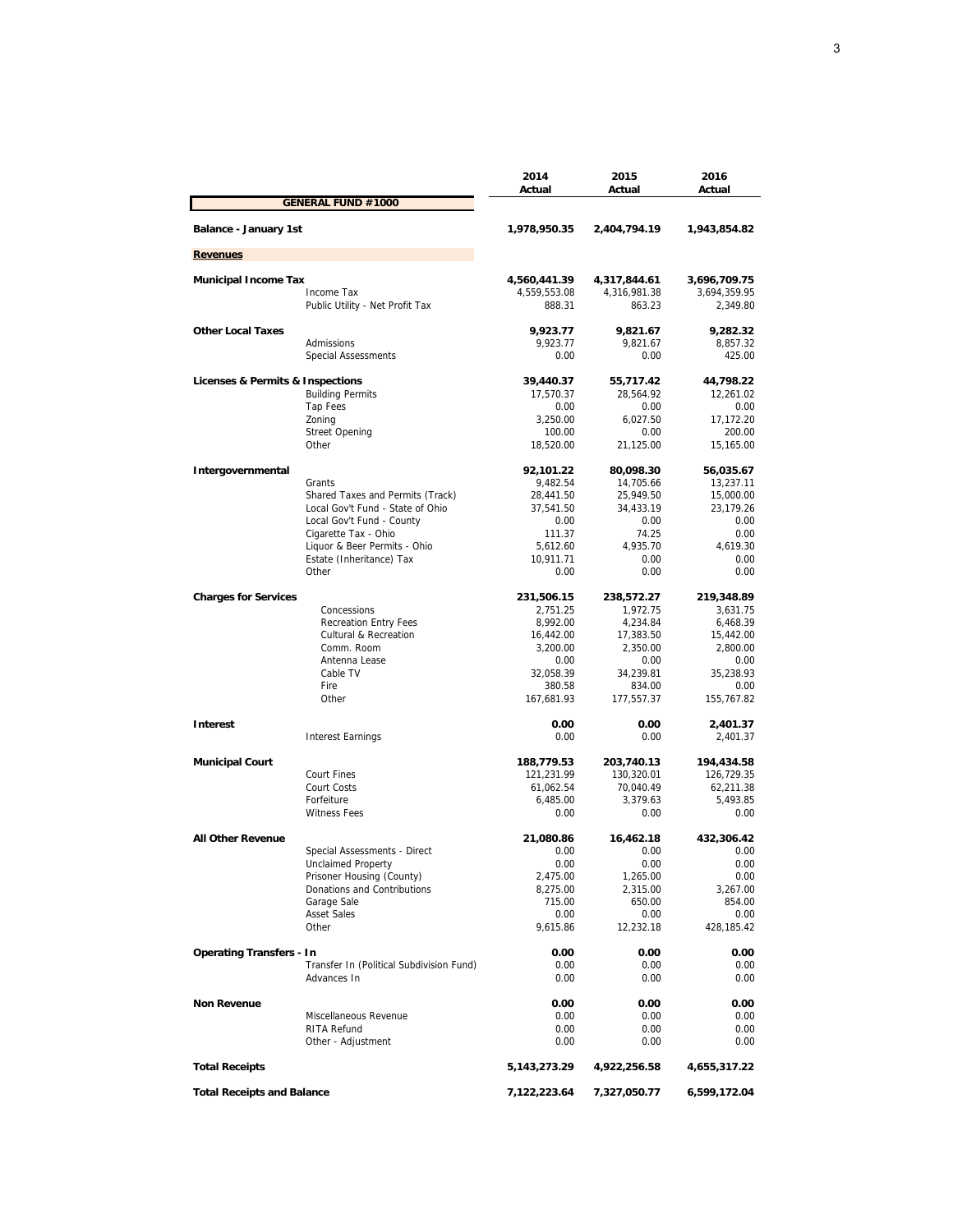| | | 2014 Actual | 2015 Actual | 2016 Actual |
|---|---|---|---|---|
| **GENERAL FUND #1000** | | | | |
| **Balance - January 1st** | | **1,978,950.35** | **2,404,794.19** | **1,943,854.82** |
| **Revenues** | | | | |
| **Municipal Income Tax** | | **4,560,441.39** | **4,317,844.61** | **3,696,709.75** |
| | Income Tax | 4,559,553.08 | 4,316,981.38 | 3,694,359.95 |
| | Public Utility - Net Profit Tax | 888.31 | 863.23 | 2,349.80 |
| **Other Local Taxes** | | **9,923.77** | **9,821.67** | **9,282.32** |
| | Admissions | 9,923.77 | 9,821.67 | 8,857.32 |
| | Special Assessments | 0.00 | 0.00 | 425.00 |
| **Licenses & Permits & Inspections** | | **39,440.37** | **55,717.42** | **44,798.22** |
| | Building Permits | 17,570.37 | 28,564.92 | 12,261.02 |
| | Tap Fees | 0.00 | 0.00 | 0.00 |
| | Zoning | 3,250.00 | 6,027.50 | 17,172.20 |
| | Street Opening | 100.00 | 0.00 | 200.00 |
| | Other | 18,520.00 | 21,125.00 | 15,165.00 |
| **Intergovernmental** | | **92,101.22** | **80,098.30** | **56,035.67** |
| | Grants | 9,482.54 | 14,705.66 | 13,237.11 |
| | Shared Taxes and Permits (Track) | 28,441.50 | 25,949.50 | 15,000.00 |
| | Local Gov't Fund - State of Ohio | 37,541.50 | 34,433.19 | 23,179.26 |
| | Local Gov't Fund - County | 0.00 | 0.00 | 0.00 |
| | Cigarette Tax - Ohio | 111.37 | 74.25 | 0.00 |
| | Liquor & Beer Permits - Ohio | 5,612.60 | 4,935.70 | 4,619.30 |
| | Estate (Inheritance) Tax | 10,911.71 | 0.00 | 0.00 |
| | Other | 0.00 | 0.00 | 0.00 |
| **Charges for Services** | | **231,506.15** | **238,572.27** | **219,348.89** |
| | Concessions | 2,751.25 | 1,972.75 | 3,631.75 |
| | Recreation Entry Fees | 8,992.00 | 4,234.84 | 6,468.39 |
| | Cultural & Recreation | 16,442.00 | 17,383.50 | 15,442.00 |
| | Comm. Room | 3,200.00 | 2,350.00 | 2,800.00 |
| | Antenna Lease | 0.00 | 0.00 | 0.00 |
| | Cable TV | 32,058.39 | 34,239.81 | 35,238.93 |
| | Fire | 380.58 | 834.00 | 0.00 |
| | Other | 167,681.93 | 177,557.37 | 155,767.82 |
| **Interest** | | **0.00** | **0.00** | **2,401.37** |
| | Interest Earnings | 0.00 | 0.00 | 2,401.37 |
| **Municipal Court** | | **188,779.53** | **203,740.13** | **194,434.58** |
| | Court Fines | 121,231.99 | 130,320.01 | 126,729.35 |
| | Court Costs | 61,062.54 | 70,040.49 | 62,211.38 |
| | Forfeiture | 6,485.00 | 3,379.63 | 5,493.85 |
| | Witness Fees | 0.00 | 0.00 | 0.00 |
| **All Other Revenue** | | **21,080.86** | **16,462.18** | **432,306.42** |
| | Special Assessments - Direct | 0.00 | 0.00 | 0.00 |
| | Unclaimed Property | 0.00 | 0.00 | 0.00 |
| | Prisoner Housing (County) | 2,475.00 | 1,265.00 | 0.00 |
| | Donations and Contributions | 8,275.00 | 2,315.00 | 3,267.00 |
| | Garage Sale | 715.00 | 650.00 | 854.00 |
| | Asset Sales | 0.00 | 0.00 | 0.00 |
| | Other | 9,615.86 | 12,232.18 | 428,185.42 |
| **Operating Transfers - In** | | **0.00** | **0.00** | **0.00** |
| | Transfer In (Political Subdivision Fund) | 0.00 | 0.00 | 0.00 |
| | Advances In | 0.00 | 0.00 | 0.00 |
| **Non Revenue** | | **0.00** | **0.00** | **0.00** |
| | Miscellaneous Revenue | 0.00 | 0.00 | 0.00 |
| | RITA Refund | 0.00 | 0.00 | 0.00 |
| | Other - Adjustment | 0.00 | 0.00 | 0.00 |
| **Total Receipts** | | **5,143,273.29** | **4,922,256.58** | **4,655,317.22** |
| **Total Receipts and Balance** | | **7,122,223.64** | **7,327,050.77** | **6,599,172.04** |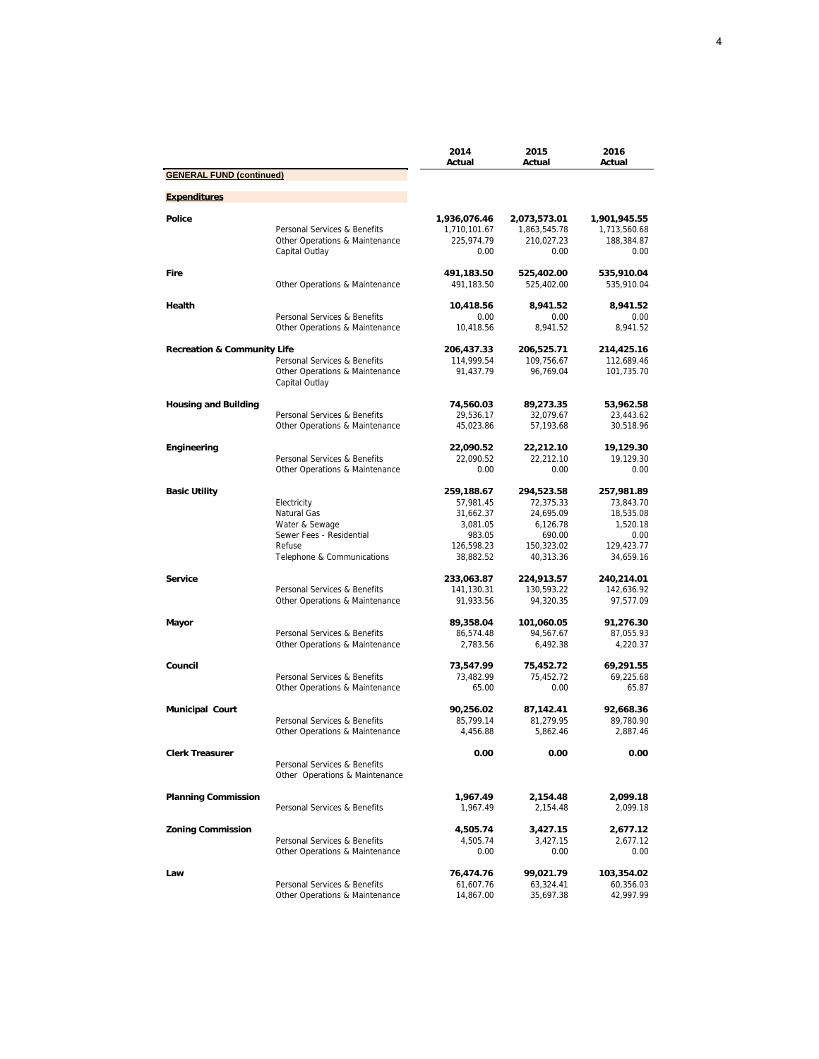| | | 2014 Actual | 2015 Actual | 2016 Actual |
|---|---|---|---|---|
| **GENERAL FUND (continued)** | | | | |
| **Expenditures** | | | | |
| **Police** | | **1,936,076.46** | **2,073,573.01** | **1,901,945.55** |
| | Personal Services & Benefits | 1,710,101.67 | 1,863,545.78 | 1,713,560.68 |
| | Other Operations & Maintenance | 225,974.79 | 210,027.23 | 188,384.87 |
| | Capital Outlay | 0.00 | 0.00 | 0.00 |
| **Fire** | | **491,183.50** | **525,402.00** | **535,910.04** |
| | Other Operations & Maintenance | 491,183.50 | 525,402.00 | 535,910.04 |
| **Health** | | **10,418.56** | **8,941.52** | **8,941.52** |
| | Personal Services & Benefits | 0.00 | 0.00 | 0.00 |
| | Other Operations & Maintenance | 10,418.56 | 8,941.52 | 8,941.52 |
| **Recreation & Community Life** | | **206,437.33** | **206,525.71** | **214,425.16** |
| | Personal Services & Benefits | 114,999.54 | 109,756.67 | 112,689.46 |
| | Other Operations & Maintenance | 91,437.79 | 96,769.04 | 101,735.70 |
| | Capital Outlay | | | |
| **Housing and Building** | | **74,560.03** | **89,273.35** | **53,962.58** |
| | Personal Services & Benefits | 29,536.17 | 32,079.67 | 23,443.62 |
| | Other Operations & Maintenance | 45,023.86 | 57,193.68 | 30,518.96 |
| **Engineering** | | **22,090.52** | **22,212.10** | **19,129.30** |
| | Personal Services & Benefits | 22,090.52 | 22,212.10 | 19,129.30 |
| | Other Operations & Maintenance | 0.00 | 0.00 | 0.00 |
| **Basic Utility** | | **259,188.67** | **294,523.58** | **257,981.89** |
| | Electricity | 57,981.45 | 72,375.33 | 73,843.70 |
| | Natural Gas | 31,662.37 | 24,695.09 | 18,535.08 |
| | Water & Sewage | 3,081.05 | 6,126.78 | 1,520.18 |
| | Sewer Fees - Residential | 983.05 | 690.00 | 0.00 |
| | Refuse | 126,598.23 | 150,323.02 | 129,423.77 |
| | Telephone & Communications | 38,882.52 | 40,313.36 | 34,659.16 |
| **Service** | | **233,063.87** | **224,913.57** | **240,214.01** |
| | Personal Services & Benefits | 141,130.31 | 130,593.22 | 142,636.92 |
| | Other Operations & Maintenance | 91,933.56 | 94,320.35 | 97,577.09 |
| **Mayor** | | **89,358.04** | **101,060.05** | **91,276.30** |
| | Personal Services & Benefits | 86,574.48 | 94,567.67 | 87,055.93 |
| | Other Operations & Maintenance | 2,783.56 | 6,492.38 | 4,220.37 |
| **Council** | | **73,547.99** | **75,452.72** | **69,291.55** |
| | Personal Services & Benefits | 73,482.99 | 75,452.72 | 69,225.68 |
| | Other Operations & Maintenance | 65.00 | 0.00 | 65.87 |
| **Municipal Court** | | **90,256.02** | **87,142.41** | **92,668.36** |
| | Personal Services & Benefits | 85,799.14 | 81,279.95 | 89,780.90 |
| | Other Operations & Maintenance | 4,456.88 | 5,862.46 | 2,887.46 |
| **Clerk Treasurer** | | **0.00** | **0.00** | **0.00** |
| | Personal Services & Benefits | | | |
| | Other Operations & Maintenance | | | |
| **Planning Commission** | | **1,967.49** | **2,154.48** | **2,099.18** |
| | Personal Services & Benefits | 1,967.49 | 2,154.48 | 2,099.18 |
| **Zoning Commission** | | **4,505.74** | **3,427.15** | **2,677.12** |
| | Personal Services & Benefits | 4,505.74 | 3,427.15 | 2,677.12 |
| | Other Operations & Maintenance | 0.00 | 0.00 | 0.00 |
| **Law** | | **76,474.76** | **99,021.79** | **103,354.02** |
| | Personal Services & Benefits | 61,607.76 | 63,324.41 | 60,356.03 |
| | Other Operations & Maintenance | 14,867.00 | 35,697.38 | 42,997.99 |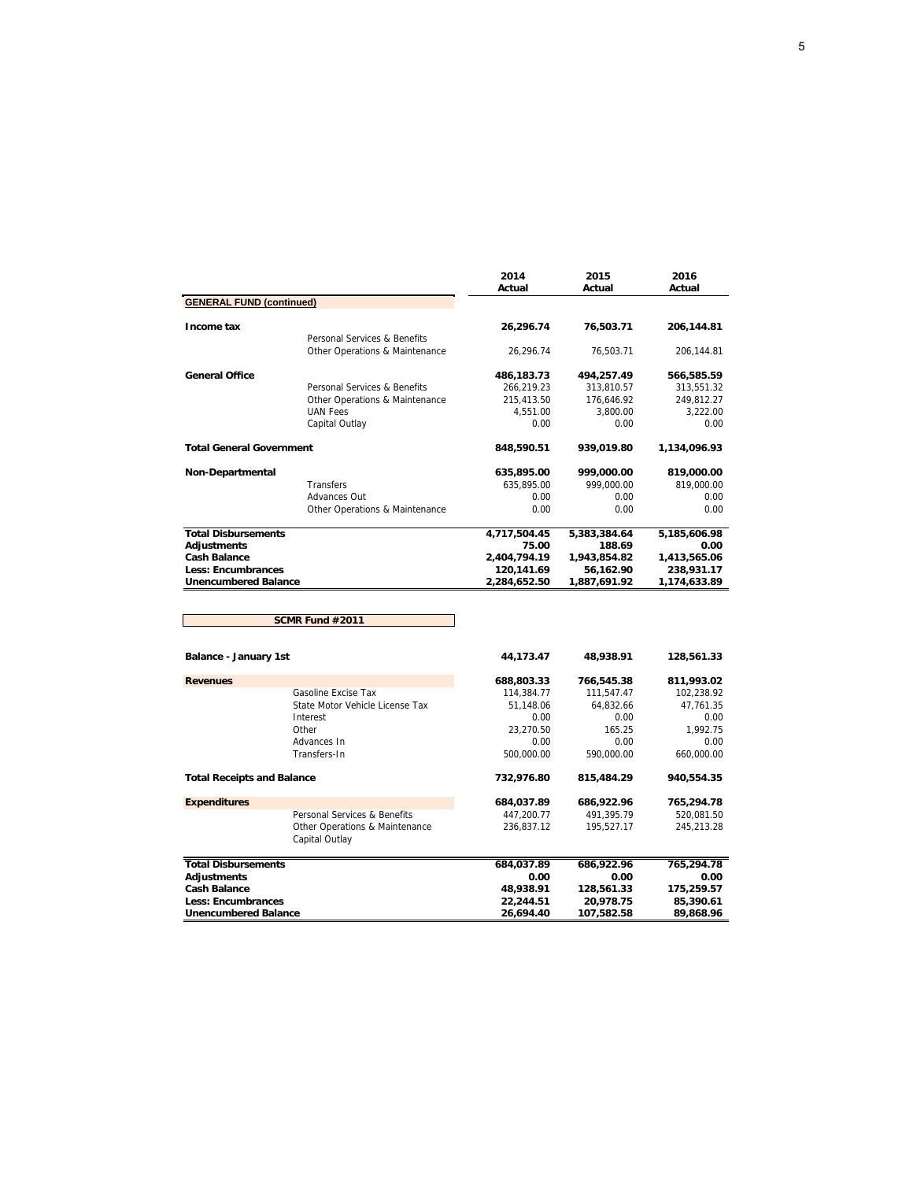| | | 2014 Actual | 2015 Actual | 2016 Actual |
|---|---|---|---|---|
| **GENERAL FUND (continued)** | | | | |
| **Income tax** | | **26,296.74** | **76,503.71** | **206,144.81** |
| | Personal Services & Benefits | | | |
| | Other Operations & Maintenance | 26,296.74 | 76,503.71 | 206,144.81 |
| **General Office** | | **486,183.73** | **494,257.49** | **566,585.59** |
| | Personal Services & Benefits | 266,219.23 | 313,810.57 | 313,551.32 |
| | Other Operations & Maintenance | 215,413.50 | 176,646.92 | 249,812.27 |
| | UAN Fees | 4,551.00 | 3,800.00 | 3,222.00 |
| | Capital Outlay | 0.00 | 0.00 | 0.00 |
| **Total General Government** | | **848,590.51** | **939,019.80** | **1,134,096.93** |
| **Non-Departmental** | | **635,895.00** | **999,000.00** | **819,000.00** |
| | Transfers | 635,895.00 | 999,000.00 | 819,000.00 |
| | Advances Out | 0.00 | 0.00 | 0.00 |
| | Other Operations & Maintenance | 0.00 | 0.00 | 0.00 |
| **Total Disbursements** | | **4,717,504.45** | **5,383,384.64** | **5,185,606.98** |
| **Adjustments** | | **75.00** | **188.69** | **0.00** |
| **Cash Balance** | | **2,404,794.19** | **1,943,854.82** | **1,413,565.06** |
| **Less: Encumbrances** | | **120,141.69** | **56,162.90** | **238,931.17** |
| **Unencumbered Balance** | | **2,284,652.50** | **1,887,691.92** | **1,174,633.89** |

| **SCMR Fund #2011** | | 2014 Actual | 2015 Actual | 2016 Actual |
|---|---|---|---|---|
| **Balance - January 1st** | | **44,173.47** | **48,938.91** | **128,561.33** |
| **Revenues** | | **688,803.33** | **766,545.38** | **811,993.02** |
| | Gasoline Excise Tax | 114,384.77 | 111,547.47 | 102,238.92 |
| | State Motor Vehicle License Tax | 51,148.06 | 64,832.66 | 47,761.35 |
| | Interest | 0.00 | 0.00 | 0.00 |
| | Other | 23,270.50 | 165.25 | 1,992.75 |
| | Advances In | 0.00 | 0.00 | 0.00 |
| | Transfers-In | 500,000.00 | 590,000.00 | 660,000.00 |
| **Total Receipts and Balance** | | **732,976.80** | **815,484.29** | **940,554.35** |
| **Expenditures** | | **684,037.89** | **686,922.96** | **765,294.78** |
| | Personal Services & Benefits | 447,200.77 | 491,395.79 | 520,081.50 |
| | Other Operations & Maintenance | 236,837.12 | 195,527.17 | 245,213.28 |
| | Capital Outlay | | | |
| **Total Disbursements** | | **684,037.89** | **686,922.96** | **765,294.78** |
| **Adjustments** | | **0.00** | **0.00** | **0.00** |
| **Cash Balance** | | **48,938.91** | **128,561.33** | **175,259.57** |
| **Less: Encumbrances** | | **22,244.51** | **20,978.75** | **85,390.61** |
| **Unencumbered Balance** | | **26,694.40** | **107,582.58** | **89,868.96** |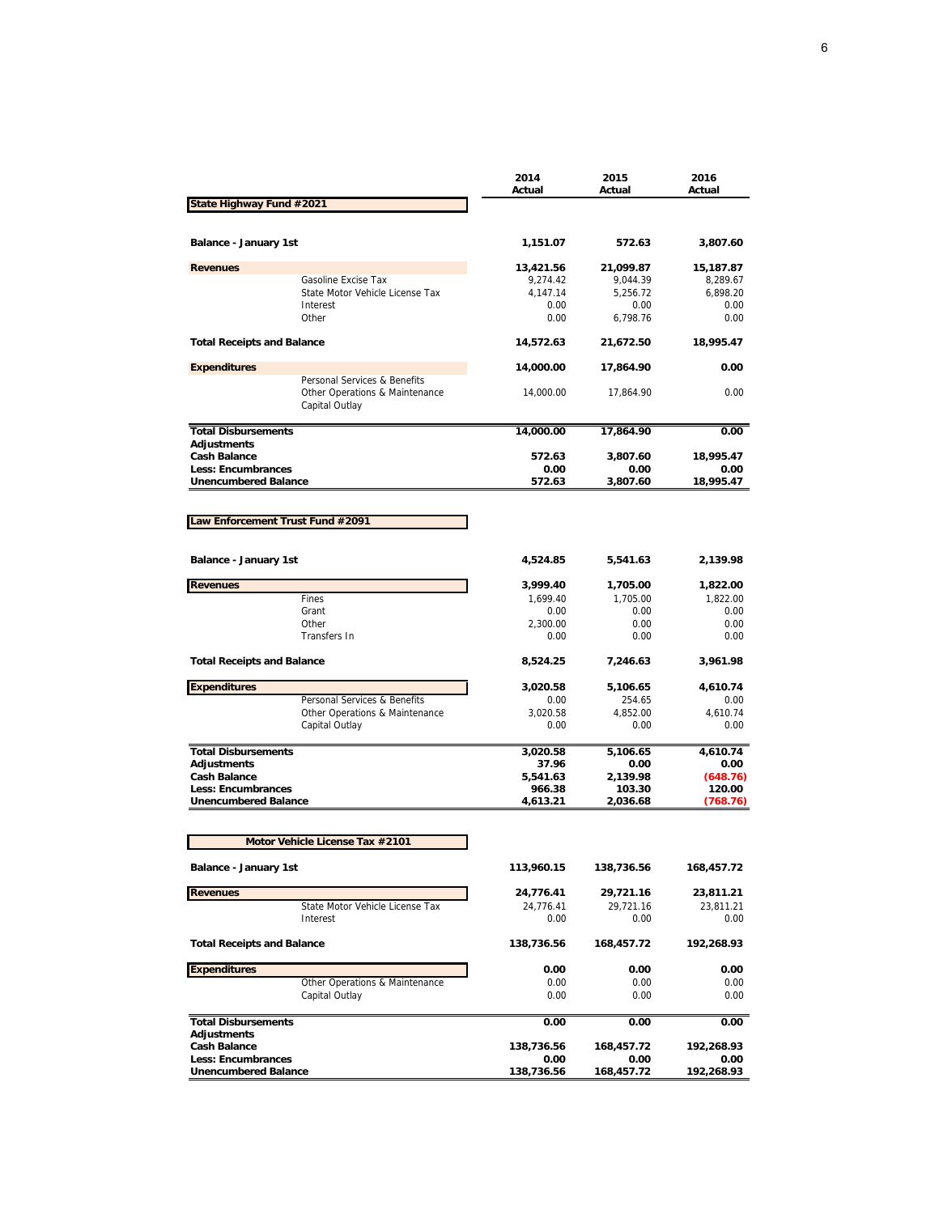| | 2014 Actual | 2015 Actual | 2016 Actual |
|---|---|---|---|
| **State Highway Fund #2021** | | | |
| **Balance - January 1st** | **1,151.07** | **572.63** | **3,807.60** |
| **Revenues** | **13,421.56** | **21,099.87** | **15,187.87** |
| Gasoline Excise Tax | 9,274.42 | 9,044.39 | 8,289.67 |
| State Motor Vehicle License Tax | 4,147.14 | 5,256.72 | 6,898.20 |
| Interest | 0.00 | 0.00 | 0.00 |
| Other | 0.00 | 6,798.76 | 0.00 |
| **Total Receipts and Balance** | **14,572.63** | **21,672.50** | **18,995.47** |
| **Expenditures** | **14,000.00** | **17,864.90** | **0.00** |
| Personal Services & Benefits | | | |
| Other Operations & Maintenance | 14,000.00 | 17,864.90 | 0.00 |
| Capital Outlay | | | |
| **Total Disbursements** | **14,000.00** | **17,864.90** | **0.00** |
| **Adjustments** | | | |
| **Cash Balance** | **572.63** | **3,807.60** | **18,995.47** |
| **Less: Encumbrances** | **0.00** | **0.00** | **0.00** |
| **Unencumbered Balance** | **572.63** | **3,807.60** | **18,995.47** |

| | 2014 Actual | 2015 Actual | 2016 Actual |
|---|---|---|---|
| **Law Enforcement Trust Fund #2091** | | | |
| **Balance - January 1st** | **4,524.85** | **5,541.63** | **2,139.98** |
| **Revenues** | **3,999.40** | **1,705.00** | **1,822.00** |
| Fines | 1,699.40 | 1,705.00 | 1,822.00 |
| Grant | 0.00 | 0.00 | 0.00 |
| Other | 2,300.00 | 0.00 | 0.00 |
| Transfers In | 0.00 | 0.00 | 0.00 |
| **Total Receipts and Balance** | **8,524.25** | **7,246.63** | **3,961.98** |
| **Expenditures** | **3,020.58** | **5,106.65** | **4,610.74** |
| Personal Services & Benefits | 0.00 | 254.65 | 0.00 |
| Other Operations & Maintenance | 3,020.58 | 4,852.00 | 4,610.74 |
| Capital Outlay | 0.00 | 0.00 | 0.00 |
| **Total Disbursements** | **3,020.58** | **5,106.65** | **4,610.74** |
| **Adjustments** | **37.96** | **0.00** | **0.00** |
| **Cash Balance** | **5,541.63** | **2,139.98** | **(648.76)** |
| **Less: Encumbrances** | **966.38** | **103.30** | **120.00** |
| **Unencumbered Balance** | **4,613.21** | **2,036.68** | **(768.76)** |

| | 2014 Actual | 2015 Actual | 2016 Actual |
|---|---|---|---|
| **Motor Vehicle License Tax #2101** | | | |
| **Balance - January 1st** | **113,960.15** | **138,736.56** | **168,457.72** |
| **Revenues** | **24,776.41** | **29,721.16** | **23,811.21** |
| State Motor Vehicle License Tax | 24,776.41 | 29,721.16 | 23,811.21 |
| Interest | 0.00 | 0.00 | 0.00 |
| **Total Receipts and Balance** | **138,736.56** | **168,457.72** | **192,268.93** |
| **Expenditures** | **0.00** | **0.00** | **0.00** |
| Other Operations & Maintenance | 0.00 | 0.00 | 0.00 |
| Capital Outlay | 0.00 | 0.00 | 0.00 |
| **Total Disbursements** | **0.00** | **0.00** | **0.00** |
| **Adjustments** | | | |
| **Cash Balance** | **138,736.56** | **168,457.72** | **192,268.93** |
| **Less: Encumbrances** | **0.00** | **0.00** | **0.00** |
| **Unencumbered Balance** | **138,736.56** | **168,457.72** | **192,268.93** |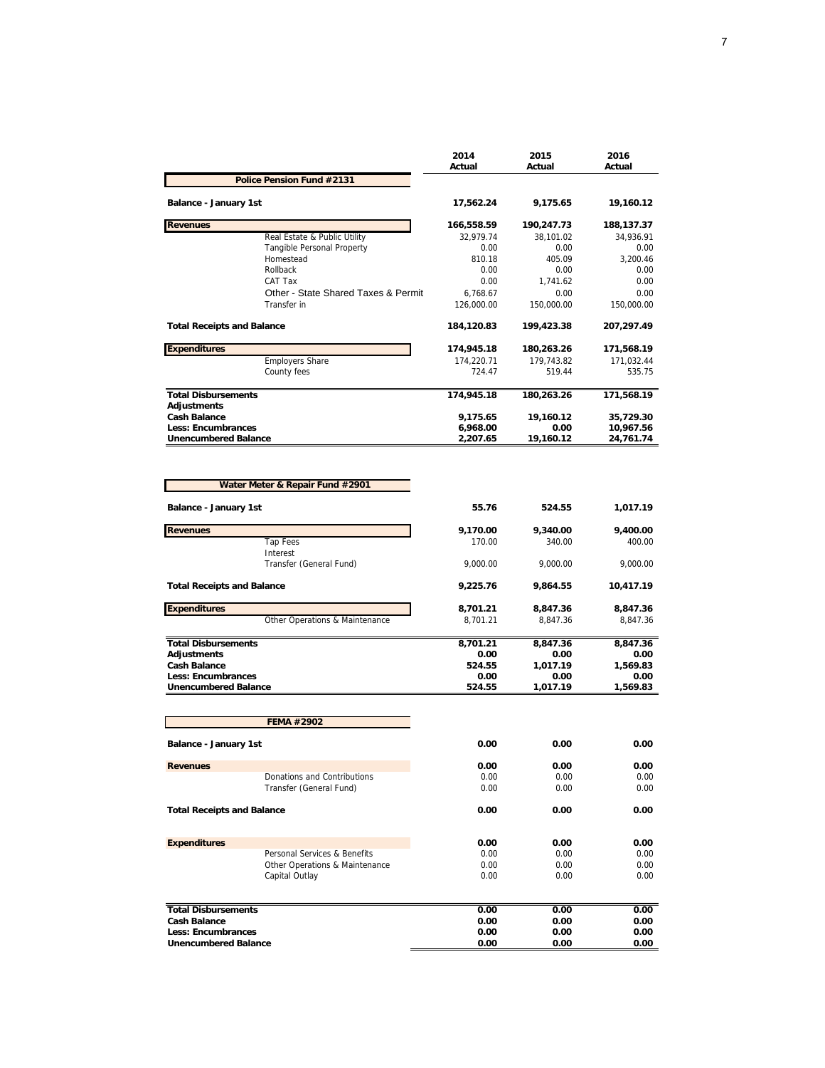| | 2014 Actual | 2015 Actual | 2016 Actual |
|---|---|---|---|
| **Police Pension Fund #2131** | | | |
| **Balance - January 1st** | **17,562.24** | **9,175.65** | **19,160.12** |
| **Revenues** | **166,558.59** | **190,247.73** | **188,137.37** |
| Real Estate & Public Utility | 32,979.74 | 38,101.02 | 34,936.91 |
| Tangible Personal Property | 0.00 | 0.00 | 0.00 |
| Homestead | 810.18 | 405.09 | 3,200.46 |
| Rollback | 0.00 | 0.00 | 0.00 |
| CAT Tax | 0.00 | 1,741.62 | 0.00 |
| Other - State Shared Taxes & Permit | 6,768.67 | 0.00 | 0.00 |
| Transfer in | 126,000.00 | 150,000.00 | 150,000.00 |
| **Total Receipts and Balance** | **184,120.83** | **199,423.38** | **207,297.49** |
| **Expenditures** | **174,945.18** | **180,263.26** | **171,568.19** |
| Employers Share | 174,220.71 | 179,743.82 | 171,032.44 |
| County fees | 724.47 | 519.44 | 535.75 |
| **Total Disbursements** | **174,945.18** | **180,263.26** | **171,568.19** |
| **Adjustments** | | | |
| **Cash Balance** | **9,175.65** | **19,160.12** | **35,729.30** |
| **Less: Encumbrances** | **6,968.00** | **0.00** | **10,967.56** |
| **Unencumbered Balance** | **2,207.65** | **19,160.12** | **24,761.74** |

| | 2014 Actual | 2015 Actual | 2016 Actual |
|---|---|---|---|
| **Water Meter & Repair Fund #2901** | | | |
| **Balance - January 1st** | **55.76** | **524.55** | **1,017.19** |
| **Revenues** | **9,170.00** | **9,340.00** | **9,400.00** |
| Tap Fees | 170.00 | 340.00 | 400.00 |
| Interest | | | |
| Transfer (General Fund) | 9,000.00 | 9,000.00 | 9,000.00 |
| **Total Receipts and Balance** | **9,225.76** | **9,864.55** | **10,417.19** |
| **Expenditures** | **8,701.21** | **8,847.36** | **8,847.36** |
| Other Operations & Maintenance | 8,701.21 | 8,847.36 | 8,847.36 |
| **Total Disbursements** | **8,701.21** | **8,847.36** | **8,847.36** |
| **Adjustments** | **0.00** | **0.00** | **0.00** |
| **Cash Balance** | **524.55** | **1,017.19** | **1,569.83** |
| **Less: Encumbrances** | **0.00** | **0.00** | **0.00** |
| **Unencumbered Balance** | **524.55** | **1,017.19** | **1,569.83** |

| | 2014 Actual | 2015 Actual | 2016 Actual |
|---|---|---|---|
| **FEMA #2902** | | | |
| **Balance - January 1st** | **0.00** | **0.00** | **0.00** |
| **Revenues** | **0.00** | **0.00** | **0.00** |
| Donations and Contributions | 0.00 | 0.00 | 0.00 |
| Transfer (General Fund) | 0.00 | 0.00 | 0.00 |
| **Total Receipts and Balance** | **0.00** | **0.00** | **0.00** |
| **Expenditures** | **0.00** | **0.00** | **0.00** |
| Personal Services & Benefits | 0.00 | 0.00 | 0.00 |
| Other Operations & Maintenance | 0.00 | 0.00 | 0.00 |
| Capital Outlay | 0.00 | 0.00 | 0.00 |
| **Total Disbursements** | **0.00** | **0.00** | **0.00** |
| **Cash Balance** | **0.00** | **0.00** | **0.00** |
| **Less: Encumbrances** | **0.00** | **0.00** | **0.00** |
| **Unencumbered Balance** | **0.00** | **0.00** | **0.00** |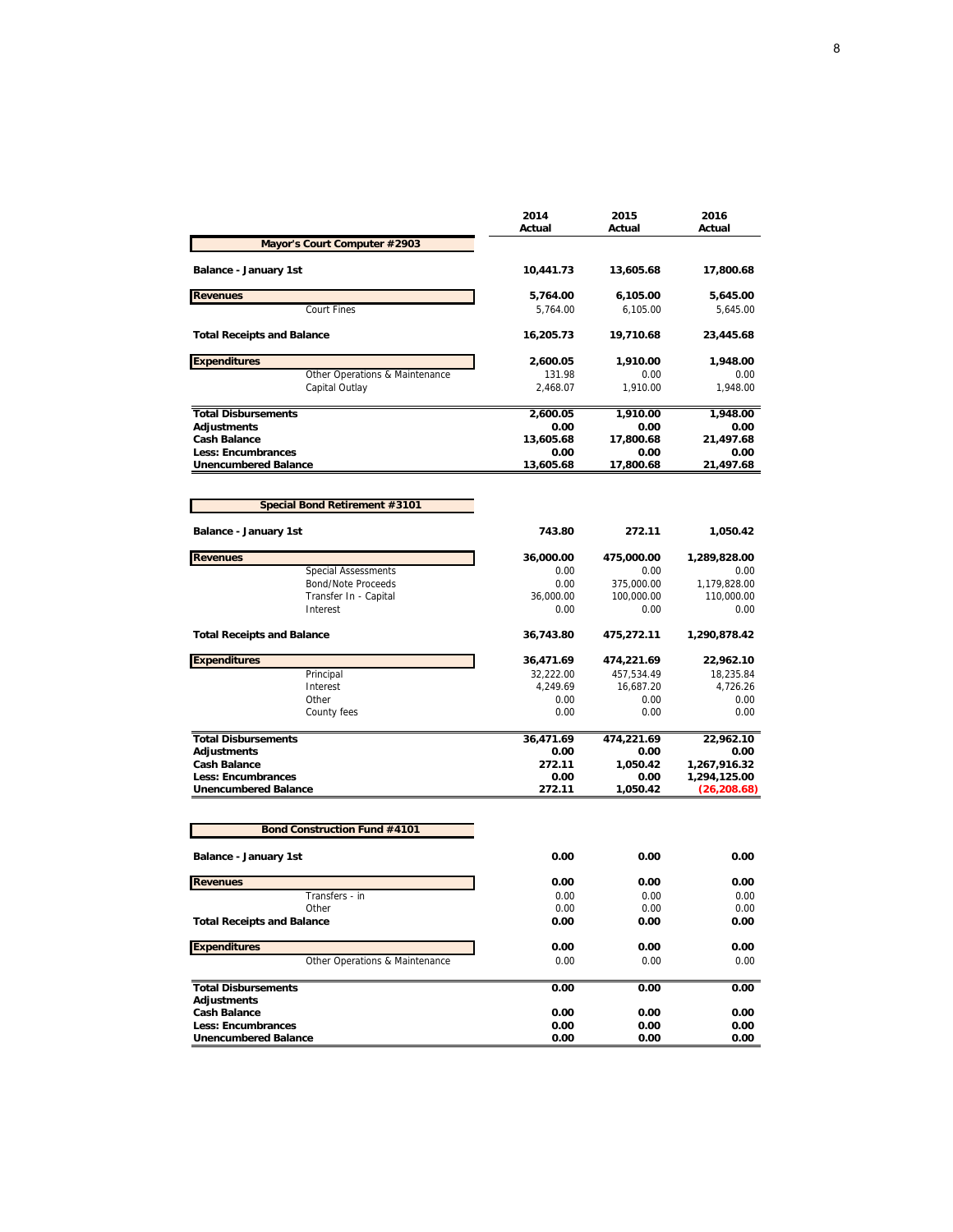| | 2014 Actual | 2015 Actual | 2016 Actual |
|---|---|---|---|
| **Mayor's Court Computer #2903** | | | |
| **Balance - January 1st** | **10,441.73** | **13,605.68** | **17,800.68** |
| **Revenues** | **5,764.00** | **6,105.00** | **5,645.00** |
| Court Fines | 5,764.00 | 6,105.00 | 5,645.00 |
| **Total Receipts and Balance** | **16,205.73** | **19,710.68** | **23,445.68** |
| **Expenditures** | **2,600.05** | **1,910.00** | **1,948.00** |
| Other Operations & Maintenance | 131.98 | 0.00 | 0.00 |
| Capital Outlay | 2,468.07 | 1,910.00 | 1,948.00 |
| **Total Disbursements** | **2,600.05** | **1,910.00** | **1,948.00** |
| **Adjustments** | **0.00** | **0.00** | **0.00** |
| **Cash Balance** | **13,605.68** | **17,800.68** | **21,497.68** |
| **Less: Encumbrances** | **0.00** | **0.00** | **0.00** |
| **Unencumbered Balance** | **13,605.68** | **17,800.68** | **21,497.68** |

| | 2014 Actual | 2015 Actual | 2016 Actual |
|---|---|---|---|
| **Special Bond Retirement #3101** | | | |
| **Balance - January 1st** | **743.80** | **272.11** | **1,050.42** |
| **Revenues** | **36,000.00** | **475,000.00** | **1,289,828.00** |
| Special Assessments | 0.00 | 0.00 | 0.00 |
| Bond/Note Proceeds | 0.00 | 375,000.00 | 1,179,828.00 |
| Transfer In - Capital | 36,000.00 | 100,000.00 | 110,000.00 |
| Interest | 0.00 | 0.00 | 0.00 |
| **Total Receipts and Balance** | **36,743.80** | **475,272.11** | **1,290,878.42** |
| **Expenditures** | **36,471.69** | **474,221.69** | **22,962.10** |
| Principal | 32,222.00 | 457,534.49 | 18,235.84 |
| Interest | 4,249.69 | 16,687.20 | 4,726.26 |
| Other | 0.00 | 0.00 | 0.00 |
| County fees | 0.00 | 0.00 | 0.00 |
| **Total Disbursements** | **36,471.69** | **474,221.69** | **22,962.10** |
| **Adjustments** | **0.00** | **0.00** | **0.00** |
| **Cash Balance** | **272.11** | **1,050.42** | **1,267,916.32** |
| **Less: Encumbrances** | **0.00** | **0.00** | **1,294,125.00** |
| **Unencumbered Balance** | **272.11** | **1,050.42** | **(26,208.68)** |

| | 2014 Actual | 2015 Actual | 2016 Actual |
|---|---|---|---|
| **Bond Construction Fund #4101** | | | |
| **Balance - January 1st** | **0.00** | **0.00** | **0.00** |
| **Revenues** | **0.00** | **0.00** | **0.00** |
| Transfers - in | 0.00 | 0.00 | 0.00 |
| Other | 0.00 | 0.00 | 0.00 |
| **Total Receipts and Balance** | **0.00** | **0.00** | **0.00** |
| **Expenditures** | **0.00** | **0.00** | **0.00** |
| Other Operations & Maintenance | 0.00 | 0.00 | 0.00 |
| **Total Disbursements** | **0.00** | **0.00** | **0.00** |
| **Adjustments** | | | |
| **Cash Balance** | **0.00** | **0.00** | **0.00** |
| **Less: Encumbrances** | **0.00** | **0.00** | **0.00** |
| **Unencumbered Balance** | **0.00** | **0.00** | **0.00** |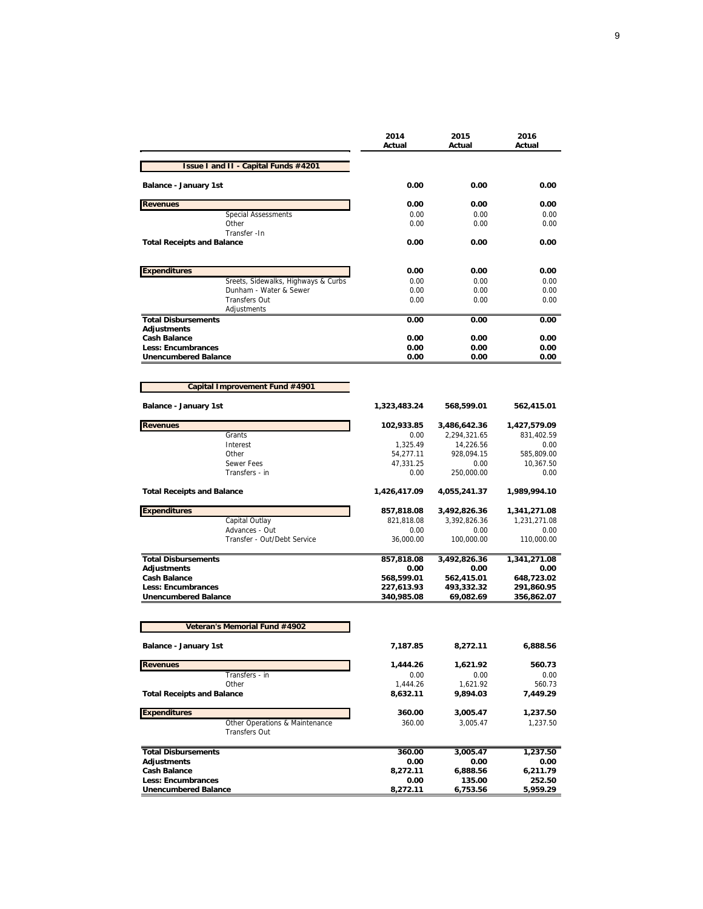| | 2014 Actual | 2015 Actual | 2016 Actual |
|---|---|---|---|
| **Issue I and II - Capital Funds #4201** | | | |
| **Balance - January 1st** | **0.00** | **0.00** | **0.00** |
| **Revenues** | **0.00** | **0.00** | **0.00** |
| Special Assessments | 0.00 | 0.00 | 0.00 |
| Other | 0.00 | 0.00 | 0.00 |
| Transfer -In | | | |
| **Total Receipts and Balance** | **0.00** | **0.00** | **0.00** |
| **Expenditures** | **0.00** | **0.00** | **0.00** |
| Sreets, Sidewalks, Highways & Curbs | 0.00 | 0.00 | 0.00 |
| Dunham - Water & Sewer | 0.00 | 0.00 | 0.00 |
| Transfers Out | 0.00 | 0.00 | 0.00 |
| Adjustments | | | |
| **Total Disbursements** | **0.00** | **0.00** | **0.00** |
| **Adjustments** | | | |
| **Cash Balance** | **0.00** | **0.00** | **0.00** |
| **Less: Encumbrances** | **0.00** | **0.00** | **0.00** |
| **Unencumbered Balance** | **0.00** | **0.00** | **0.00** |

| | 2014 Actual | 2015 Actual | 2016 Actual |
|---|---|---|---|
| **Capital Improvement Fund #4901** | | | |
| **Balance - January 1st** | **1,323,483.24** | **568,599.01** | **562,415.01** |
| **Revenues** | **102,933.85** | **3,486,642.36** | **1,427,579.09** |
| Grants | 0.00 | 2,294,321.65 | 831,402.59 |
| Interest | 1,325.49 | 14,226.56 | 0.00 |
| Other | 54,277.11 | 928,094.15 | 585,809.00 |
| Sewer Fees | 47,331.25 | 0.00 | 10,367.50 |
| Transfers - in | 0.00 | 250,000.00 | 0.00 |
| **Total Receipts and Balance** | **1,426,417.09** | **4,055,241.37** | **1,989,994.10** |
| **Expenditures** | **857,818.08** | **3,492,826.36** | **1,341,271.08** |
| Capital Outlay | 821,818.08 | 3,392,826.36 | 1,231,271.08 |
| Advances - Out | 0.00 | 0.00 | 0.00 |
| Transfer - Out/Debt Service | 36,000.00 | 100,000.00 | 110,000.00 |
| **Total Disbursements** | **857,818.08** | **3,492,826.36** | **1,341,271.08** |
| **Adjustments** | **0.00** | **0.00** | **0.00** |
| **Cash Balance** | **568,599.01** | **562,415.01** | **648,723.02** |
| **Less: Encumbrances** | **227,613.93** | **493,332.32** | **291,860.95** |
| **Unencumbered Balance** | **340,985.08** | **69,082.69** | **356,862.07** |

| | 2014 Actual | 2015 Actual | 2016 Actual |
|---|---|---|---|
| **Veteran's Memorial Fund #4902** | | | |
| **Balance - January 1st** | **7,187.85** | **8,272.11** | **6,888.56** |
| **Revenues** | **1,444.26** | **1,621.92** | **560.73** |
| Transfers - in | 0.00 | 0.00 | 0.00 |
| Other | 1,444.26 | 1,621.92 | 560.73 |
| **Total Receipts and Balance** | **8,632.11** | **9,894.03** | **7,449.29** |
| **Expenditures** | **360.00** | **3,005.47** | **1,237.50** |
| Other Operations & Maintenance | 360.00 | 3,005.47 | 1,237.50 |
| Transfers Out | | | |
| **Total Disbursements** | **360.00** | **3,005.47** | **1,237.50** |
| **Adjustments** | **0.00** | **0.00** | **0.00** |
| **Cash Balance** | **8,272.11** | **6,888.56** | **6,211.79** |
| **Less: Encumbrances** | **0.00** | **135.00** | **252.50** |
| **Unencumbered Balance** | **8,272.11** | **6,753.56** | **5,959.29** |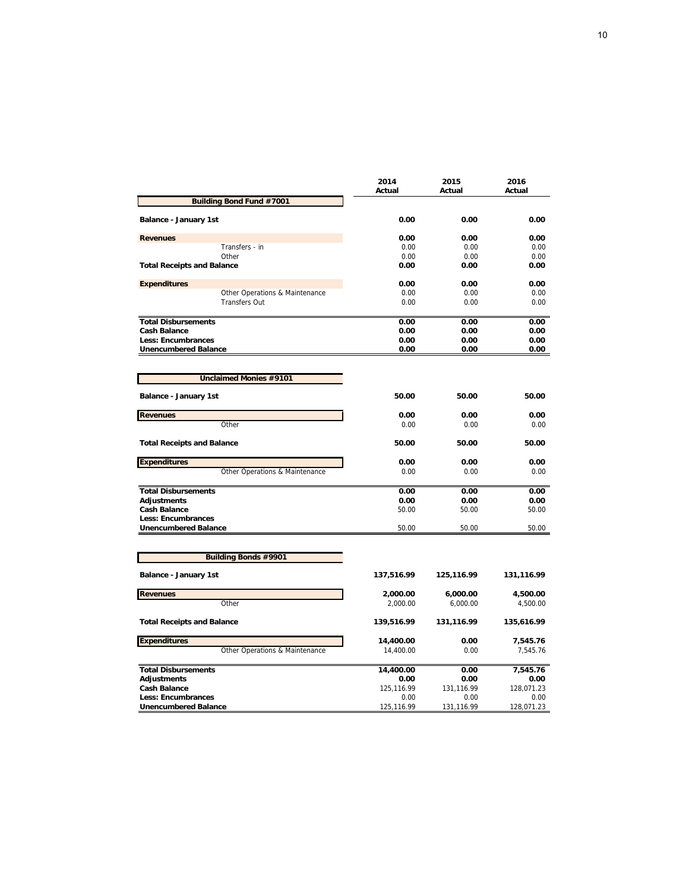| | 2014 Actual | 2015 Actual | 2016 Actual |
|---|---|---|---|
| **Building Bond Fund #7001** | | | |
| **Balance - January 1st** | **0.00** | **0.00** | **0.00** |
| **Revenues** | **0.00** | **0.00** | **0.00** |
| Transfers - in | 0.00 | 0.00 | 0.00 |
| Other | 0.00 | 0.00 | 0.00 |
| **Total Receipts and Balance** | **0.00** | **0.00** | **0.00** |
| **Expenditures** | **0.00** | **0.00** | **0.00** |
| Other Operations & Maintenance | 0.00 | 0.00 | 0.00 |
| Transfers Out | 0.00 | 0.00 | 0.00 |
| **Total Disbursements** | **0.00** | **0.00** | **0.00** |
| **Cash Balance** | **0.00** | **0.00** | **0.00** |
| **Less: Encumbrances** | **0.00** | **0.00** | **0.00** |
| **Unencumbered Balance** | **0.00** | **0.00** | **0.00** |

| | 2014 Actual | 2015 Actual | 2016 Actual |
|---|---|---|---|
| **Unclaimed Monies #9101** | | | |
| **Balance - January 1st** | **50.00** | **50.00** | **50.00** |
| **Revenues** | **0.00** | **0.00** | **0.00** |
| Other | 0.00 | 0.00 | 0.00 |
| **Total Receipts and Balance** | **50.00** | **50.00** | **50.00** |
| **Expenditures** | **0.00** | **0.00** | **0.00** |
| Other Operations & Maintenance | 0.00 | 0.00 | 0.00 |
| **Total Disbursements** | **0.00** | **0.00** | **0.00** |
| **Adjustments** | **0.00** | **0.00** | **0.00** |
| **Cash Balance** | 50.00 | 50.00 | 50.00 |
| **Less: Encumbrances** | | | |
| **Unencumbered Balance** | 50.00 | 50.00 | 50.00 |

| | 2014 Actual | 2015 Actual | 2016 Actual |
|---|---|---|---|
| **Building Bonds #9901** | | | |
| **Balance - January 1st** | **137,516.99** | **125,116.99** | **131,116.99** |
| **Revenues** | **2,000.00** | **6,000.00** | **4,500.00** |
| Other | 2,000.00 | 6,000.00 | 4,500.00 |
| **Total Receipts and Balance** | **139,516.99** | **131,116.99** | **135,616.99** |
| **Expenditures** | **14,400.00** | **0.00** | **7,545.76** |
| Other Operations & Maintenance | 14,400.00 | 0.00 | 7,545.76 |
| **Total Disbursements** | **14,400.00** | **0.00** | **7,545.76** |
| **Adjustments** | **0.00** | **0.00** | **0.00** |
| **Cash Balance** | 125,116.99 | 131,116.99 | 128,071.23 |
| **Less: Encumbrances** | 0.00 | 0.00 | 0.00 |
| **Unencumbered Balance** | 125,116.99 | 131,116.99 | 128,071.23 |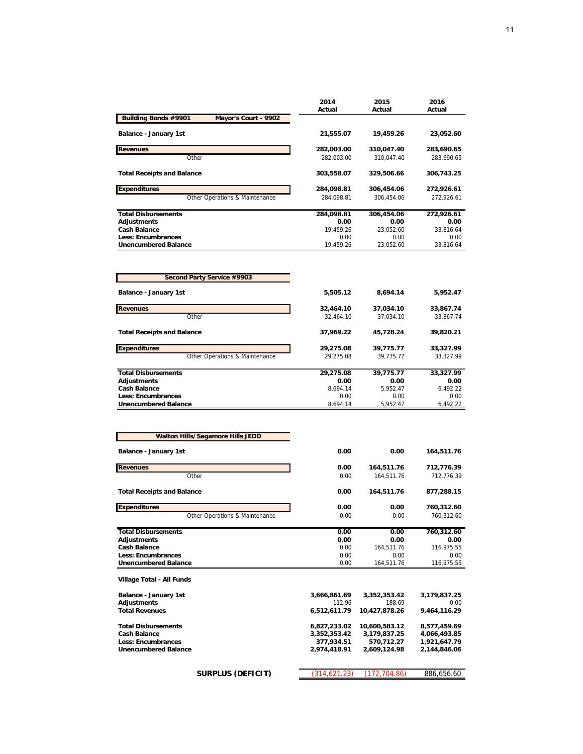| | 2014 Actual | 2015 Actual | 2016 Actual |
|---|---|---|---|
| **Building Bonds #9901 — Mayor's Court - 9902** | | | |
| **Balance - January 1st** | **21,555.07** | **19,459.26** | **23,052.60** |
| **Revenues** | **282,003.00** | **310,047.40** | **283,690.65** |
| Other | 282,003.00 | 310,047.40 | 283,690.65 |
| **Total Receipts and Balance** | **303,558.07** | **329,506.66** | **306,743.25** |
| **Expenditures** | **284,098.81** | **306,454.06** | **272,926.61** |
| Other Operations & Maintenance | 284,098.81 | 306,454.06 | 272,926.61 |
| **Total Disbursements** | **284,098.81** | **306,454.06** | **272,926.61** |
| **Adjustments** | **0.00** | **0.00** | **0.00** |
| **Cash Balance** | 19,459.26 | 23,052.60 | 33,816.64 |
| **Less: Encumbrances** | 0.00 | 0.00 | 0.00 |
| **Unencumbered Balance** | 19,459.26 | 23,052.60 | 33,816.64 |

| | 2014 Actual | 2015 Actual | 2016 Actual |
|---|---|---|---|
| **Second Party Service #9903** | | | |
| **Balance - January 1st** | **5,505.12** | **8,694.14** | **5,952.47** |
| **Revenues** | **32,464.10** | **37,034.10** | **33,867.74** |
| Other | 32,464.10 | 37,034.10 | 33,867.74 |
| **Total Receipts and Balance** | **37,969.22** | **45,728.24** | **39,820.21** |
| **Expenditures** | **29,275.08** | **39,775.77** | **33,327.99** |
| Other Operations & Maintenance | 29,275.08 | 39,775.77 | 33,327.99 |
| **Total Disbursements** | **29,275.08** | **39,775.77** | **33,327.99** |
| **Adjustments** | **0.00** | **0.00** | **0.00** |
| **Cash Balance** | 8,694.14 | 5,952.47 | 6,492.22 |
| **Less: Encumbrances** | 0.00 | 0.00 | 0.00 |
| **Unencumbered Balance** | 8,694.14 | 5,952.47 | 6,492.22 |

| | 2014 Actual | 2015 Actual | 2016 Actual |
|---|---|---|---|
| **Walton Hills/Sagamore Hills JEDD** | | | |
| **Balance - January 1st** | **0.00** | **0.00** | **164,511.76** |
| **Revenues** | **0.00** | **164,511.76** | **712,776.39** |
| Other | 0.00 | 164,511.76 | 712,776.39 |
| **Total Receipts and Balance** | **0.00** | **164,511.76** | **877,288.15** |
| **Expenditures** | **0.00** | **0.00** | **760,312.60** |
| Other Operations & Maintenance | 0.00 | 0.00 | 760,312.60 |
| **Total Disbursements** | **0.00** | **0.00** | **760,312.60** |
| **Adjustments** | **0.00** | **0.00** | **0.00** |
| **Cash Balance** | 0.00 | 164,511.76 | 116,975.55 |
| **Less: Encumbrances** | 0.00 | 0.00 | 0.00 |
| **Unencumbered Balance** | 0.00 | 164,511.76 | 116,975.55 |

| **Village Total - All Funds** | 2014 Actual | 2015 Actual | 2016 Actual |
|---|---|---|---|
| **Balance - January 1st** | **3,666,861.69** | **3,352,353.42** | **3,179,837.25** |
| **Adjustments** | 112.96 | 188.69 | 0.00 |
| **Total Revenues** | **6,512,611.79** | **10,427,878.26** | **9,464,116.29** |
| **Total Disbursements** | **6,827,233.02** | **10,600,583.12** | **8,577,459.69** |
| **Cash Balance** | **3,352,353.42** | **3,179,837.25** | **4,066,493.85** |
| **Less: Encumbrances** | **377,934.51** | **570,712.27** | **1,921,647.79** |
| **Unencumbered Balance** | **2,974,418.91** | **2,609,124.98** | **2,144,846.06** |
| **SURPLUS (DEFICIT)** | (314,621.23) | (172,704.86) | 886,656.60 |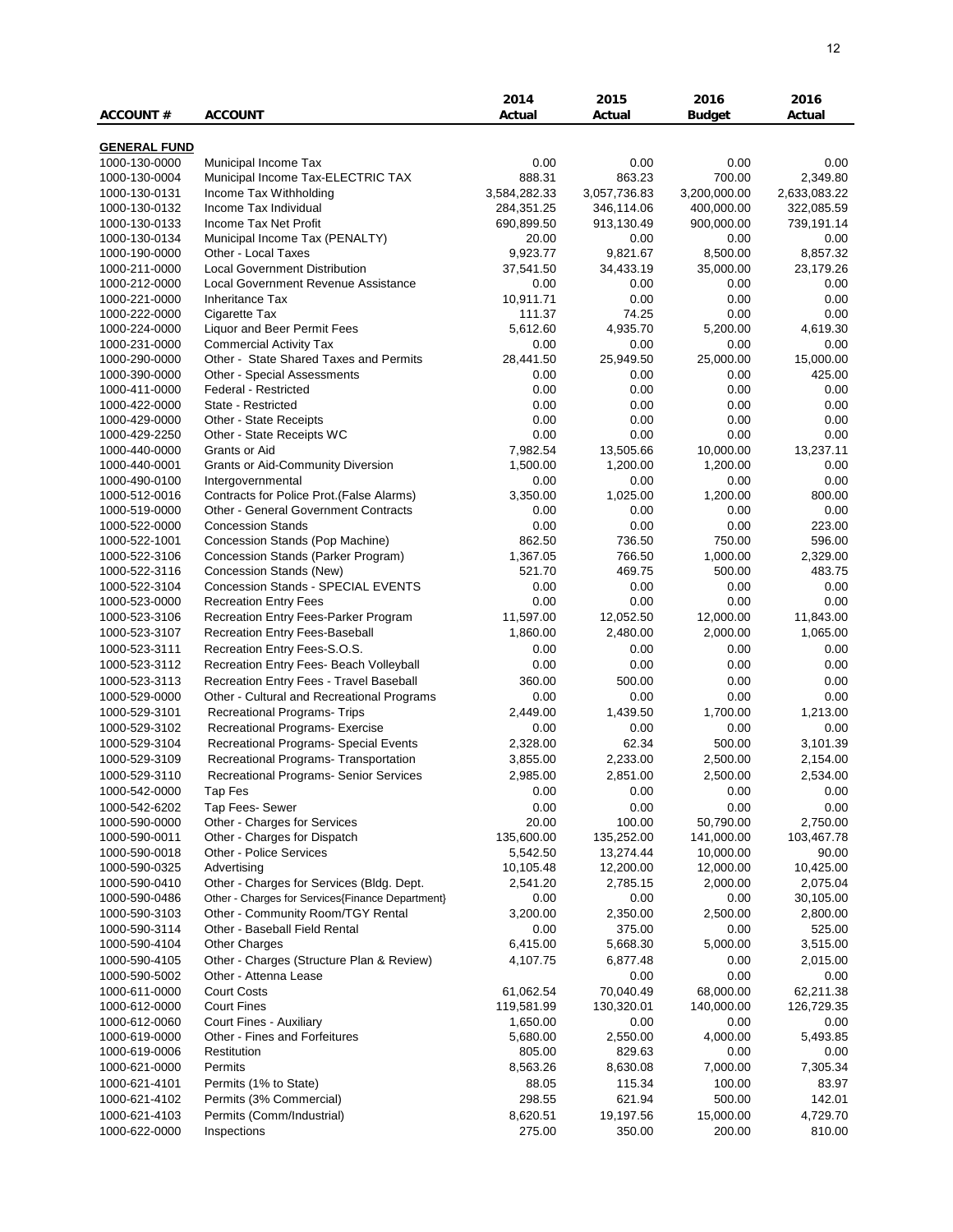| ACCOUNT # | ACCOUNT | 2014 Actual | 2015 Actual | 2016 Budget | 2016 Actual |
|---|---|---|---|---|---|
| **GENERAL FUND** | | | | | |
| 1000-130-0000 | Municipal Income Tax | 0.00 | 0.00 | 0.00 | 0.00 |
| 1000-130-0004 | Municipal Income Tax-ELECTRIC TAX | 888.31 | 863.23 | 700.00 | 2,349.80 |
| 1000-130-0131 | Income Tax Withholding | 3,584,282.33 | 3,057,736.83 | 3,200,000.00 | 2,633,083.22 |
| 1000-130-0132 | Income Tax Individual | 284,351.25 | 346,114.06 | 400,000.00 | 322,085.59 |
| 1000-130-0133 | Income Tax Net Profit | 690,899.50 | 913,130.49 | 900,000.00 | 739,191.14 |
| 1000-130-0134 | Municipal Income Tax (PENALTY) | 20.00 | 0.00 | 0.00 | 0.00 |
| 1000-190-0000 | Other - Local Taxes | 9,923.77 | 9,821.67 | 8,500.00 | 8,857.32 |
| 1000-211-0000 | Local Government Distribution | 37,541.50 | 34,433.19 | 35,000.00 | 23,179.26 |
| 1000-212-0000 | Local Government Revenue Assistance | 0.00 | 0.00 | 0.00 | 0.00 |
| 1000-221-0000 | Inheritance Tax | 10,911.71 | 0.00 | 0.00 | 0.00 |
| 1000-222-0000 | Cigarette Tax | 111.37 | 74.25 | 0.00 | 0.00 |
| 1000-224-0000 | Liquor and Beer Permit Fees | 5,612.60 | 4,935.70 | 5,200.00 | 4,619.30 |
| 1000-231-0000 | Commercial Activity Tax | 0.00 | 0.00 | 0.00 | 0.00 |
| 1000-290-0000 | Other - State Shared Taxes and Permits | 28,441.50 | 25,949.50 | 25,000.00 | 15,000.00 |
| 1000-390-0000 | Other - Special Assessments | 0.00 | 0.00 | 0.00 | 425.00 |
| 1000-411-0000 | Federal - Restricted | 0.00 | 0.00 | 0.00 | 0.00 |
| 1000-422-0000 | State - Restricted | 0.00 | 0.00 | 0.00 | 0.00 |
| 1000-429-0000 | Other - State Receipts | 0.00 | 0.00 | 0.00 | 0.00 |
| 1000-429-2250 | Other - State Receipts WC | 0.00 | 0.00 | 0.00 | 0.00 |
| 1000-440-0000 | Grants or Aid | 7,982.54 | 13,505.66 | 10,000.00 | 13,237.11 |
| 1000-440-0001 | Grants or Aid-Community Diversion | 1,500.00 | 1,200.00 | 1,200.00 | 0.00 |
| 1000-490-0100 | Intergovernmental | 0.00 | 0.00 | 0.00 | 0.00 |
| 1000-512-0016 | Contracts for Police Prot.(False Alarms) | 3,350.00 | 1,025.00 | 1,200.00 | 800.00 |
| 1000-519-0000 | Other - General Government Contracts | 0.00 | 0.00 | 0.00 | 0.00 |
| 1000-522-0000 | Concession Stands | 0.00 | 0.00 | 0.00 | 223.00 |
| 1000-522-1001 | Concession Stands (Pop Machine) | 862.50 | 736.50 | 750.00 | 596.00 |
| 1000-522-3106 | Concession Stands (Parker Program) | 1,367.05 | 766.50 | 1,000.00 | 2,329.00 |
| 1000-522-3116 | Concession Stands (New) | 521.70 | 469.75 | 500.00 | 483.75 |
| 1000-522-3104 | Concession Stands - SPECIAL EVENTS | 0.00 | 0.00 | 0.00 | 0.00 |
| 1000-523-0000 | Recreation Entry Fees | 0.00 | 0.00 | 0.00 | 0.00 |
| 1000-523-3106 | Recreation Entry Fees-Parker Program | 11,597.00 | 12,052.50 | 12,000.00 | 11,843.00 |
| 1000-523-3107 | Recreation Entry Fees-Baseball | 1,860.00 | 2,480.00 | 2,000.00 | 1,065.00 |
| 1000-523-3111 | Recreation Entry Fees-S.O.S. | 0.00 | 0.00 | 0.00 | 0.00 |
| 1000-523-3112 | Recreation Entry Fees- Beach Volleyball | 0.00 | 0.00 | 0.00 | 0.00 |
| 1000-523-3113 | Recreation Entry Fees - Travel Baseball | 360.00 | 500.00 | 0.00 | 0.00 |
| 1000-529-0000 | Other - Cultural and Recreational Programs | 0.00 | 0.00 | 0.00 | 0.00 |
| 1000-529-3101 | Recreational Programs- Trips | 2,449.00 | 1,439.50 | 1,700.00 | 1,213.00 |
| 1000-529-3102 | Recreational Programs- Exercise | 0.00 | 0.00 | 0.00 | 0.00 |
| 1000-529-3104 | Recreational Programs- Special Events | 2,328.00 | 62.34 | 500.00 | 3,101.39 |
| 1000-529-3109 | Recreational Programs- Transportation | 3,855.00 | 2,233.00 | 2,500.00 | 2,154.00 |
| 1000-529-3110 | Recreational Programs- Senior Services | 2,985.00 | 2,851.00 | 2,500.00 | 2,534.00 |
| 1000-542-0000 | Tap Fes | 0.00 | 0.00 | 0.00 | 0.00 |
| 1000-542-6202 | Tap Fees- Sewer | 0.00 | 0.00 | 0.00 | 0.00 |
| 1000-590-0000 | Other - Charges for Services | 20.00 | 100.00 | 50,790.00 | 2,750.00 |
| 1000-590-0011 | Other - Charges for Dispatch | 135,600.00 | 135,252.00 | 141,000.00 | 103,467.78 |
| 1000-590-0018 | Other - Police Services | 5,542.50 | 13,274.44 | 10,000.00 | 90.00 |
| 1000-590-0325 | Advertising | 10,105.48 | 12,200.00 | 12,000.00 | 10,425.00 |
| 1000-590-0410 | Other - Charges for Services (Bldg. Dept. | 2,541.20 | 2,785.15 | 2,000.00 | 2,075.04 |
| 1000-590-0486 | Other - Charges for Services{Finance Department} | 0.00 | 0.00 | 0.00 | 30,105.00 |
| 1000-590-3103 | Other - Community Room/TGY Rental | 3,200.00 | 2,350.00 | 2,500.00 | 2,800.00 |
| 1000-590-3114 | Other - Baseball Field Rental | 0.00 | 375.00 | 0.00 | 525.00 |
| 1000-590-4104 | Other Charges | 6,415.00 | 5,668.30 | 5,000.00 | 3,515.00 |
| 1000-590-4105 | Other - Charges (Structure Plan & Review) | 4,107.75 | 6,877.48 | 0.00 | 2,015.00 |
| 1000-590-5002 | Other - Attenna Lease | | 0.00 | 0.00 | 0.00 |
| 1000-611-0000 | Court Costs | 61,062.54 | 70,040.49 | 68,000.00 | 62,211.38 |
| 1000-612-0000 | Court Fines | 119,581.99 | 130,320.01 | 140,000.00 | 126,729.35 |
| 1000-612-0060 | Court Fines - Auxiliary | 1,650.00 | 0.00 | 0.00 | 0.00 |
| 1000-619-0000 | Other - Fines and Forfeitures | 5,680.00 | 2,550.00 | 4,000.00 | 5,493.85 |
| 1000-619-0006 | Restitution | 805.00 | 829.63 | 0.00 | 0.00 |
| 1000-621-0000 | Permits | 8,563.26 | 8,630.08 | 7,000.00 | 7,305.34 |
| 1000-621-4101 | Permits (1% to State) | 88.05 | 115.34 | 100.00 | 83.97 |
| 1000-621-4102 | Permits (3% Commercial) | 298.55 | 621.94 | 500.00 | 142.01 |
| 1000-621-4103 | Permits (Comm/Industrial) | 8,620.51 | 19,197.56 | 15,000.00 | 4,729.70 |
| 1000-622-0000 | Inspections | 275.00 | 350.00 | 200.00 | 810.00 |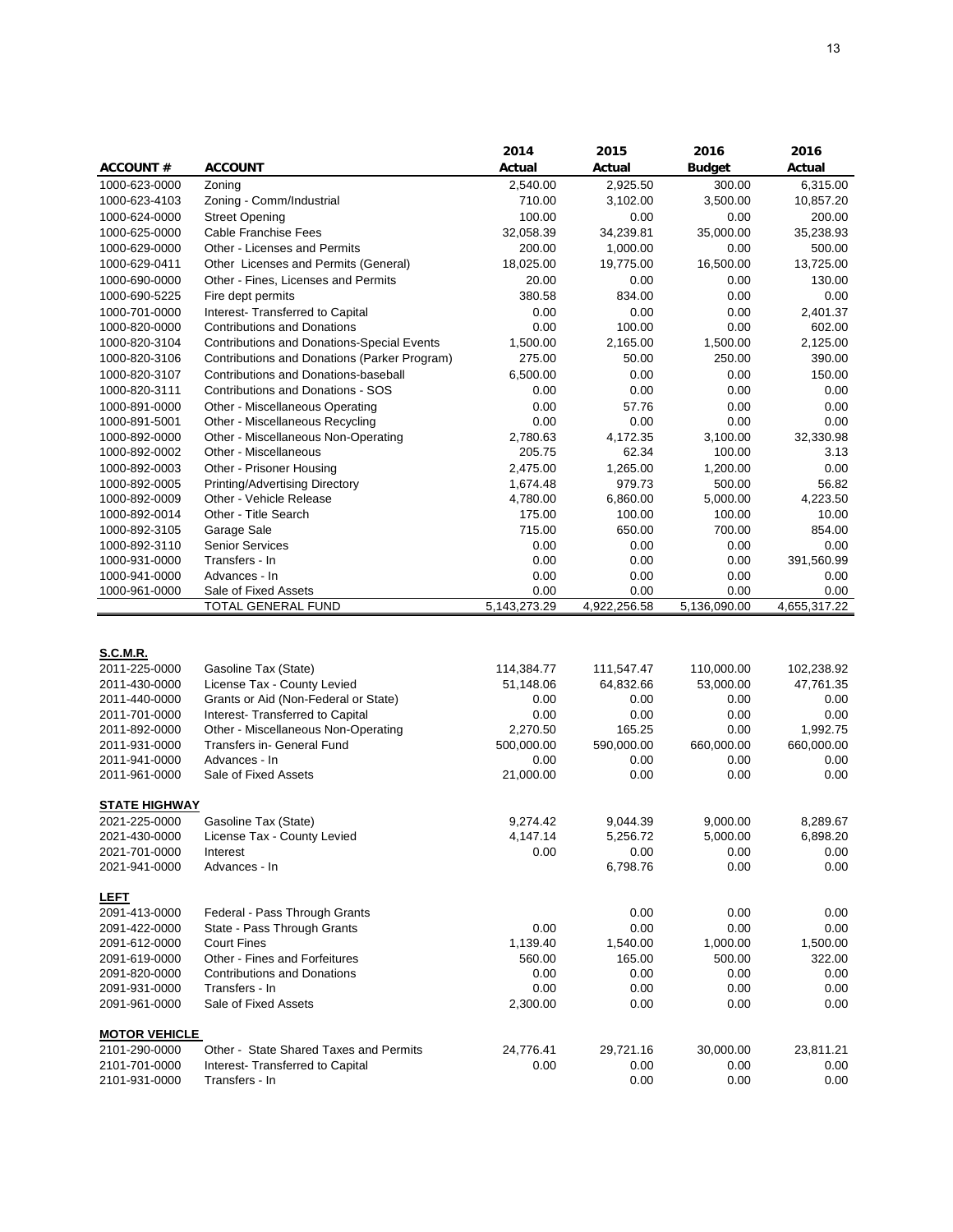| ACCOUNT # | ACCOUNT | 2014 Actual | 2015 Actual | 2016 Budget | 2016 Actual |
|---|---|---|---|---|---|
| 1000-623-0000 | Zoning | 2,540.00 | 2,925.50 | 300.00 | 6,315.00 |
| 1000-623-4103 | Zoning - Comm/Industrial | 710.00 | 3,102.00 | 3,500.00 | 10,857.20 |
| 1000-624-0000 | Street Opening | 100.00 | 0.00 | 0.00 | 200.00 |
| 1000-625-0000 | Cable Franchise Fees | 32,058.39 | 34,239.81 | 35,000.00 | 35,238.93 |
| 1000-629-0000 | Other - Licenses and Permits | 200.00 | 1,000.00 | 0.00 | 500.00 |
| 1000-629-0411 | Other Licenses and Permits (General) | 18,025.00 | 19,775.00 | 16,500.00 | 13,725.00 |
| 1000-690-0000 | Other - Fines, Licenses and Permits | 20.00 | 0.00 | 0.00 | 130.00 |
| 1000-690-5225 | Fire dept permits | 380.58 | 834.00 | 0.00 | 0.00 |
| 1000-701-0000 | Interest- Transferred to Capital | 0.00 | 0.00 | 0.00 | 2,401.37 |
| 1000-820-0000 | Contributions and Donations | 0.00 | 100.00 | 0.00 | 602.00 |
| 1000-820-3104 | Contributions and Donations-Special Events | 1,500.00 | 2,165.00 | 1,500.00 | 2,125.00 |
| 1000-820-3106 | Contributions and Donations (Parker Program) | 275.00 | 50.00 | 250.00 | 390.00 |
| 1000-820-3107 | Contributions and Donations-baseball | 6,500.00 | 0.00 | 0.00 | 150.00 |
| 1000-820-3111 | Contributions and Donations - SOS | 0.00 | 0.00 | 0.00 | 0.00 |
| 1000-891-0000 | Other - Miscellaneous Operating | 0.00 | 57.76 | 0.00 | 0.00 |
| 1000-891-5001 | Other - Miscellaneous Recycling | 0.00 | 0.00 | 0.00 | 0.00 |
| 1000-892-0000 | Other - Miscellaneous Non-Operating | 2,780.63 | 4,172.35 | 3,100.00 | 32,330.98 |
| 1000-892-0002 | Other - Miscellaneous | 205.75 | 62.34 | 100.00 | 3.13 |
| 1000-892-0003 | Other - Prisoner Housing | 2,475.00 | 1,265.00 | 1,200.00 | 0.00 |
| 1000-892-0005 | Printing/Advertising Directory | 1,674.48 | 979.73 | 500.00 | 56.82 |
| 1000-892-0009 | Other - Vehicle Release | 4,780.00 | 6,860.00 | 5,000.00 | 4,223.50 |
| 1000-892-0014 | Other - Title Search | 175.00 | 100.00 | 100.00 | 10.00 |
| 1000-892-3105 | Garage Sale | 715.00 | 650.00 | 700.00 | 854.00 |
| 1000-892-3110 | Senior Services | 0.00 | 0.00 | 0.00 | 0.00 |
| 1000-931-0000 | Transfers - In | 0.00 | 0.00 | 0.00 | 391,560.99 |
| 1000-941-0000 | Advances - In | 0.00 | 0.00 | 0.00 | 0.00 |
| 1000-961-0000 | Sale of Fixed Assets | 0.00 | 0.00 | 0.00 | 0.00 |
| | TOTAL GENERAL FUND | 5,143,273.29 | 4,922,256.58 | 5,136,090.00 | 4,655,317.22 |

| ACCOUNT # | ACCOUNT | 2014 Actual | 2015 Actual | 2016 Budget | 2016 Actual |
|---|---|---|---|---|---|
| **S.C.M.R.** | | | | | |
| 2011-225-0000 | Gasoline Tax (State) | 114,384.77 | 111,547.47 | 110,000.00 | 102,238.92 |
| 2011-430-0000 | License Tax - County Levied | 51,148.06 | 64,832.66 | 53,000.00 | 47,761.35 |
| 2011-440-0000 | Grants or Aid (Non-Federal or State) | 0.00 | 0.00 | 0.00 | 0.00 |
| 2011-701-0000 | Interest- Transferred to Capital | 0.00 | 0.00 | 0.00 | 0.00 |
| 2011-892-0000 | Other - Miscellaneous Non-Operating | 2,270.50 | 165.25 | 0.00 | 1,992.75 |
| 2011-931-0000 | Transfers in- General Fund | 500,000.00 | 590,000.00 | 660,000.00 | 660,000.00 |
| 2011-941-0000 | Advances - In | 0.00 | 0.00 | 0.00 | 0.00 |
| 2011-961-0000 | Sale of Fixed Assets | 21,000.00 | 0.00 | 0.00 | 0.00 |
| **STATE HIGHWAY** | | | | | |
| 2021-225-0000 | Gasoline Tax (State) | 9,274.42 | 9,044.39 | 9,000.00 | 8,289.67 |
| 2021-430-0000 | License Tax - County Levied | 4,147.14 | 5,256.72 | 5,000.00 | 6,898.20 |
| 2021-701-0000 | Interest | 0.00 | 0.00 | 0.00 | 0.00 |
| 2021-941-0000 | Advances - In | | 6,798.76 | 0.00 | 0.00 |
| **LEFT** | | | | | |
| 2091-413-0000 | Federal - Pass Through Grants | | 0.00 | 0.00 | 0.00 |
| 2091-422-0000 | State - Pass Through Grants | 0.00 | 0.00 | 0.00 | 0.00 |
| 2091-612-0000 | Court Fines | 1,139.40 | 1,540.00 | 1,000.00 | 1,500.00 |
| 2091-619-0000 | Other - Fines and Forfeitures | 560.00 | 165.00 | 500.00 | 322.00 |
| 2091-820-0000 | Contributions and Donations | 0.00 | 0.00 | 0.00 | 0.00 |
| 2091-931-0000 | Transfers - In | 0.00 | 0.00 | 0.00 | 0.00 |
| 2091-961-0000 | Sale of Fixed Assets | 2,300.00 | 0.00 | 0.00 | 0.00 |
| **MOTOR VEHICLE** | | | | | |
| 2101-290-0000 | Other - State Shared Taxes and Permits | 24,776.41 | 29,721.16 | 30,000.00 | 23,811.21 |
| 2101-701-0000 | Interest- Transferred to Capital | 0.00 | 0.00 | 0.00 | 0.00 |
| 2101-931-0000 | Transfers - In | | 0.00 | 0.00 | 0.00 |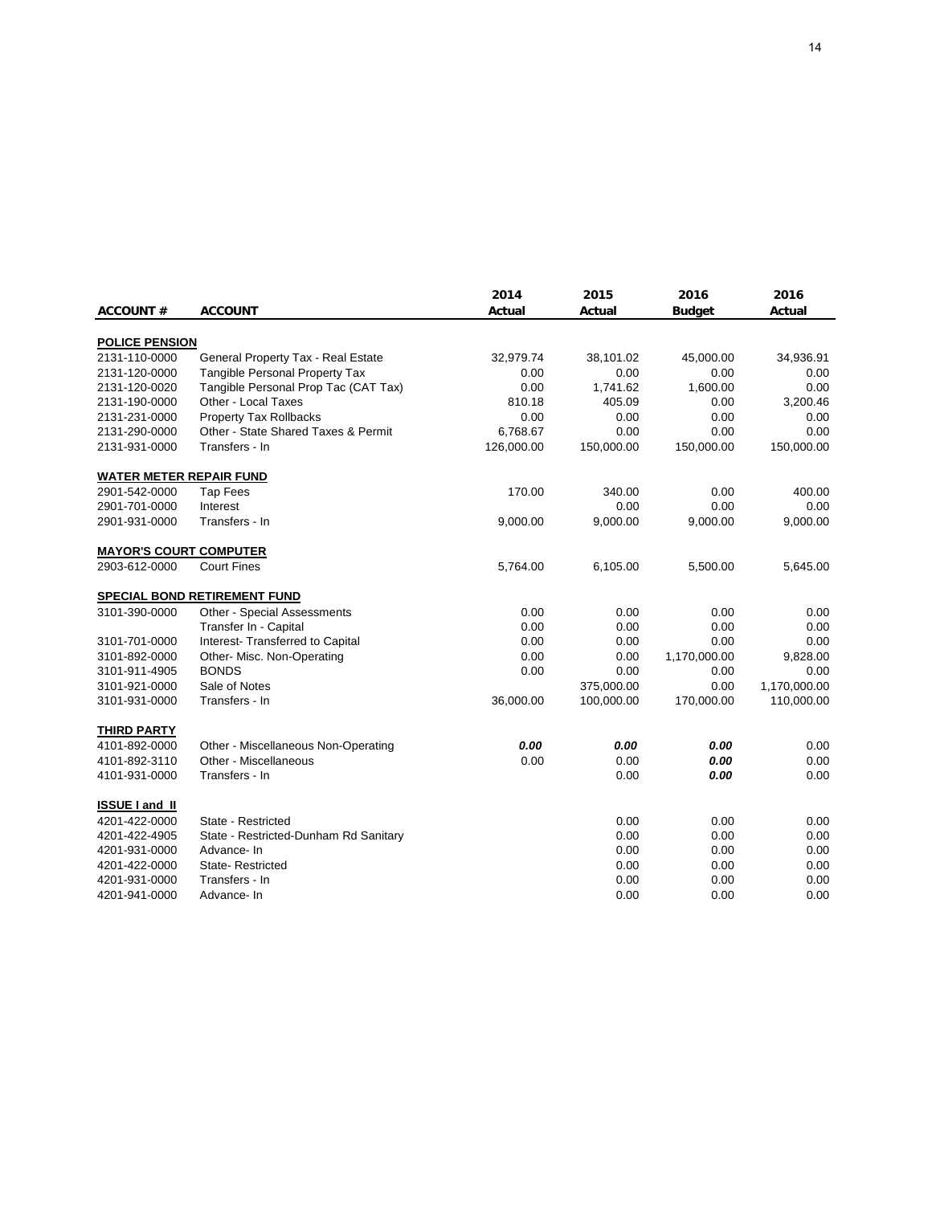| ACCOUNT # | ACCOUNT | 2014 Actual | 2015 Actual | 2016 Budget | 2016 Actual |
|---|---|---|---|---|---|
| **POLICE PENSION** | | | | | |
| 2131-110-0000 | General Property Tax - Real Estate | 32,979.74 | 38,101.02 | 45,000.00 | 34,936.91 |
| 2131-120-0000 | Tangible Personal Property Tax | 0.00 | 0.00 | 0.00 | 0.00 |
| 2131-120-0020 | Tangible Personal Prop Tac (CAT Tax) | 0.00 | 1,741.62 | 1,600.00 | 0.00 |
| 2131-190-0000 | Other - Local Taxes | 810.18 | 405.09 | 0.00 | 3,200.46 |
| 2131-231-0000 | Property Tax Rollbacks | 0.00 | 0.00 | 0.00 | 0.00 |
| 2131-290-0000 | Other - State Shared Taxes & Permit | 6,768.67 | 0.00 | 0.00 | 0.00 |
| 2131-931-0000 | Transfers - In | 126,000.00 | 150,000.00 | 150,000.00 | 150,000.00 |
| **WATER METER REPAIR FUND** | | | | | |
| 2901-542-0000 | Tap Fees | 170.00 | 340.00 | 0.00 | 400.00 |
| 2901-701-0000 | Interest | | 0.00 | 0.00 | 0.00 |
| 2901-931-0000 | Transfers - In | 9,000.00 | 9,000.00 | 9,000.00 | 9,000.00 |
| **MAYOR'S COURT COMPUTER** | | | | | |
| 2903-612-0000 | Court Fines | 5,764.00 | 6,105.00 | 5,500.00 | 5,645.00 |
| **SPECIAL BOND RETIREMENT FUND** | | | | | |
| 3101-390-0000 | Other - Special Assessments | 0.00 | 0.00 | 0.00 | 0.00 |
| | Transfer In - Capital | 0.00 | 0.00 | 0.00 | 0.00 |
| 3101-701-0000 | Interest- Transferred to Capital | 0.00 | 0.00 | 0.00 | 0.00 |
| 3101-892-0000 | Other- Misc. Non-Operating | 0.00 | 0.00 | 1,170,000.00 | 9,828.00 |
| 3101-911-4905 | BONDS | 0.00 | 0.00 | 0.00 | 0.00 |
| 3101-921-0000 | Sale of Notes | | 375,000.00 | 0.00 | 1,170,000.00 |
| 3101-931-0000 | Transfers - In | 36,000.00 | 100,000.00 | 170,000.00 | 110,000.00 |
| **THIRD PARTY** | | | | | |
| 4101-892-0000 | Other - Miscellaneous Non-Operating | ***0.00*** | ***0.00*** | ***0.00*** | 0.00 |
| 4101-892-3110 | Other - Miscellaneous | 0.00 | 0.00 | ***0.00*** | 0.00 |
| 4101-931-0000 | Transfers - In | | 0.00 | ***0.00*** | 0.00 |
| **ISSUE I and II** | | | | | |
| 4201-422-0000 | State - Restricted | | 0.00 | 0.00 | 0.00 |
| 4201-422-4905 | State - Restricted-Dunham Rd Sanitary | | 0.00 | 0.00 | 0.00 |
| 4201-931-0000 | Advance- In | | 0.00 | 0.00 | 0.00 |
| 4201-422-0000 | State- Restricted | | 0.00 | 0.00 | 0.00 |
| 4201-931-0000 | Transfers - In | | 0.00 | 0.00 | 0.00 |
| 4201-941-0000 | Advance- In | | 0.00 | 0.00 | 0.00 |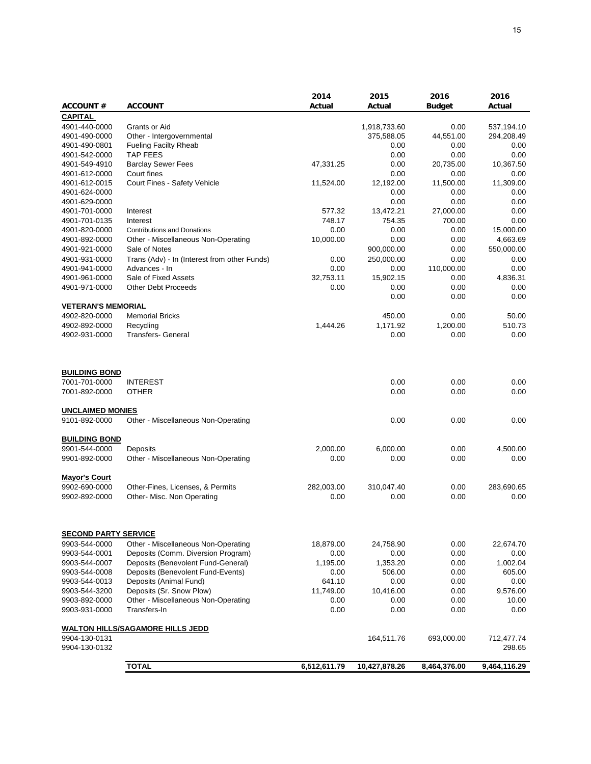| ACCOUNT # | ACCOUNT | 2014 Actual | 2015 Actual | 2016 Budget | 2016 Actual |
|---|---|---|---|---|---|
| **CAPITAL** | | | | | |
| 4901-440-0000 | Grants or Aid | | 1,918,733.60 | 0.00 | 537,194.10 |
| 4901-490-0000 | Other - Intergovernmental | | 375,588.05 | 44,551.00 | 294,208.49 |
| 4901-490-0801 | Fueling Facilty Rheab | | 0.00 | 0.00 | 0.00 |
| 4901-542-0000 | TAP FEES | | 0.00 | 0.00 | 0.00 |
| 4901-549-4910 | Barclay Sewer Fees | 47,331.25 | 0.00 | 20,735.00 | 10,367.50 |
| 4901-612-0000 | Court fines | | 0.00 | 0.00 | 0.00 |
| 4901-612-0015 | Court Fines - Safety Vehicle | 11,524.00 | 12,192.00 | 11,500.00 | 11,309.00 |
| 4901-624-0000 | | | 0.00 | 0.00 | 0.00 |
| 4901-629-0000 | | | 0.00 | 0.00 | 0.00 |
| 4901-701-0000 | Interest | 577.32 | 13,472.21 | 27,000.00 | 0.00 |
| 4901-701-0135 | Interest | 748.17 | 754.35 | 700.00 | 0.00 |
| 4901-820-0000 | Contributions and Donations | 0.00 | 0.00 | 0.00 | 15,000.00 |
| 4901-892-0000 | Other - Miscellaneous Non-Operating | 10,000.00 | 0.00 | 0.00 | 4,663.69 |
| 4901-921-0000 | Sale of Notes | | 900,000.00 | 0.00 | 550,000.00 |
| 4901-931-0000 | Trans (Adv) - In (Interest from other Funds) | 0.00 | 250,000.00 | 0.00 | 0.00 |
| 4901-941-0000 | Advances - In | 0.00 | 0.00 | 110,000.00 | 0.00 |
| 4901-961-0000 | Sale of Fixed Assets | 32,753.11 | 15,902.15 | 0.00 | 4,836.31 |
| 4901-971-0000 | Other Debt Proceeds | 0.00 | 0.00 | 0.00 | 0.00 |
| | | | 0.00 | 0.00 | 0.00 |
| **VETERAN'S MEMORIAL** | | | | | |
| 4902-820-0000 | Memorial Bricks | | 450.00 | 0.00 | 50.00 |
| 4902-892-0000 | Recycling | 1,444.26 | 1,171.92 | 1,200.00 | 510.73 |
| 4902-931-0000 | Transfers- General | | 0.00 | 0.00 | 0.00 |
| **BUILDING BOND** | | | | | |
| 7001-701-0000 | INTEREST | | 0.00 | 0.00 | 0.00 |
| 7001-892-0000 | OTHER | | 0.00 | 0.00 | 0.00 |
| **UNCLAIMED MONIES** | | | | | |
| 9101-892-0000 | Other - Miscellaneous Non-Operating | | 0.00 | 0.00 | 0.00 |
| **BUILDING BOND** | | | | | |
| 9901-544-0000 | Deposits | 2,000.00 | 6,000.00 | 0.00 | 4,500.00 |
| 9901-892-0000 | Other - Miscellaneous Non-Operating | 0.00 | 0.00 | 0.00 | 0.00 |
| **Mayor's Court** | | | | | |
| 9902-690-0000 | Other-Fines, Licenses, & Permits | 282,003.00 | 310,047.40 | 0.00 | 283,690.65 |
| 9902-892-0000 | Other- Misc. Non Operating | 0.00 | 0.00 | 0.00 | 0.00 |
| **SECOND PARTY SERVICE** | | | | | |
| 9903-544-0000 | Other - Miscellaneous Non-Operating | 18,879.00 | 24,758.90 | 0.00 | 22,674.70 |
| 9903-544-0001 | Deposits (Comm. Diversion Program) | 0.00 | 0.00 | 0.00 | 0.00 |
| 9903-544-0007 | Deposits (Benevolent Fund-General) | 1,195.00 | 1,353.20 | 0.00 | 1,002.04 |
| 9903-544-0008 | Deposits (Benevolent Fund-Events) | 0.00 | 506.00 | 0.00 | 605.00 |
| 9903-544-0013 | Deposits (Animal Fund) | 641.10 | 0.00 | 0.00 | 0.00 |
| 9903-544-3200 | Deposits (Sr. Snow Plow) | 11,749.00 | 10,416.00 | 0.00 | 9,576.00 |
| 9903-892-0000 | Other - Miscellaneous Non-Operating | 0.00 | 0.00 | 0.00 | 10.00 |
| 9903-931-0000 | Transfers-In | 0.00 | 0.00 | 0.00 | 0.00 |
| **WALTON HILLS/SAGAMORE HILLS JEDD** | | | | | |
| 9904-130-0131 | | | 164,511.76 | 693,000.00 | 712,477.74 |
| 9904-130-0132 | | | | | 298.65 |
| | **TOTAL** | **6,512,611.79** | **10,427,878.26** | **8,464,376.00** | **9,464,116.29** |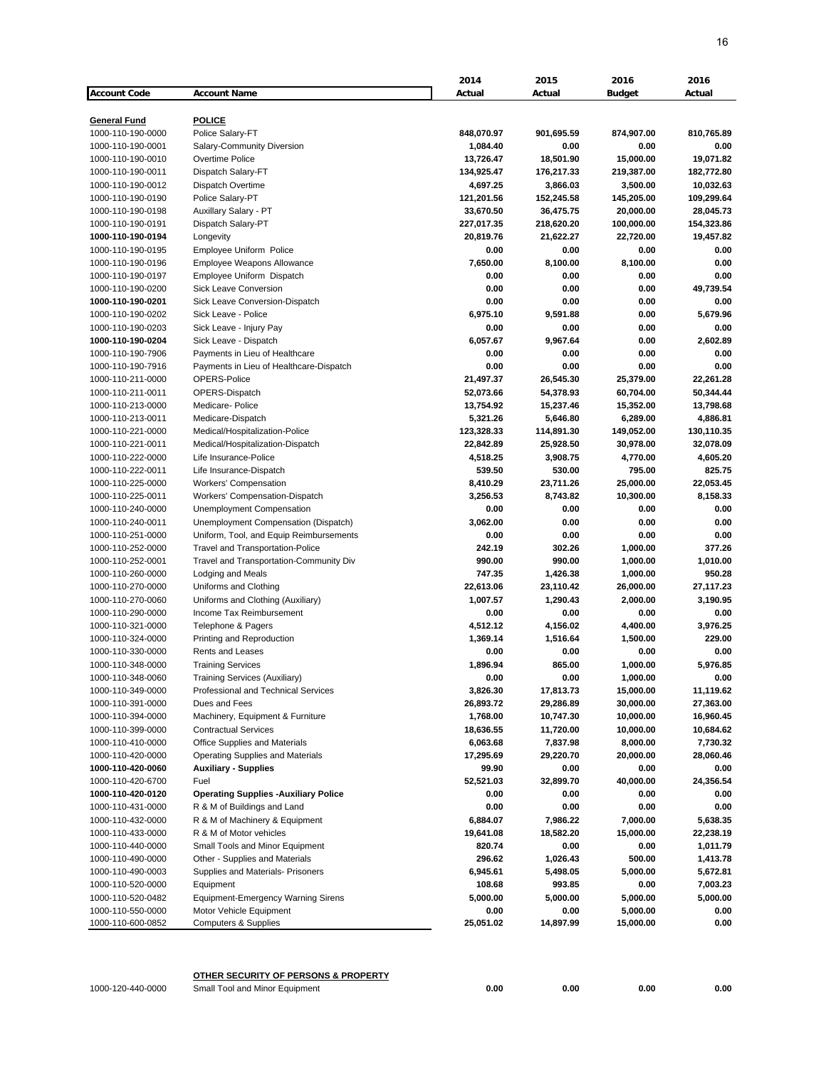| Account Code | Account Name | 2014 Actual | 2015 Actual | 2016 Budget | 2016 Actual |
|---|---|---|---|---|---|
| **General Fund** | **POLICE** | | | | |
| 1000-110-190-0000 | Police Salary-FT | **848,070.97** | **901,695.59** | **874,907.00** | **810,765.89** |
| 1000-110-190-0001 | Salary-Community Diversion | **1,084.40** | **0.00** | **0.00** | **0.00** |
| 1000-110-190-0010 | Overtime Police | **13,726.47** | **18,501.90** | **15,000.00** | **19,071.82** |
| 1000-110-190-0011 | Dispatch Salary-FT | **134,925.47** | **176,217.33** | **219,387.00** | **182,772.80** |
| 1000-110-190-0012 | Dispatch Overtime | **4,697.25** | **3,866.03** | **3,500.00** | **10,032.63** |
| 1000-110-190-0190 | Police Salary-PT | **121,201.56** | **152,245.58** | **145,205.00** | **109,299.64** |
| 1000-110-190-0198 | Auxillary Salary - PT | **33,670.50** | **36,475.75** | **20,000.00** | **28,045.73** |
| 1000-110-190-0191 | Dispatch Salary-PT | **227,017.35** | **218,620.20** | **100,000.00** | **154,323.86** |
| **1000-110-190-0194** | Longevity | **20,819.76** | **21,622.27** | **22,720.00** | **19,457.82** |
| 1000-110-190-0195 | Employee Uniform Police | **0.00** | **0.00** | **0.00** | **0.00** |
| 1000-110-190-0196 | Employee Weapons Allowance | **7,650.00** | **8,100.00** | **8,100.00** | **0.00** |
| 1000-110-190-0197 | Employee Uniform Dispatch | **0.00** | **0.00** | **0.00** | **0.00** |
| 1000-110-190-0200 | Sick Leave Conversion | **0.00** | **0.00** | **0.00** | **49,739.54** |
| **1000-110-190-0201** | Sick Leave Conversion-Dispatch | **0.00** | **0.00** | **0.00** | **0.00** |
| 1000-110-190-0202 | Sick Leave - Police | **6,975.10** | **9,591.88** | **0.00** | **5,679.96** |
| 1000-110-190-0203 | Sick Leave - Injury Pay | **0.00** | **0.00** | **0.00** | **0.00** |
| **1000-110-190-0204** | Sick Leave - Dispatch | **6,057.67** | **9,967.64** | **0.00** | **2,602.89** |
| 1000-110-190-7906 | Payments in Lieu of Healthcare | **0.00** | **0.00** | **0.00** | **0.00** |
| 1000-110-190-7916 | Payments in Lieu of Healthcare-Dispatch | **0.00** | **0.00** | **0.00** | **0.00** |
| 1000-110-211-0000 | OPERS-Police | **21,497.37** | **26,545.30** | **25,379.00** | **22,261.28** |
| 1000-110-211-0011 | OPERS-Dispatch | **52,073.66** | **54,378.93** | **60,704.00** | **50,344.44** |
| 1000-110-213-0000 | Medicare- Police | **13,754.92** | **15,237.46** | **15,352.00** | **13,798.68** |
| 1000-110-213-0011 | Medicare-Dispatch | **5,321.26** | **5,646.80** | **6,289.00** | **4,886.81** |
| 1000-110-221-0000 | Medical/Hospitalization-Police | **123,328.33** | **114,891.30** | **149,052.00** | **130,110.35** |
| 1000-110-221-0011 | Medical/Hospitalization-Dispatch | **22,842.89** | **25,928.50** | **30,978.00** | **32,078.09** |
| 1000-110-222-0000 | Life Insurance-Police | **4,518.25** | **3,908.75** | **4,770.00** | **4,605.20** |
| 1000-110-222-0011 | Life Insurance-Dispatch | **539.50** | **530.00** | **795.00** | **825.75** |
| 1000-110-225-0000 | Workers' Compensation | **8,410.29** | **23,711.26** | **25,000.00** | **22,053.45** |
| 1000-110-225-0011 | Workers' Compensation-Dispatch | **3,256.53** | **8,743.82** | **10,300.00** | **8,158.33** |
| 1000-110-240-0000 | Unemployment Compensation | **0.00** | **0.00** | **0.00** | **0.00** |
| 1000-110-240-0011 | Unemployment Compensation (Dispatch) | **3,062.00** | **0.00** | **0.00** | **0.00** |
| 1000-110-251-0000 | Uniform, Tool, and Equip Reimbursements | **0.00** | **0.00** | **0.00** | **0.00** |
| 1000-110-252-0000 | Travel and Transportation-Police | **242.19** | **302.26** | **1,000.00** | **377.26** |
| 1000-110-252-0001 | Travel and Transportation-Community Div | **990.00** | **990.00** | **1,000.00** | **1,010.00** |
| 1000-110-260-0000 | Lodging and Meals | **747.35** | **1,426.38** | **1,000.00** | **950.28** |
| 1000-110-270-0000 | Uniforms and Clothing | **22,613.06** | **23,110.42** | **26,000.00** | **27,117.23** |
| 1000-110-270-0060 | Uniforms and Clothing (Auxiliary) | **1,007.57** | **1,290.43** | **2,000.00** | **3,190.95** |
| 1000-110-290-0000 | Income Tax Reimbursement | **0.00** | **0.00** | **0.00** | **0.00** |
| 1000-110-321-0000 | Telephone & Pagers | **4,512.12** | **4,156.02** | **4,400.00** | **3,976.25** |
| 1000-110-324-0000 | Printing and Reproduction | **1,369.14** | **1,516.64** | **1,500.00** | **229.00** |
| 1000-110-330-0000 | Rents and Leases | **0.00** | **0.00** | **0.00** | **0.00** |
| 1000-110-348-0000 | Training Services | **1,896.94** | **865.00** | **1,000.00** | **5,976.85** |
| 1000-110-348-0060 | Training Services (Auxiliary) | **0.00** | **0.00** | **1,000.00** | **0.00** |
| 1000-110-349-0000 | Professional and Technical Services | **3,826.30** | **17,813.73** | **15,000.00** | **11,119.62** |
| 1000-110-391-0000 | Dues and Fees | **26,893.72** | **29,286.89** | **30,000.00** | **27,363.00** |
| 1000-110-394-0000 | Machinery, Equipment & Furniture | **1,768.00** | **10,747.30** | **10,000.00** | **16,960.45** |
| 1000-110-399-0000 | Contractual Services | **18,636.55** | **11,720.00** | **10,000.00** | **10,684.62** |
| 1000-110-410-0000 | Office Supplies and Materials | **6,063.68** | **7,837.98** | **8,000.00** | **7,730.32** |
| 1000-110-420-0000 | Operating Supplies and Materials | **17,295.69** | **29,220.70** | **20,000.00** | **28,060.46** |
| **1000-110-420-0060** | **Auxiliary - Supplies** | **99.90** | **0.00** | **0.00** | **0.00** |
| 1000-110-420-6700 | Fuel | **52,521.03** | **32,899.70** | **40,000.00** | **24,356.54** |
| **1000-110-420-0120** | **Operating Supplies -Auxiliary Police** | **0.00** | **0.00** | **0.00** | **0.00** |
| 1000-110-431-0000 | R & M of Buildings and Land | **0.00** | **0.00** | **0.00** | **0.00** |
| 1000-110-432-0000 | R & M of Machinery & Equipment | **6,884.07** | **7,986.22** | **7,000.00** | **5,638.35** |
| 1000-110-433-0000 | R & M of Motor vehicles | **19,641.08** | **18,582.20** | **15,000.00** | **22,238.19** |
| 1000-110-440-0000 | Small Tools and Minor Equipment | **820.74** | **0.00** | **0.00** | **1,011.79** |
| 1000-110-490-0000 | Other - Supplies and Materials | **296.62** | **1,026.43** | **500.00** | **1,413.78** |
| 1000-110-490-0003 | Supplies and Materials- Prisoners | **6,945.61** | **5,498.05** | **5,000.00** | **5,672.81** |
| 1000-110-520-0000 | Equipment | **108.68** | **993.85** | **0.00** | **7,003.23** |
| 1000-110-520-0482 | Equipment-Emergency Warning Sirens | **5,000.00** | **5,000.00** | **5,000.00** | **5,000.00** |
| 1000-110-550-0000 | Motor Vehicle Equipment | **0.00** | **0.00** | **5,000.00** | **0.00** |
| 1000-110-600-0852 | Computers & Supplies | **25,051.02** | **14,897.99** | **15,000.00** | **0.00** |
| | **OTHER SECURITY OF PERSONS & PROPERTY** | | | | |
| 1000-120-440-0000 | Small Tool and Minor Equipment | **0.00** | **0.00** | **0.00** | **0.00** |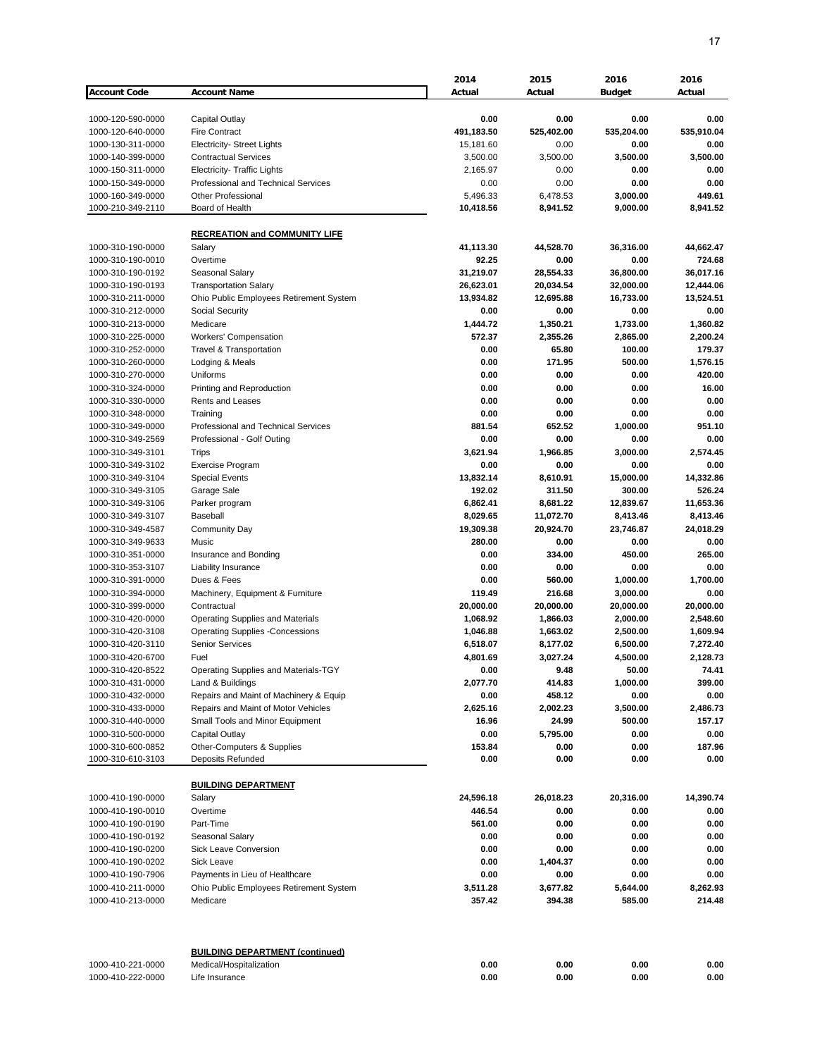| Account Code | Account Name | 2014 Actual | 2015 Actual | 2016 Budget | 2016 Actual |
|---|---|---|---|---|---|
| 1000-120-590-0000 | Capital Outlay | 0.00 | 0.00 | 0.00 | 0.00 |
| 1000-120-640-0000 | Fire Contract | 491,183.50 | 525,402.00 | 535,204.00 | 535,910.04 |
| 1000-130-311-0000 | Electricity- Street Lights | 15,181.60 | 0.00 | 0.00 | 0.00 |
| 1000-140-399-0000 | Contractual Services | 3,500.00 | 3,500.00 | 3,500.00 | 3,500.00 |
| 1000-150-311-0000 | Electricity- Traffic Lights | 2,165.97 | 0.00 | 0.00 | 0.00 |
| 1000-150-349-0000 | Professional and Technical Services | 0.00 | 0.00 | 0.00 | 0.00 |
| 1000-160-349-0000 | Other Professional | 5,496.33 | 6,478.53 | 3,000.00 | 449.61 |
| 1000-210-349-2110 | Board of Health | 10,418.56 | 8,941.52 | 9,000.00 | 8,941.52 |
| | **RECREATION and COMMUNITY LIFE** | | | | |
| 1000-310-190-0000 | Salary | 41,113.30 | 44,528.70 | 36,316.00 | 44,662.47 |
| 1000-310-190-0010 | Overtime | 92.25 | 0.00 | 0.00 | 724.68 |
| 1000-310-190-0192 | Seasonal Salary | 31,219.07 | 28,554.33 | 36,800.00 | 36,017.16 |
| 1000-310-190-0193 | Transportation Salary | 26,623.01 | 20,034.54 | 32,000.00 | 12,444.06 |
| 1000-310-211-0000 | Ohio Public Employees Retirement System | 13,934.82 | 12,695.88 | 16,733.00 | 13,524.51 |
| 1000-310-212-0000 | Social Security | 0.00 | 0.00 | 0.00 | 0.00 |
| 1000-310-213-0000 | Medicare | 1,444.72 | 1,350.21 | 1,733.00 | 1,360.82 |
| 1000-310-225-0000 | Workers' Compensation | 572.37 | 2,355.26 | 2,865.00 | 2,200.24 |
| 1000-310-252-0000 | Travel & Transportation | 0.00 | 65.80 | 100.00 | 179.37 |
| 1000-310-260-0000 | Lodging & Meals | 0.00 | 171.95 | 500.00 | 1,576.15 |
| 1000-310-270-0000 | Uniforms | 0.00 | 0.00 | 0.00 | 420.00 |
| 1000-310-324-0000 | Printing and Reproduction | 0.00 | 0.00 | 0.00 | 16.00 |
| 1000-310-330-0000 | Rents and Leases | 0.00 | 0.00 | 0.00 | 0.00 |
| 1000-310-348-0000 | Training | 0.00 | 0.00 | 0.00 | 0.00 |
| 1000-310-349-0000 | Professional and Technical Services | 881.54 | 652.52 | 1,000.00 | 951.10 |
| 1000-310-349-2569 | Professional - Golf Outing | 0.00 | 0.00 | 0.00 | 0.00 |
| 1000-310-349-3101 | Trips | 3,621.94 | 1,966.85 | 3,000.00 | 2,574.45 |
| 1000-310-349-3102 | Exercise Program | 0.00 | 0.00 | 0.00 | 0.00 |
| 1000-310-349-3104 | Special Events | 13,832.14 | 8,610.91 | 15,000.00 | 14,332.86 |
| 1000-310-349-3105 | Garage Sale | 192.02 | 311.50 | 300.00 | 526.24 |
| 1000-310-349-3106 | Parker program | 6,862.41 | 8,681.22 | 12,839.67 | 11,653.36 |
| 1000-310-349-3107 | Baseball | 8,029.65 | 11,072.70 | 8,413.46 | 8,413.46 |
| 1000-310-349-4587 | Community Day | 19,309.38 | 20,924.70 | 23,746.87 | 24,018.29 |
| 1000-310-349-9633 | Music | 280.00 | 0.00 | 0.00 | 0.00 |
| 1000-310-351-0000 | Insurance and Bonding | 0.00 | 334.00 | 450.00 | 265.00 |
| 1000-310-353-3107 | Liability Insurance | 0.00 | 0.00 | 0.00 | 0.00 |
| 1000-310-391-0000 | Dues & Fees | 0.00 | 560.00 | 1,000.00 | 1,700.00 |
| 1000-310-394-0000 | Machinery, Equipment & Furniture | 119.49 | 216.68 | 3,000.00 | 0.00 |
| 1000-310-399-0000 | Contractual | 20,000.00 | 20,000.00 | 20,000.00 | 20,000.00 |
| 1000-310-420-0000 | Operating Supplies and Materials | 1,068.92 | 1,866.03 | 2,000.00 | 2,548.60 |
| 1000-310-420-3108 | Operating Supplies -Concessions | 1,046.88 | 1,663.02 | 2,500.00 | 1,609.94 |
| 1000-310-420-3110 | Senior Services | 6,518.07 | 8,177.02 | 6,500.00 | 7,272.40 |
| 1000-310-420-6700 | Fuel | 4,801.69 | 3,027.24 | 4,500.00 | 2,128.73 |
| 1000-310-420-8522 | Operating Supplies and Materials-TGY | 0.00 | 9.48 | 50.00 | 74.41 |
| 1000-310-431-0000 | Land & Buildings | 2,077.70 | 414.83 | 1,000.00 | 399.00 |
| 1000-310-432-0000 | Repairs and Maint of Machinery & Equip | 0.00 | 458.12 | 0.00 | 0.00 |
| 1000-310-433-0000 | Repairs and Maint of Motor Vehicles | 2,625.16 | 2,002.23 | 3,500.00 | 2,486.73 |
| 1000-310-440-0000 | Small Tools and Minor Equipment | 16.96 | 24.99 | 500.00 | 157.17 |
| 1000-310-500-0000 | Capital Outlay | 0.00 | 5,795.00 | 0.00 | 0.00 |
| 1000-310-600-0852 | Other-Computers & Supplies | 153.84 | 0.00 | 0.00 | 187.96 |
| 1000-310-610-3103 | Deposits Refunded | 0.00 | 0.00 | 0.00 | 0.00 |
| | **BUILDING DEPARTMENT** | | | | |
| 1000-410-190-0000 | Salary | 24,596.18 | 26,018.23 | 20,316.00 | 14,390.74 |
| 1000-410-190-0010 | Overtime | 446.54 | 0.00 | 0.00 | 0.00 |
| 1000-410-190-0190 | Part-Time | 561.00 | 0.00 | 0.00 | 0.00 |
| 1000-410-190-0192 | Seasonal Salary | 0.00 | 0.00 | 0.00 | 0.00 |
| 1000-410-190-0200 | Sick Leave Conversion | 0.00 | 0.00 | 0.00 | 0.00 |
| 1000-410-190-0202 | Sick Leave | 0.00 | 1,404.37 | 0.00 | 0.00 |
| 1000-410-190-7906 | Payments in Lieu of Healthcare | 0.00 | 0.00 | 0.00 | 0.00 |
| 1000-410-211-0000 | Ohio Public Employees Retirement System | 3,511.28 | 3,677.82 | 5,644.00 | 8,262.93 |
| 1000-410-213-0000 | Medicare | 357.42 | 394.38 | 585.00 | 214.48 |
| | **BUILDING DEPARTMENT (continued)** | | | | |
| 1000-410-221-0000 | Medical/Hospitalization | 0.00 | 0.00 | 0.00 | 0.00 |
| 1000-410-222-0000 | Life Insurance | 0.00 | 0.00 | 0.00 | 0.00 |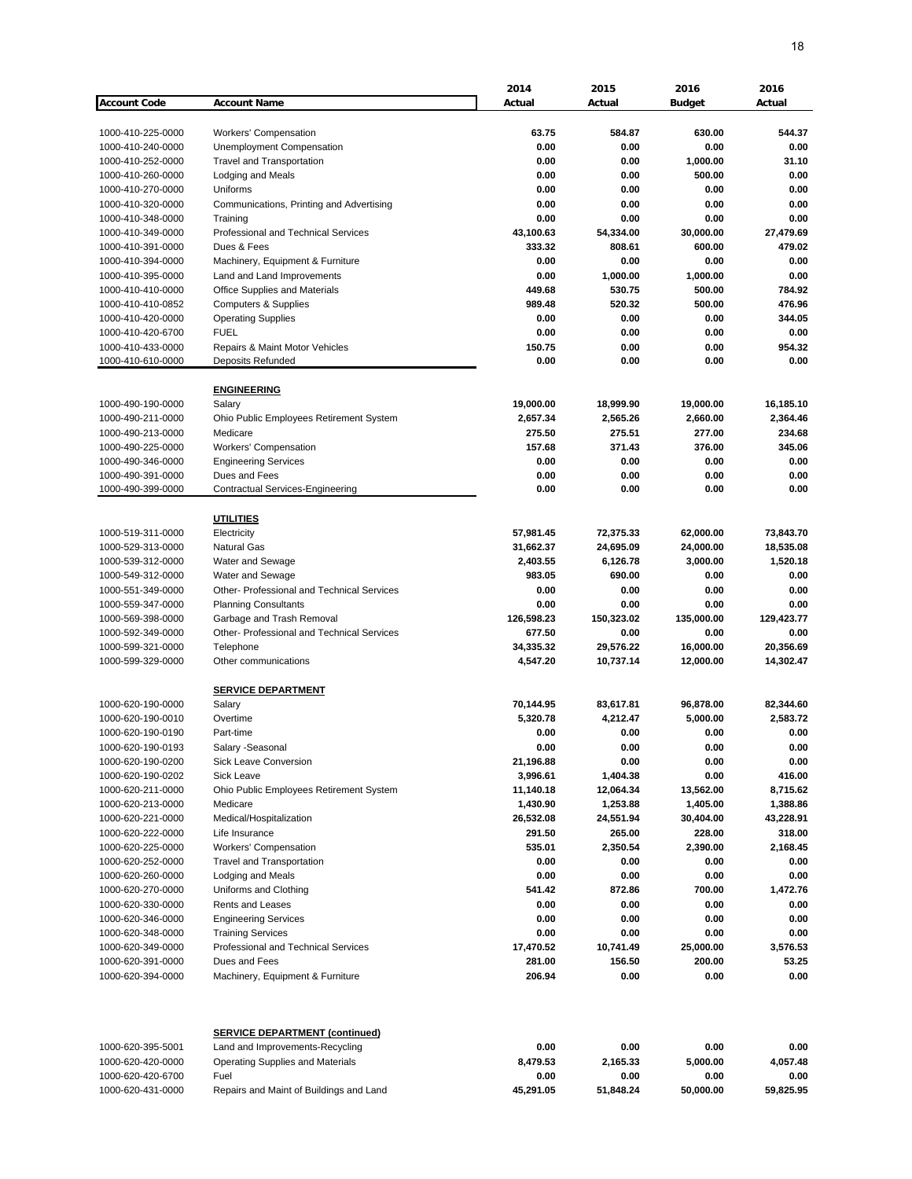| Account Code | Account Name | 2014 Actual | 2015 Actual | 2016 Budget | 2016 Actual |
|---|---|---|---|---|---|
| 1000-410-225-0000 | Workers' Compensation | 63.75 | 584.87 | 630.00 | 544.37 |
| 1000-410-240-0000 | Unemployment Compensation | 0.00 | 0.00 | 0.00 | 0.00 |
| 1000-410-252-0000 | Travel and Transportation | 0.00 | 0.00 | 1,000.00 | 31.10 |
| 1000-410-260-0000 | Lodging and Meals | 0.00 | 0.00 | 500.00 | 0.00 |
| 1000-410-270-0000 | Uniforms | 0.00 | 0.00 | 0.00 | 0.00 |
| 1000-410-320-0000 | Communications, Printing and Advertising | 0.00 | 0.00 | 0.00 | 0.00 |
| 1000-410-348-0000 | Training | 0.00 | 0.00 | 0.00 | 0.00 |
| 1000-410-349-0000 | Professional and Technical Services | 43,100.63 | 54,334.00 | 30,000.00 | 27,479.69 |
| 1000-410-391-0000 | Dues & Fees | 333.32 | 808.61 | 600.00 | 479.02 |
| 1000-410-394-0000 | Machinery, Equipment & Furniture | 0.00 | 0.00 | 0.00 | 0.00 |
| 1000-410-395-0000 | Land and Land Improvements | 0.00 | 1,000.00 | 1,000.00 | 0.00 |
| 1000-410-410-0000 | Office Supplies and Materials | 449.68 | 530.75 | 500.00 | 784.92 |
| 1000-410-410-0852 | Computers & Supplies | 989.48 | 520.32 | 500.00 | 476.96 |
| 1000-410-420-0000 | Operating Supplies | 0.00 | 0.00 | 0.00 | 344.05 |
| 1000-410-420-6700 | FUEL | 0.00 | 0.00 | 0.00 | 0.00 |
| 1000-410-433-0000 | Repairs & Maint Motor Vehicles | 150.75 | 0.00 | 0.00 | 954.32 |
| 1000-410-610-0000 | Deposits Refunded | 0.00 | 0.00 | 0.00 | 0.00 |
| | **ENGINEERING** | | | | |
| 1000-490-190-0000 | Salary | 19,000.00 | 18,999.90 | 19,000.00 | 16,185.10 |
| 1000-490-211-0000 | Ohio Public Employees Retirement System | 2,657.34 | 2,565.26 | 2,660.00 | 2,364.46 |
| 1000-490-213-0000 | Medicare | 275.50 | 275.51 | 277.00 | 234.68 |
| 1000-490-225-0000 | Workers' Compensation | 157.68 | 371.43 | 376.00 | 345.06 |
| 1000-490-346-0000 | Engineering Services | 0.00 | 0.00 | 0.00 | 0.00 |
| 1000-490-391-0000 | Dues and Fees | 0.00 | 0.00 | 0.00 | 0.00 |
| 1000-490-399-0000 | Contractual Services-Engineering | 0.00 | 0.00 | 0.00 | 0.00 |
| | **UTILITIES** | | | | |
| 1000-519-311-0000 | Electricity | 57,981.45 | 72,375.33 | 62,000.00 | 73,843.70 |
| 1000-529-313-0000 | Natural Gas | 31,662.37 | 24,695.09 | 24,000.00 | 18,535.08 |
| 1000-539-312-0000 | Water and Sewage | 2,403.55 | 6,126.78 | 3,000.00 | 1,520.18 |
| 1000-549-312-0000 | Water and Sewage | 983.05 | 690.00 | 0.00 | 0.00 |
| 1000-551-349-0000 | Other- Professional and Technical Services | 0.00 | 0.00 | 0.00 | 0.00 |
| 1000-559-347-0000 | Planning Consultants | 0.00 | 0.00 | 0.00 | 0.00 |
| 1000-569-398-0000 | Garbage and Trash Removal | 126,598.23 | 150,323.02 | 135,000.00 | 129,423.77 |
| 1000-592-349-0000 | Other- Professional and Technical Services | 677.50 | 0.00 | 0.00 | 0.00 |
| 1000-599-321-0000 | Telephone | 34,335.32 | 29,576.22 | 16,000.00 | 20,356.69 |
| 1000-599-329-0000 | Other communications | 4,547.20 | 10,737.14 | 12,000.00 | 14,302.47 |
| | **SERVICE DEPARTMENT** | | | | |
| 1000-620-190-0000 | Salary | 70,144.95 | 83,617.81 | 96,878.00 | 82,344.60 |
| 1000-620-190-0010 | Overtime | 5,320.78 | 4,212.47 | 5,000.00 | 2,583.72 |
| 1000-620-190-0190 | Part-time | 0.00 | 0.00 | 0.00 | 0.00 |
| 1000-620-190-0193 | Salary -Seasonal | 0.00 | 0.00 | 0.00 | 0.00 |
| 1000-620-190-0200 | Sick Leave Conversion | 21,196.88 | 0.00 | 0.00 | 0.00 |
| 1000-620-190-0202 | Sick Leave | 3,996.61 | 1,404.38 | 0.00 | 416.00 |
| 1000-620-211-0000 | Ohio Public Employees Retirement System | 11,140.18 | 12,064.34 | 13,562.00 | 8,715.62 |
| 1000-620-213-0000 | Medicare | 1,430.90 | 1,253.88 | 1,405.00 | 1,388.86 |
| 1000-620-221-0000 | Medical/Hospitalization | 26,532.08 | 24,551.94 | 30,404.00 | 43,228.91 |
| 1000-620-222-0000 | Life Insurance | 291.50 | 265.00 | 228.00 | 318.00 |
| 1000-620-225-0000 | Workers' Compensation | 535.01 | 2,350.54 | 2,390.00 | 2,168.45 |
| 1000-620-252-0000 | Travel and Transportation | 0.00 | 0.00 | 0.00 | 0.00 |
| 1000-620-260-0000 | Lodging and Meals | 0.00 | 0.00 | 0.00 | 0.00 |
| 1000-620-270-0000 | Uniforms and Clothing | 541.42 | 872.86 | 700.00 | 1,472.76 |
| 1000-620-330-0000 | Rents and Leases | 0.00 | 0.00 | 0.00 | 0.00 |
| 1000-620-346-0000 | Engineering Services | 0.00 | 0.00 | 0.00 | 0.00 |
| 1000-620-348-0000 | Training Services | 0.00 | 0.00 | 0.00 | 0.00 |
| 1000-620-349-0000 | Professional and Technical Services | 17,470.52 | 10,741.49 | 25,000.00 | 3,576.53 |
| 1000-620-391-0000 | Dues and Fees | 281.00 | 156.50 | 200.00 | 53.25 |
| 1000-620-394-0000 | Machinery, Equipment & Furniture | 206.94 | 0.00 | 0.00 | 0.00 |
| | **SERVICE DEPARTMENT (continued)** | | | | |
| 1000-620-395-5001 | Land and Improvements-Recycling | 0.00 | 0.00 | 0.00 | 0.00 |
| 1000-620-420-0000 | Operating Supplies and Materials | 8,479.53 | 2,165.33 | 5,000.00 | 4,057.48 |
| 1000-620-420-6700 | Fuel | 0.00 | 0.00 | 0.00 | 0.00 |
| 1000-620-431-0000 | Repairs and Maint of Buildings and Land | 45,291.05 | 51,848.24 | 50,000.00 | 59,825.95 |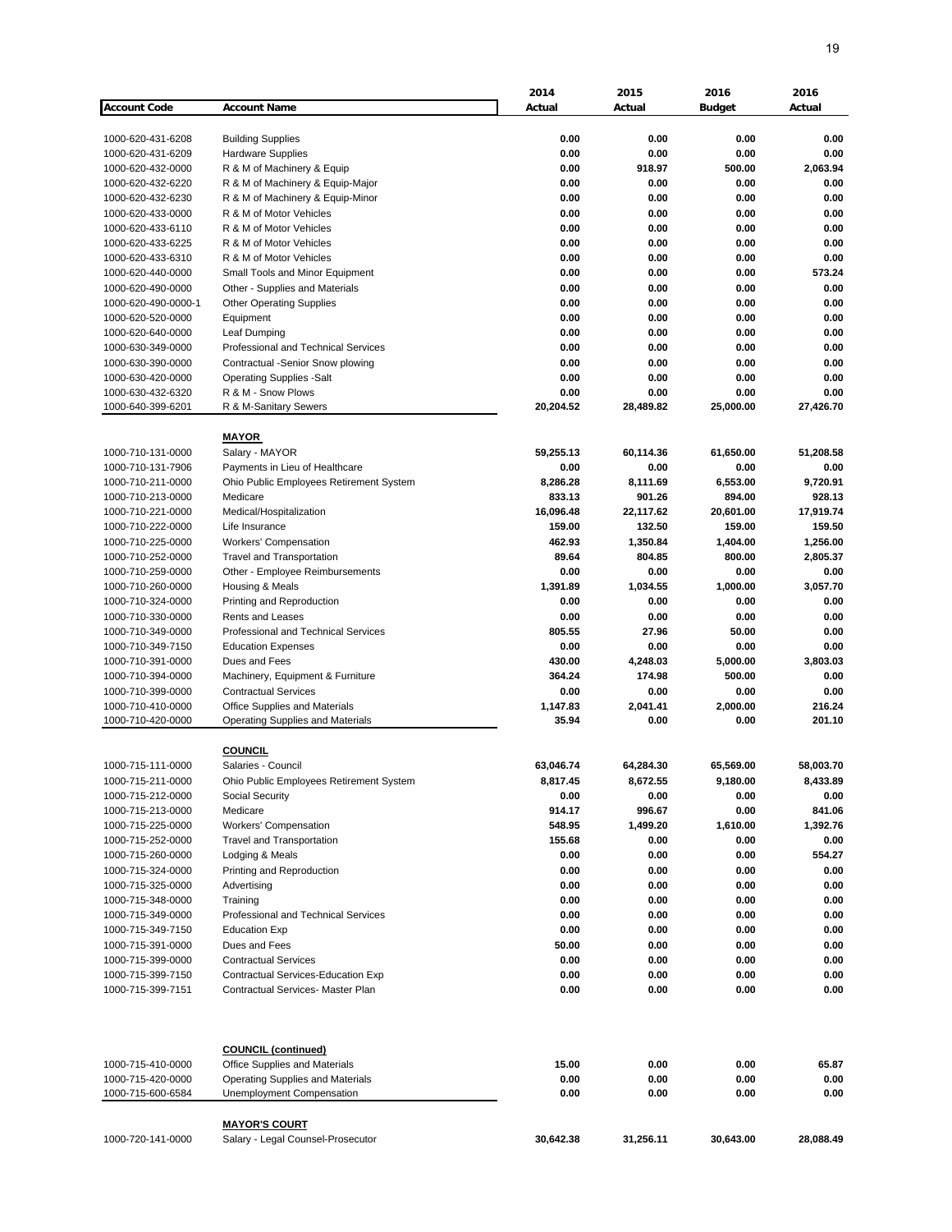| Account Code | Account Name | 2014 Actual | 2015 Actual | 2016 Budget | 2016 Actual |
|---|---|---|---|---|---|
| 1000-620-431-6208 | Building Supplies | 0.00 | 0.00 | 0.00 | 0.00 |
| 1000-620-431-6209 | Hardware Supplies | 0.00 | 0.00 | 0.00 | 0.00 |
| 1000-620-432-0000 | R & M of Machinery & Equip | 0.00 | 918.97 | 500.00 | 2,063.94 |
| 1000-620-432-6220 | R & M of Machinery & Equip-Major | 0.00 | 0.00 | 0.00 | 0.00 |
| 1000-620-432-6230 | R & M of Machinery & Equip-Minor | 0.00 | 0.00 | 0.00 | 0.00 |
| 1000-620-433-0000 | R & M of Motor Vehicles | 0.00 | 0.00 | 0.00 | 0.00 |
| 1000-620-433-6110 | R & M of Motor Vehicles | 0.00 | 0.00 | 0.00 | 0.00 |
| 1000-620-433-6225 | R & M of Motor Vehicles | 0.00 | 0.00 | 0.00 | 0.00 |
| 1000-620-433-6310 | R & M of Motor Vehicles | 0.00 | 0.00 | 0.00 | 0.00 |
| 1000-620-440-0000 | Small Tools and Minor Equipment | 0.00 | 0.00 | 0.00 | 573.24 |
| 1000-620-490-0000 | Other - Supplies and Materials | 0.00 | 0.00 | 0.00 | 0.00 |
| 1000-620-490-0000-1 | Other Operating Supplies | 0.00 | 0.00 | 0.00 | 0.00 |
| 1000-620-520-0000 | Equipment | 0.00 | 0.00 | 0.00 | 0.00 |
| 1000-620-640-0000 | Leaf Dumping | 0.00 | 0.00 | 0.00 | 0.00 |
| 1000-630-349-0000 | Professional and Technical Services | 0.00 | 0.00 | 0.00 | 0.00 |
| 1000-630-390-0000 | Contractual -Senior Snow plowing | 0.00 | 0.00 | 0.00 | 0.00 |
| 1000-630-420-0000 | Operating Supplies -Salt | 0.00 | 0.00 | 0.00 | 0.00 |
| 1000-630-432-6320 | R & M - Snow Plows | 0.00 | 0.00 | 0.00 | 0.00 |
| 1000-640-399-6201 | R & M-Sanitary Sewers | 20,204.52 | 28,489.82 | 25,000.00 | 27,426.70 |
| | **MAYOR** | | | | |
| 1000-710-131-0000 | Salary - MAYOR | 59,255.13 | 60,114.36 | 61,650.00 | 51,208.58 |
| 1000-710-131-7906 | Payments in Lieu of Healthcare | 0.00 | 0.00 | 0.00 | 0.00 |
| 1000-710-211-0000 | Ohio Public Employees Retirement System | 8,286.28 | 8,111.69 | 6,553.00 | 9,720.91 |
| 1000-710-213-0000 | Medicare | 833.13 | 901.26 | 894.00 | 928.13 |
| 1000-710-221-0000 | Medical/Hospitalization | 16,096.48 | 22,117.62 | 20,601.00 | 17,919.74 |
| 1000-710-222-0000 | Life Insurance | 159.00 | 132.50 | 159.00 | 159.50 |
| 1000-710-225-0000 | Workers' Compensation | 462.93 | 1,350.84 | 1,404.00 | 1,256.00 |
| 1000-710-252-0000 | Travel and Transportation | 89.64 | 804.85 | 800.00 | 2,805.37 |
| 1000-710-259-0000 | Other - Employee Reimbursements | 0.00 | 0.00 | 0.00 | 0.00 |
| 1000-710-260-0000 | Housing & Meals | 1,391.89 | 1,034.55 | 1,000.00 | 3,057.70 |
| 1000-710-324-0000 | Printing and Reproduction | 0.00 | 0.00 | 0.00 | 0.00 |
| 1000-710-330-0000 | Rents and Leases | 0.00 | 0.00 | 0.00 | 0.00 |
| 1000-710-349-0000 | Professional and Technical Services | 805.55 | 27.96 | 50.00 | 0.00 |
| 1000-710-349-7150 | Education Expenses | 0.00 | 0.00 | 0.00 | 0.00 |
| 1000-710-391-0000 | Dues and Fees | 430.00 | 4,248.03 | 5,000.00 | 3,803.03 |
| 1000-710-394-0000 | Machinery, Equipment & Furniture | 364.24 | 174.98 | 500.00 | 0.00 |
| 1000-710-399-0000 | Contractual Services | 0.00 | 0.00 | 0.00 | 0.00 |
| 1000-710-410-0000 | Office Supplies and Materials | 1,147.83 | 2,041.41 | 2,000.00 | 216.24 |
| 1000-710-420-0000 | Operating Supplies and Materials | 35.94 | 0.00 | 0.00 | 201.10 |
| | **COUNCIL** | | | | |
| 1000-715-111-0000 | Salaries - Council | 63,046.74 | 64,284.30 | 65,569.00 | 58,003.70 |
| 1000-715-211-0000 | Ohio Public Employees Retirement System | 8,817.45 | 8,672.55 | 9,180.00 | 8,433.89 |
| 1000-715-212-0000 | Social Security | 0.00 | 0.00 | 0.00 | 0.00 |
| 1000-715-213-0000 | Medicare | 914.17 | 996.67 | 0.00 | 841.06 |
| 1000-715-225-0000 | Workers' Compensation | 548.95 | 1,499.20 | 1,610.00 | 1,392.76 |
| 1000-715-252-0000 | Travel and Transportation | 155.68 | 0.00 | 0.00 | 0.00 |
| 1000-715-260-0000 | Lodging & Meals | 0.00 | 0.00 | 0.00 | 554.27 |
| 1000-715-324-0000 | Printing and Reproduction | 0.00 | 0.00 | 0.00 | 0.00 |
| 1000-715-325-0000 | Advertising | 0.00 | 0.00 | 0.00 | 0.00 |
| 1000-715-348-0000 | Training | 0.00 | 0.00 | 0.00 | 0.00 |
| 1000-715-349-0000 | Professional and Technical Services | 0.00 | 0.00 | 0.00 | 0.00 |
| 1000-715-349-7150 | Education Exp | 0.00 | 0.00 | 0.00 | 0.00 |
| 1000-715-391-0000 | Dues and Fees | 50.00 | 0.00 | 0.00 | 0.00 |
| 1000-715-399-0000 | Contractual Services | 0.00 | 0.00 | 0.00 | 0.00 |
| 1000-715-399-7150 | Contractual Services-Education Exp | 0.00 | 0.00 | 0.00 | 0.00 |
| 1000-715-399-7151 | Contractual Services- Master Plan | 0.00 | 0.00 | 0.00 | 0.00 |
| | **COUNCIL (continued)** | | | | |
| 1000-715-410-0000 | Office Supplies and Materials | 15.00 | 0.00 | 0.00 | 65.87 |
| 1000-715-420-0000 | Operating Supplies and Materials | 0.00 | 0.00 | 0.00 | 0.00 |
| 1000-715-600-6584 | Unemployment Compensation | 0.00 | 0.00 | 0.00 | 0.00 |
| | **MAYOR'S COURT** | | | | |
| 1000-720-141-0000 | Salary - Legal Counsel-Prosecutor | 30,642.38 | 31,256.11 | 30,643.00 | 28,088.49 |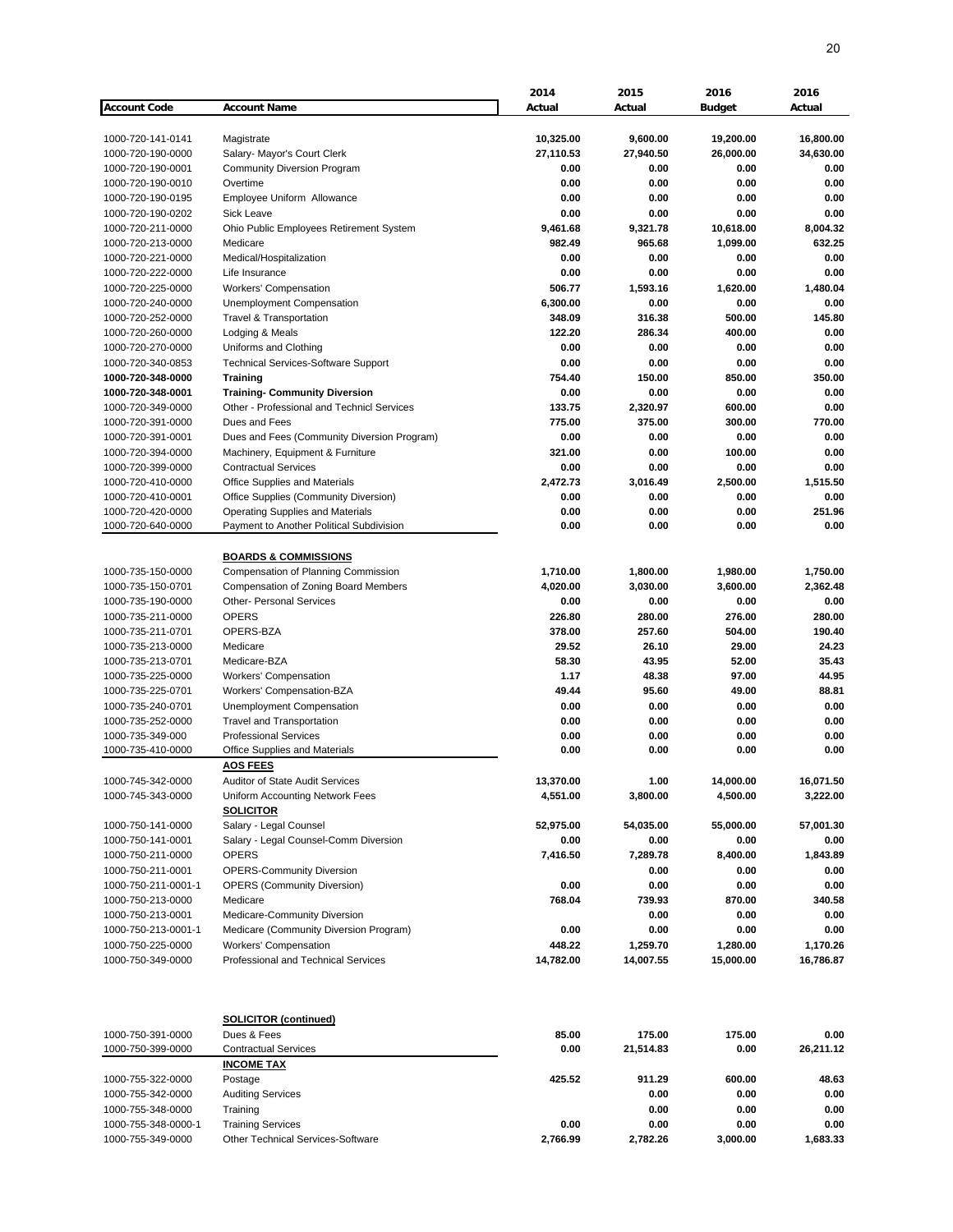| Account Code | Account Name | 2014 Actual | 2015 Actual | 2016 Budget | 2016 Actual |
|---|---|---|---|---|---|
| 1000-720-141-0141 | Magistrate | 10,325.00 | 9,600.00 | 19,200.00 | 16,800.00 |
| 1000-720-190-0000 | Salary- Mayor's Court Clerk | 27,110.53 | 27,940.50 | 26,000.00 | 34,630.00 |
| 1000-720-190-0001 | Community Diversion Program | 0.00 | 0.00 | 0.00 | 0.00 |
| 1000-720-190-0010 | Overtime | 0.00 | 0.00 | 0.00 | 0.00 |
| 1000-720-190-0195 | Employee Uniform Allowance | 0.00 | 0.00 | 0.00 | 0.00 |
| 1000-720-190-0202 | Sick Leave | 0.00 | 0.00 | 0.00 | 0.00 |
| 1000-720-211-0000 | Ohio Public Employees Retirement System | 9,461.68 | 9,321.78 | 10,618.00 | 8,004.32 |
| 1000-720-213-0000 | Medicare | 982.49 | 965.68 | 1,099.00 | 632.25 |
| 1000-720-221-0000 | Medical/Hospitalization | 0.00 | 0.00 | 0.00 | 0.00 |
| 1000-720-222-0000 | Life Insurance | 0.00 | 0.00 | 0.00 | 0.00 |
| 1000-720-225-0000 | Workers' Compensation | 506.77 | 1,593.16 | 1,620.00 | 1,480.04 |
| 1000-720-240-0000 | Unemployment Compensation | 6,300.00 | 0.00 | 0.00 | 0.00 |
| 1000-720-252-0000 | Travel & Transportation | 348.09 | 316.38 | 500.00 | 145.80 |
| 1000-720-260-0000 | Lodging & Meals | 122.20 | 286.34 | 400.00 | 0.00 |
| 1000-720-270-0000 | Uniforms and Clothing | 0.00 | 0.00 | 0.00 | 0.00 |
| 1000-720-340-0853 | Technical Services-Software Support | 0.00 | 0.00 | 0.00 | 0.00 |
| **1000-720-348-0000** | **Training** | 754.40 | 150.00 | 850.00 | 350.00 |
| **1000-720-348-0001** | **Training- Community Diversion** | 0.00 | 0.00 | 0.00 | 0.00 |
| 1000-720-349-0000 | Other - Professional and Technicl Services | 133.75 | 2,320.97 | 600.00 | 0.00 |
| 1000-720-391-0000 | Dues and Fees | 775.00 | 375.00 | 300.00 | 770.00 |
| 1000-720-391-0001 | Dues and Fees (Community Diversion Program) | 0.00 | 0.00 | 0.00 | 0.00 |
| 1000-720-394-0000 | Machinery, Equipment & Furniture | 321.00 | 0.00 | 100.00 | 0.00 |
| 1000-720-399-0000 | Contractual Services | 0.00 | 0.00 | 0.00 | 0.00 |
| 1000-720-410-0000 | Office Supplies and Materials | 2,472.73 | 3,016.49 | 2,500.00 | 1,515.50 |
| 1000-720-410-0001 | Office Supplies (Community Diversion) | 0.00 | 0.00 | 0.00 | 0.00 |
| 1000-720-420-0000 | Operating Supplies and Materials | 0.00 | 0.00 | 0.00 | 251.96 |
| 1000-720-640-0000 | Payment to Another Political Subdivision | 0.00 | 0.00 | 0.00 | 0.00 |
| | **BOARDS & COMMISSIONS** | | | | |
| 1000-735-150-0000 | Compensation of Planning Commission | 1,710.00 | 1,800.00 | 1,980.00 | 1,750.00 |
| 1000-735-150-0701 | Compensation of Zoning Board Members | 4,020.00 | 3,030.00 | 3,600.00 | 2,362.48 |
| 1000-735-190-0000 | Other- Personal Services | 0.00 | 0.00 | 0.00 | 0.00 |
| 1000-735-211-0000 | OPERS | 226.80 | 280.00 | 276.00 | 280.00 |
| 1000-735-211-0701 | OPERS-BZA | 378.00 | 257.60 | 504.00 | 190.40 |
| 1000-735-213-0000 | Medicare | 29.52 | 26.10 | 29.00 | 24.23 |
| 1000-735-213-0701 | Medicare-BZA | 58.30 | 43.95 | 52.00 | 35.43 |
| 1000-735-225-0000 | Workers' Compensation | 1.17 | 48.38 | 97.00 | 44.95 |
| 1000-735-225-0701 | Workers' Compensation-BZA | 49.44 | 95.60 | 49.00 | 88.81 |
| 1000-735-240-0701 | Unemployment Compensation | 0.00 | 0.00 | 0.00 | 0.00 |
| 1000-735-252-0000 | Travel and Transportation | 0.00 | 0.00 | 0.00 | 0.00 |
| 1000-735-349-000 | Professional Services | 0.00 | 0.00 | 0.00 | 0.00 |
| 1000-735-410-0000 | Office Supplies and Materials | 0.00 | 0.00 | 0.00 | 0.00 |
| | **AOS FEES** | | | | |
| 1000-745-342-0000 | Auditor of State Audit Services | 13,370.00 | 1.00 | 14,000.00 | 16,071.50 |
| 1000-745-343-0000 | Uniform Accounting Network Fees | 4,551.00 | 3,800.00 | 4,500.00 | 3,222.00 |
| | **SOLICITOR** | | | | |
| 1000-750-141-0000 | Salary - Legal Counsel | 52,975.00 | 54,035.00 | 55,000.00 | 57,001.30 |
| 1000-750-141-0001 | Salary - Legal Counsel-Comm Diversion | 0.00 | 0.00 | 0.00 | 0.00 |
| 1000-750-211-0000 | OPERS | 7,416.50 | 7,289.78 | 8,400.00 | 1,843.89 |
| 1000-750-211-0001 | OPERS-Community Diversion | | 0.00 | 0.00 | 0.00 |
| 1000-750-211-0001-1 | OPERS (Community Diversion) | 0.00 | 0.00 | 0.00 | 0.00 |
| 1000-750-213-0000 | Medicare | 768.04 | 739.93 | 870.00 | 340.58 |
| 1000-750-213-0001 | Medicare-Community Diversion | | 0.00 | 0.00 | 0.00 |
| 1000-750-213-0001-1 | Medicare (Community Diversion Program) | 0.00 | 0.00 | 0.00 | 0.00 |
| 1000-750-225-0000 | Workers' Compensation | 448.22 | 1,259.70 | 1,280.00 | 1,170.26 |
| 1000-750-349-0000 | Professional and Technical Services | 14,782.00 | 14,007.55 | 15,000.00 | 16,786.87 |
| | **SOLICITOR (continued)** | | | | |
| 1000-750-391-0000 | Dues & Fees | 85.00 | 175.00 | 175.00 | 0.00 |
| 1000-750-399-0000 | Contractual Services | 0.00 | 21,514.83 | 0.00 | 26,211.12 |
| | **INCOME TAX** | | | | |
| 1000-755-322-0000 | Postage | 425.52 | 911.29 | 600.00 | 48.63 |
| 1000-755-342-0000 | Auditing Services | | 0.00 | 0.00 | 0.00 |
| 1000-755-348-0000 | Training | | 0.00 | 0.00 | 0.00 |
| 1000-755-348-0000-1 | Training Services | 0.00 | 0.00 | 0.00 | 0.00 |
| 1000-755-349-0000 | Other Technical Services-Software | 2,766.99 | 2,782.26 | 3,000.00 | 1,683.33 |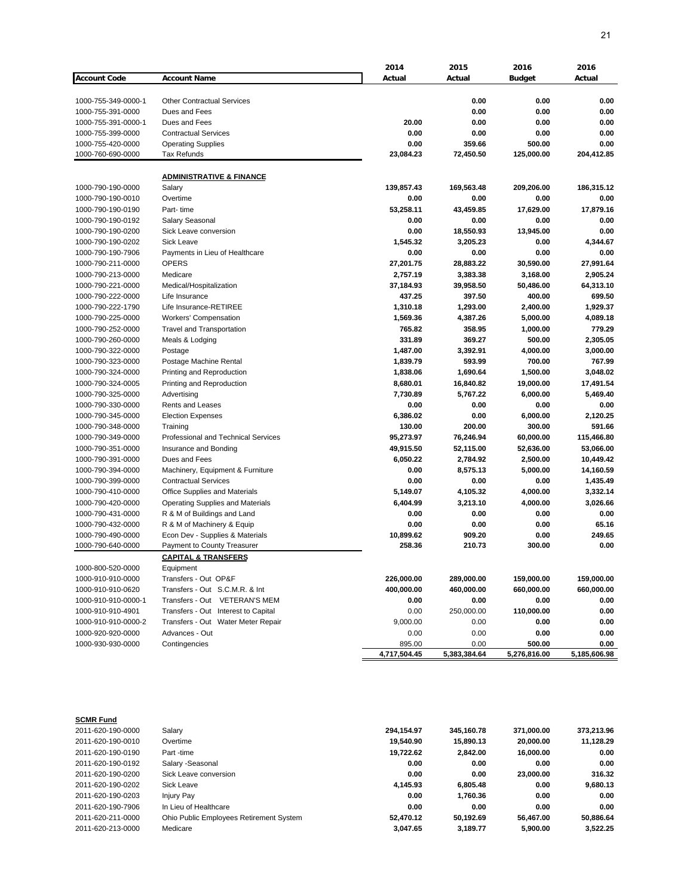| Account Code | Account Name | 2014 Actual | 2015 Actual | 2016 Budget | 2016 Actual |
|---|---|---|---|---|---|
| 1000-755-349-0000-1 | Other Contractual Services | | 0.00 | 0.00 | 0.00 |
| 1000-755-391-0000 | Dues and Fees | | 0.00 | 0.00 | 0.00 |
| 1000-755-391-0000-1 | Dues and Fees | 20.00 | 0.00 | 0.00 | 0.00 |
| 1000-755-399-0000 | Contractual Services | 0.00 | 0.00 | 0.00 | 0.00 |
| 1000-755-420-0000 | Operating Supplies | 0.00 | 359.66 | 500.00 | 0.00 |
| 1000-760-690-0000 | Tax Refunds | 23,084.23 | 72,450.50 | 125,000.00 | 204,412.85 |
| | **ADMINISTRATIVE & FINANCE** | | | | |
| 1000-790-190-0000 | Salary | 139,857.43 | 169,563.48 | 209,206.00 | 186,315.12 |
| 1000-790-190-0010 | Overtime | 0.00 | 0.00 | 0.00 | 0.00 |
| 1000-790-190-0190 | Part- time | 53,258.11 | 43,459.85 | 17,629.00 | 17,879.16 |
| 1000-790-190-0192 | Salary Seasonal | 0.00 | 0.00 | 0.00 | 0.00 |
| 1000-790-190-0200 | Sick Leave conversion | 0.00 | 18,550.93 | 13,945.00 | 0.00 |
| 1000-790-190-0202 | Sick Leave | 1,545.32 | 3,205.23 | 0.00 | 4,344.67 |
| 1000-790-190-7906 | Payments in Lieu of Healthcare | 0.00 | 0.00 | 0.00 | 0.00 |
| 1000-790-211-0000 | OPERS | 27,201.75 | 28,883.22 | 30,590.00 | 27,991.64 |
| 1000-790-213-0000 | Medicare | 2,757.19 | 3,383.38 | 3,168.00 | 2,905.24 |
| 1000-790-221-0000 | Medical/Hospitalization | 37,184.93 | 39,958.50 | 50,486.00 | 64,313.10 |
| 1000-790-222-0000 | Life Insurance | 437.25 | 397.50 | 400.00 | 699.50 |
| 1000-790-222-1790 | Life Insurance-RETIREE | 1,310.18 | 1,293.00 | 2,400.00 | 1,929.37 |
| 1000-790-225-0000 | Workers' Compensation | 1,569.36 | 4,387.26 | 5,000.00 | 4,089.18 |
| 1000-790-252-0000 | Travel and Transportation | 765.82 | 358.95 | 1,000.00 | 779.29 |
| 1000-790-260-0000 | Meals & Lodging | 331.89 | 369.27 | 500.00 | 2,305.05 |
| 1000-790-322-0000 | Postage | 1,487.00 | 3,392.91 | 4,000.00 | 3,000.00 |
| 1000-790-323-0000 | Postage Machine Rental | 1,839.79 | 593.99 | 700.00 | 767.99 |
| 1000-790-324-0000 | Printing and Reproduction | 1,838.06 | 1,690.64 | 1,500.00 | 3,048.02 |
| 1000-790-324-0005 | Printing and Reproduction | 8,680.01 | 16,840.82 | 19,000.00 | 17,491.54 |
| 1000-790-325-0000 | Advertising | 7,730.89 | 5,767.22 | 6,000.00 | 5,469.40 |
| 1000-790-330-0000 | Rents and Leases | 0.00 | 0.00 | 0.00 | 0.00 |
| 1000-790-345-0000 | Election Expenses | 6,386.02 | 0.00 | 6,000.00 | 2,120.25 |
| 1000-790-348-0000 | Training | 130.00 | 200.00 | 300.00 | 591.66 |
| 1000-790-349-0000 | Professional and Technical Services | 95,273.97 | 76,246.94 | 60,000.00 | 115,466.80 |
| 1000-790-351-0000 | Insurance and Bonding | 49,915.50 | 52,115.00 | 52,636.00 | 53,066.00 |
| 1000-790-391-0000 | Dues and Fees | 6,050.22 | 2,784.92 | 2,500.00 | 10,449.42 |
| 1000-790-394-0000 | Machinery, Equipment & Furniture | 0.00 | 8,575.13 | 5,000.00 | 14,160.59 |
| 1000-790-399-0000 | Contractual Services | 0.00 | 0.00 | 0.00 | 1,435.49 |
| 1000-790-410-0000 | Office Supplies and Materials | 5,149.07 | 4,105.32 | 4,000.00 | 3,332.14 |
| 1000-790-420-0000 | Operating Supplies and Materials | 6,404.99 | 3,213.10 | 4,000.00 | 3,026.66 |
| 1000-790-431-0000 | R & M of Buildings and Land | 0.00 | 0.00 | 0.00 | 0.00 |
| 1000-790-432-0000 | R & M of Machinery & Equip | 0.00 | 0.00 | 0.00 | 65.16 |
| 1000-790-490-0000 | Econ Dev - Supplies & Materials | 10,899.62 | 909.20 | 0.00 | 249.65 |
| 1000-790-640-0000 | Payment to County Treasurer | 258.36 | 210.73 | 300.00 | 0.00 |
| | **CAPITAL & TRANSFERS** | | | | |
| 1000-800-520-0000 | Equipment | | | | |
| 1000-910-910-0000 | Transfers - Out OP&F | 226,000.00 | 289,000.00 | 159,000.00 | 159,000.00 |
| 1000-910-910-0620 | Transfers - Out S.C.M.R. & Int | 400,000.00 | 460,000.00 | 660,000.00 | 660,000.00 |
| 1000-910-910-0000-1 | Transfers - Out VETERAN'S MEM | 0.00 | 0.00 | 0.00 | 0.00 |
| 1000-910-910-4901 | Transfers - Out Interest to Capital | 0.00 | 250,000.00 | 110,000.00 | 0.00 |
| 1000-910-910-0000-2 | Transfers - Out Water Meter Repair | 9,000.00 | 0.00 | 0.00 | 0.00 |
| 1000-920-920-0000 | Advances - Out | 0.00 | 0.00 | 0.00 | 0.00 |
| 1000-930-930-0000 | Contingencies | 895.00 | 0.00 | 500.00 | 0.00 |
| | | 4,717,504.45 | 5,383,384.64 | 5,276,816.00 | 5,185,606.98 |

**SCMR Fund**

| Account Code | Account Name | 2014 Actual | 2015 Actual | 2016 Budget | 2016 Actual |
|---|---|---|---|---|---|
| 2011-620-190-0000 | Salary | 294,154.97 | 345,160.78 | 371,000.00 | 373,213.96 |
| 2011-620-190-0010 | Overtime | 19,540.90 | 15,890.13 | 20,000.00 | 11,128.29 |
| 2011-620-190-0190 | Part -time | 19,722.62 | 2,842.00 | 16,000.00 | 0.00 |
| 2011-620-190-0192 | Salary -Seasonal | 0.00 | 0.00 | 0.00 | 0.00 |
| 2011-620-190-0200 | Sick Leave conversion | 0.00 | 0.00 | 23,000.00 | 316.32 |
| 2011-620-190-0202 | Sick Leave | 4,145.93 | 6,805.48 | 0.00 | 9,680.13 |
| 2011-620-190-0203 | Injury Pay | 0.00 | 1,760.36 | 0.00 | 0.00 |
| 2011-620-190-7906 | In Lieu of Healthcare | 0.00 | 0.00 | 0.00 | 0.00 |
| 2011-620-211-0000 | Ohio Public Employees Retirement System | 52,470.12 | 50,192.69 | 56,467.00 | 50,886.64 |
| 2011-620-213-0000 | Medicare | 3,047.65 | 3,189.77 | 5,900.00 | 3,522.25 |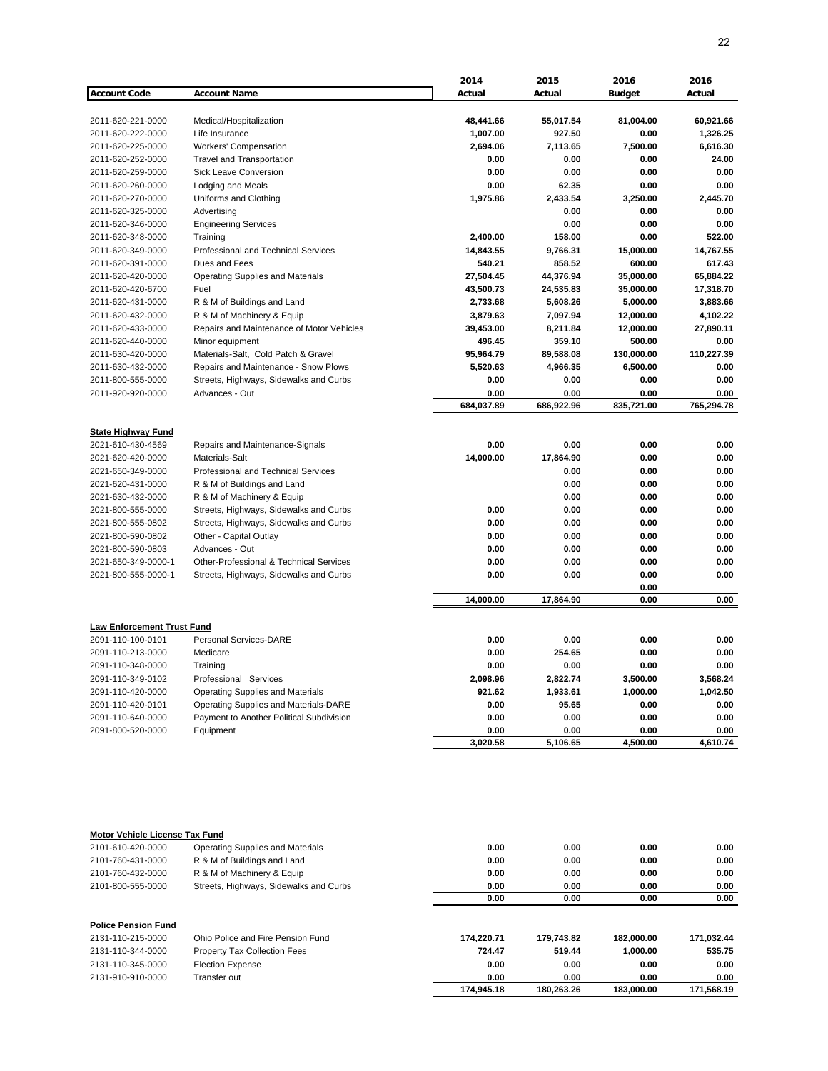| Account Code | Account Name | 2014 Actual | 2015 Actual | 2016 Budget | 2016 Actual |
|---|---|---|---|---|---|
| 2011-620-221-0000 | Medical/Hospitalization | 48,441.66 | 55,017.54 | 81,004.00 | 60,921.66 |
| 2011-620-222-0000 | Life Insurance | 1,007.00 | 927.50 | 0.00 | 1,326.25 |
| 2011-620-225-0000 | Workers' Compensation | 2,694.06 | 7,113.65 | 7,500.00 | 6,616.30 |
| 2011-620-252-0000 | Travel and Transportation | 0.00 | 0.00 | 0.00 | 24.00 |
| 2011-620-259-0000 | Sick Leave Conversion | 0.00 | 0.00 | 0.00 | 0.00 |
| 2011-620-260-0000 | Lodging and Meals | 0.00 | 62.35 | 0.00 | 0.00 |
| 2011-620-270-0000 | Uniforms and Clothing | 1,975.86 | 2,433.54 | 3,250.00 | 2,445.70 |
| 2011-620-325-0000 | Advertising | | 0.00 | 0.00 | 0.00 |
| 2011-620-346-0000 | Engineering Services | | 0.00 | 0.00 | 0.00 |
| 2011-620-348-0000 | Training | 2,400.00 | 158.00 | 0.00 | 522.00 |
| 2011-620-349-0000 | Professional and Technical Services | 14,843.55 | 9,766.31 | 15,000.00 | 14,767.55 |
| 2011-620-391-0000 | Dues and Fees | 540.21 | 858.52 | 600.00 | 617.43 |
| 2011-620-420-0000 | Operating Supplies and Materials | 27,504.45 | 44,376.94 | 35,000.00 | 65,884.22 |
| 2011-620-420-6700 | Fuel | 43,500.73 | 24,535.83 | 35,000.00 | 17,318.70 |
| 2011-620-431-0000 | R & M of Buildings and Land | 2,733.68 | 5,608.26 | 5,000.00 | 3,883.66 |
| 2011-620-432-0000 | R & M of Machinery & Equip | 3,879.63 | 7,097.94 | 12,000.00 | 4,102.22 |
| 2011-620-433-0000 | Repairs and Maintenance of Motor Vehicles | 39,453.00 | 8,211.84 | 12,000.00 | 27,890.11 |
| 2011-620-440-0000 | Minor equipment | 496.45 | 359.10 | 500.00 | 0.00 |
| 2011-630-420-0000 | Materials-Salt, Cold Patch & Gravel | 95,964.79 | 89,588.08 | 130,000.00 | 110,227.39 |
| 2011-630-432-0000 | Repairs and Maintenance - Snow Plows | 5,520.63 | 4,966.35 | 6,500.00 | 0.00 |
| 2011-800-555-0000 | Streets, Highways, Sidewalks and Curbs | 0.00 | 0.00 | 0.00 | 0.00 |
| 2011-920-920-0000 | Advances - Out | 0.00 | 0.00 | 0.00 | 0.00 |
| | | 684,037.89 | 686,922.96 | 835,721.00 | 765,294.78 |

**State Highway Fund**

| Account Code | Account Name | 2014 Actual | 2015 Actual | 2016 Budget | 2016 Actual |
|---|---|---|---|---|---|
| 2021-610-430-4569 | Repairs and Maintenance-Signals | 0.00 | 0.00 | 0.00 | 0.00 |
| 2021-620-420-0000 | Materials-Salt | 14,000.00 | 17,864.90 | 0.00 | 0.00 |
| 2021-650-349-0000 | Professional and Technical Services | | 0.00 | 0.00 | 0.00 |
| 2021-620-431-0000 | R & M of Buildings and Land | | 0.00 | 0.00 | 0.00 |
| 2021-630-432-0000 | R & M of Machinery & Equip | | 0.00 | 0.00 | 0.00 |
| 2021-800-555-0000 | Streets, Highways, Sidewalks and Curbs | 0.00 | 0.00 | 0.00 | 0.00 |
| 2021-800-555-0802 | Streets, Highways, Sidewalks and Curbs | 0.00 | 0.00 | 0.00 | 0.00 |
| 2021-800-590-0802 | Other - Capital Outlay | 0.00 | 0.00 | 0.00 | 0.00 |
| 2021-800-590-0803 | Advances - Out | 0.00 | 0.00 | 0.00 | 0.00 |
| 2021-650-349-0000-1 | Other-Professional & Technical Services | 0.00 | 0.00 | 0.00 | 0.00 |
| 2021-800-555-0000-1 | Streets, Highways, Sidewalks and Curbs | 0.00 | 0.00 | 0.00 | 0.00 |
| | | | | 0.00 | |
| | | 14,000.00 | 17,864.90 | 0.00 | 0.00 |

**Law Enforcement Trust Fund**

| Account Code | Account Name | 2014 Actual | 2015 Actual | 2016 Budget | 2016 Actual |
|---|---|---|---|---|---|
| 2091-110-100-0101 | Personal Services-DARE | 0.00 | 0.00 | 0.00 | 0.00 |
| 2091-110-213-0000 | Medicare | 0.00 | 254.65 | 0.00 | 0.00 |
| 2091-110-348-0000 | Training | 0.00 | 0.00 | 0.00 | 0.00 |
| 2091-110-349-0102 | Professional Services | 2,098.96 | 2,822.74 | 3,500.00 | 3,568.24 |
| 2091-110-420-0000 | Operating Supplies and Materials | 921.62 | 1,933.61 | 1,000.00 | 1,042.50 |
| 2091-110-420-0101 | Operating Supplies and Materials-DARE | 0.00 | 95.65 | 0.00 | 0.00 |
| 2091-110-640-0000 | Payment to Another Political Subdivision | 0.00 | 0.00 | 0.00 | 0.00 |
| 2091-800-520-0000 | Equipment | 0.00 | 0.00 | 0.00 | 0.00 |
| | | 3,020.58 | 5,106.65 | 4,500.00 | 4,610.74 |

**Motor Vehicle License Tax Fund**

| Account Code | Account Name | 2014 Actual | 2015 Actual | 2016 Budget | 2016 Actual |
|---|---|---|---|---|---|
| 2101-610-420-0000 | Operating Supplies and Materials | 0.00 | 0.00 | 0.00 | 0.00 |
| 2101-760-431-0000 | R & M of Buildings and Land | 0.00 | 0.00 | 0.00 | 0.00 |
| 2101-760-432-0000 | R & M of Machinery & Equip | 0.00 | 0.00 | 0.00 | 0.00 |
| 2101-800-555-0000 | Streets, Highways, Sidewalks and Curbs | 0.00 | 0.00 | 0.00 | 0.00 |
| | | 0.00 | 0.00 | 0.00 | 0.00 |

**Police Pension Fund**

| Account Code | Account Name | 2014 Actual | 2015 Actual | 2016 Budget | 2016 Actual |
|---|---|---|---|---|---|
| 2131-110-215-0000 | Ohio Police and Fire Pension Fund | 174,220.71 | 179,743.82 | 182,000.00 | 171,032.44 |
| 2131-110-344-0000 | Property Tax Collection Fees | 724.47 | 519.44 | 1,000.00 | 535.75 |
| 2131-110-345-0000 | Election Expense | 0.00 | 0.00 | 0.00 | 0.00 |
| 2131-910-910-0000 | Transfer out | 0.00 | 0.00 | 0.00 | 0.00 |
| | | 174,945.18 | 180,263.26 | 183,000.00 | 171,568.19 |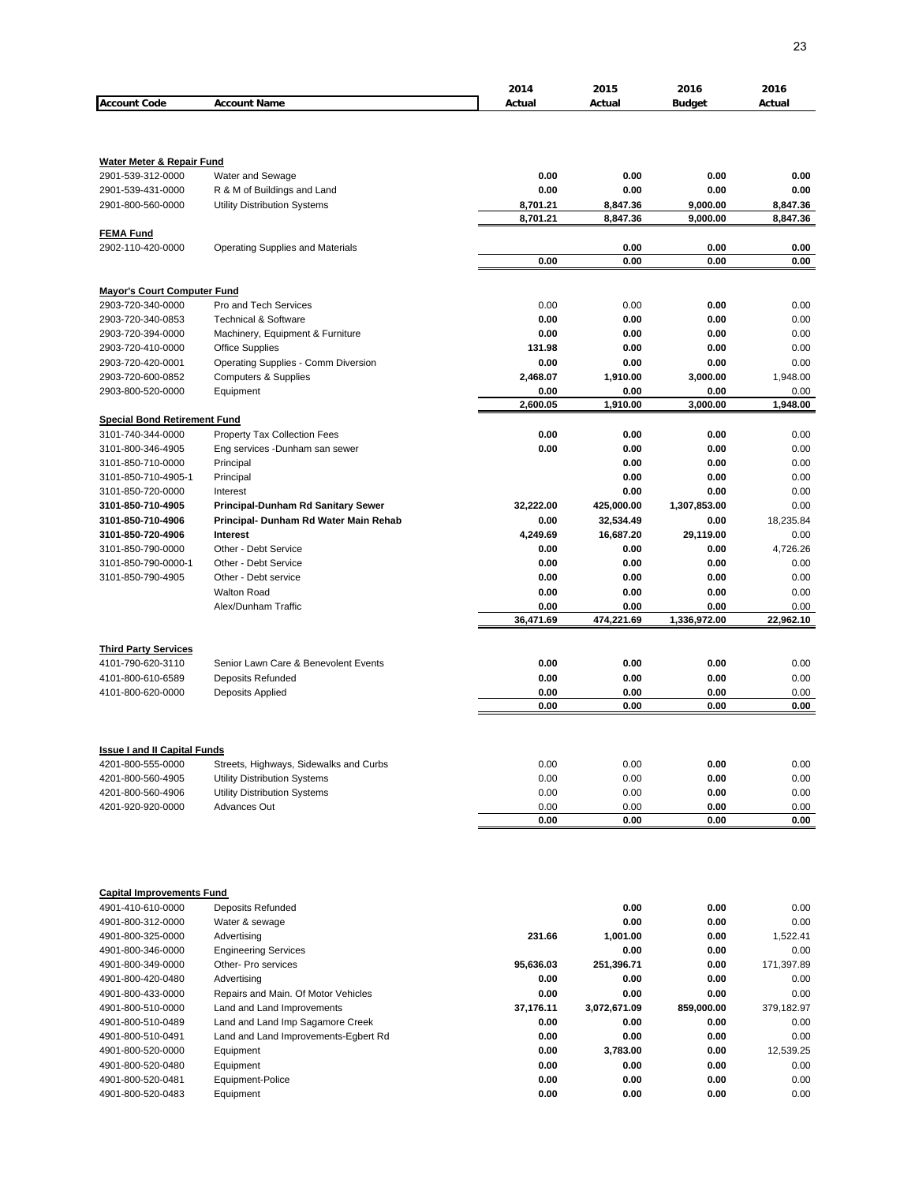| Account Code | Account Name | 2014 Actual | 2015 Actual | 2016 Budget | 2016 Actual |
|---|---|---|---|---|---|
| **Water Meter & Repair Fund** | | | | | |
| 2901-539-312-0000 | Water and Sewage | 0.00 | 0.00 | 0.00 | 0.00 |
| 2901-539-431-0000 | R & M of Buildings and Land | 0.00 | 0.00 | 0.00 | 0.00 |
| 2901-800-560-0000 | Utility Distribution Systems | 8,701.21 | 8,847.36 | 9,000.00 | 8,847.36 |
| | | 8,701.21 | 8,847.36 | 9,000.00 | 8,847.36 |
| **FEMA Fund** | | | | | |
| 2902-110-420-0000 | Operating Supplies and Materials | | 0.00 | 0.00 | 0.00 |
| | | 0.00 | 0.00 | 0.00 | 0.00 |
| **Mayor's Court Computer Fund** | | | | | |
| 2903-720-340-0000 | Pro and Tech Services | 0.00 | 0.00 | 0.00 | 0.00 |
| 2903-720-340-0853 | Technical & Software | 0.00 | 0.00 | 0.00 | 0.00 |
| 2903-720-394-0000 | Machinery, Equipment & Furniture | 0.00 | 0.00 | 0.00 | 0.00 |
| 2903-720-410-0000 | Office Supplies | 131.98 | 0.00 | 0.00 | 0.00 |
| 2903-720-420-0001 | Operating Supplies - Comm Diversion | 0.00 | 0.00 | 0.00 | 0.00 |
| 2903-720-600-0852 | Computers & Supplies | 2,468.07 | 1,910.00 | 3,000.00 | 1,948.00 |
| 2903-800-520-0000 | Equipment | 0.00 | 0.00 | 0.00 | 0.00 |
| | | 2,600.05 | 1,910.00 | 3,000.00 | 1,948.00 |
| **Special Bond Retirement Fund** | | | | | |
| 3101-740-344-0000 | Property Tax Collection Fees | 0.00 | 0.00 | 0.00 | 0.00 |
| 3101-800-346-4905 | Eng services -Dunham san sewer | 0.00 | 0.00 | 0.00 | 0.00 |
| 3101-850-710-0000 | Principal | | 0.00 | 0.00 | 0.00 |
| 3101-850-710-4905-1 | Principal | | 0.00 | 0.00 | 0.00 |
| 3101-850-720-0000 | Interest | | 0.00 | 0.00 | 0.00 |
| **3101-850-710-4905** | **Principal-Dunham Rd Sanitary Sewer** | 32,222.00 | 425,000.00 | 1,307,853.00 | 0.00 |
| **3101-850-710-4906** | **Principal- Dunham Rd Water Main Rehab** | 0.00 | 32,534.49 | 0.00 | 18,235.84 |
| **3101-850-720-4906** | **Interest** | 4,249.69 | 16,687.20 | 29,119.00 | 0.00 |
| 3101-850-790-0000 | Other - Debt Service | 0.00 | 0.00 | 0.00 | 4,726.26 |
| 3101-850-790-0000-1 | Other - Debt Service | 0.00 | 0.00 | 0.00 | 0.00 |
| 3101-850-790-4905 | Other - Debt service | 0.00 | 0.00 | 0.00 | 0.00 |
| | Walton Road | 0.00 | 0.00 | 0.00 | 0.00 |
| | Alex/Dunham Traffic | 0.00 | 0.00 | 0.00 | 0.00 |
| | | 36,471.69 | 474,221.69 | 1,336,972.00 | 22,962.10 |
| **Third Party Services** | | | | | |
| 4101-790-620-3110 | Senior Lawn Care & Benevolent Events | 0.00 | 0.00 | 0.00 | 0.00 |
| 4101-800-610-6589 | Deposits Refunded | 0.00 | 0.00 | 0.00 | 0.00 |
| 4101-800-620-0000 | Deposits Applied | 0.00 | 0.00 | 0.00 | 0.00 |
| | | 0.00 | 0.00 | 0.00 | 0.00 |
| **Issue I and II Capital Funds** | | | | | |
| 4201-800-555-0000 | Streets, Highways, Sidewalks and Curbs | 0.00 | 0.00 | 0.00 | 0.00 |
| 4201-800-560-4905 | Utility Distribution Systems | 0.00 | 0.00 | 0.00 | 0.00 |
| 4201-800-560-4906 | Utility Distribution Systems | 0.00 | 0.00 | 0.00 | 0.00 |
| 4201-920-920-0000 | Advances Out | 0.00 | 0.00 | 0.00 | 0.00 |
| | | 0.00 | 0.00 | 0.00 | 0.00 |
| **Capital Improvements Fund** | | | | | |
| 4901-410-610-0000 | Deposits Refunded | | 0.00 | 0.00 | 0.00 |
| 4901-800-312-0000 | Water & sewage | | 0.00 | 0.00 | 0.00 |
| 4901-800-325-0000 | Advertising | 231.66 | 1,001.00 | 0.00 | 1,522.41 |
| 4901-800-346-0000 | Engineering Services | | 0.00 | 0.00 | 0.00 |
| 4901-800-349-0000 | Other- Pro services | 95,636.03 | 251,396.71 | 0.00 | 171,397.89 |
| 4901-800-420-0480 | Advertising | 0.00 | 0.00 | 0.00 | 0.00 |
| 4901-800-433-0000 | Repairs and Main. Of Motor Vehicles | 0.00 | 0.00 | 0.00 | 0.00 |
| 4901-800-510-0000 | Land and Land Improvements | 37,176.11 | 3,072,671.09 | 859,000.00 | 379,182.97 |
| 4901-800-510-0489 | Land and Land Imp Sagamore Creek | 0.00 | 0.00 | 0.00 | 0.00 |
| 4901-800-510-0491 | Land and Land Improvements-Egbert Rd | 0.00 | 0.00 | 0.00 | 0.00 |
| 4901-800-520-0000 | Equipment | 0.00 | 3,783.00 | 0.00 | 12,539.25 |
| 4901-800-520-0480 | Equipment | 0.00 | 0.00 | 0.00 | 0.00 |
| 4901-800-520-0481 | Equipment-Police | 0.00 | 0.00 | 0.00 | 0.00 |
| 4901-800-520-0483 | Equipment | 0.00 | 0.00 | 0.00 | 0.00 |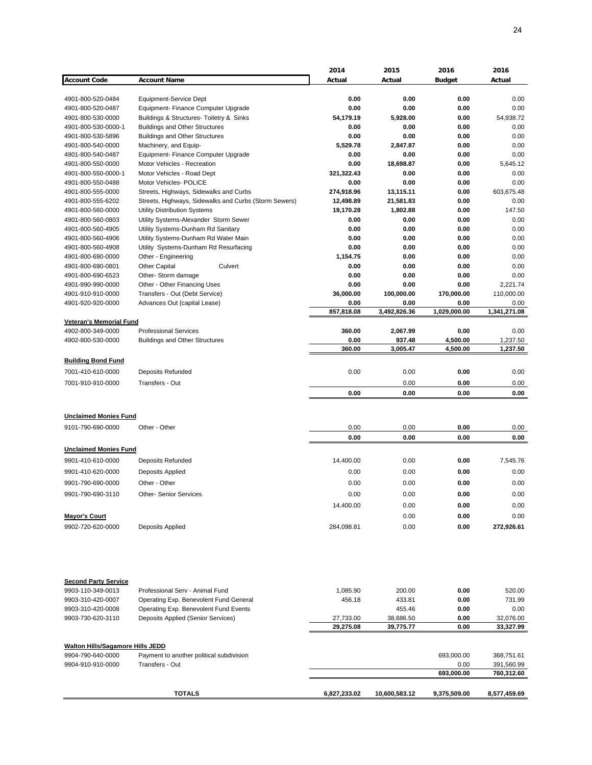| Account Code | Account Name | 2014 Actual | 2015 Actual | 2016 Budget | 2016 Actual |
|---|---|---|---|---|---|
| 4901-800-520-0484 | Equipment-Service Dept | 0.00 | 0.00 | 0.00 | 0.00 |
| 4901-800-520-0487 | Equipment- Finance Computer Upgrade | 0.00 | 0.00 | 0.00 | 0.00 |
| 4901-800-530-0000 | Buildings & Structures- Toiletry & Sinks | 54,179.19 | 5,928.00 | 0.00 | 54,938.72 |
| 4901-800-530-0000-1 | Buildings and Other Structures | 0.00 | 0.00 | 0.00 | 0.00 |
| 4901-800-530-5896 | Buildings and Other Structures | 0.00 | 0.00 | 0.00 | 0.00 |
| 4901-800-540-0000 | Machinery, and Equip- | 5,529.78 | 2,847.87 | 0.00 | 0.00 |
| 4901-800-540-0487 | Equipment- Finance Computer Upgrade | 0.00 | 0.00 | 0.00 | 0.00 |
| 4901-800-550-0000 | Motor Vehicles - Recreation | 0.00 | 18,698.87 | 0.00 | 5,645.12 |
| 4901-800-550-0000-1 | Motor Vehicles - Road Dept | 321,322.43 | 0.00 | 0.00 | 0.00 |
| 4901-800-550-0488 | Motor Vehicles- POLICE | 0.00 | 0.00 | 0.00 | 0.00 |
| 4901-800-555-0000 | Streets, Highways, Sidewalks and Curbs | 274,918.96 | 13,115.11 | 0.00 | 603,675.48 |
| 4901-800-555-6202 | Streets, Highways, Sidewalks and Curbs (Storm Sewers) | 12,498.89 | 21,581.83 | 0.00 | 0.00 |
| 4901-800-560-0000 | Utility Distribution Systems | 19,170.28 | 1,802.88 | 0.00 | 147.50 |
| 4901-800-560-0803 | Utility Systems-Alexander Storm Sewer | 0.00 | 0.00 | 0.00 | 0.00 |
| 4901-800-560-4905 | Utility Systems-Dunham Rd Sanitary | 0.00 | 0.00 | 0.00 | 0.00 |
| 4901-800-560-4906 | Utility Systems-Dunham Rd Water Main | 0.00 | 0.00 | 0.00 | 0.00 |
| 4901-800-560-4908 | Utility Systems-Dunham Rd Resurfacing | 0.00 | 0.00 | 0.00 | 0.00 |
| 4901-800-690-0000 | Other - Engineering | 1,154.75 | 0.00 | 0.00 | 0.00 |
| 4901-800-690-0801 | Other Capital Culvert | 0.00 | 0.00 | 0.00 | 0.00 |
| 4901-800-690-6523 | Other- Storm damage | 0.00 | 0.00 | 0.00 | 0.00 |
| 4901-990-990-0000 | Other - Other Financing Uses | 0.00 | 0.00 | 0.00 | 2,221.74 |
| 4901-910-910-0000 | Transfers - Out (Debt Service) | 36,000.00 | 100,000.00 | 170,000.00 | 110,000.00 |
| 4901-920-920-0000 | Advances Out (capital Lease) | 0.00 | 0.00 | 0.00 | 0.00 |
| | | 857,818.08 | 3,492,826.36 | 1,029,000.00 | 1,341,271.08 |
| **Veteran's Memorial Fund** | | | | | |
| 4902-800-349-0000 | Professional Services | 360.00 | 2,067.99 | 0.00 | 0.00 |
| 4902-800-530-0000 | Buildings and Other Structures | 0.00 | 937.48 | 4,500.00 | 1,237.50 |
| | | 360.00 | 3,005.47 | 4,500.00 | 1,237.50 |
| **Building Bond Fund** | | | | | |
| 7001-410-610-0000 | Deposits Refunded | 0.00 | 0.00 | 0.00 | 0.00 |
| 7001-910-910-0000 | Transfers - Out | | 0.00 | 0.00 | 0.00 |
| | | 0.00 | 0.00 | 0.00 | 0.00 |
| **Unclaimed Monies Fund** | | | | | |
| 9101-790-690-0000 | Other - Other | 0.00 | 0.00 | 0.00 | 0.00 |
| | | 0.00 | 0.00 | 0.00 | 0.00 |
| **Unclaimed Monies Fund** | | | | | |
| 9901-410-610-0000 | Deposits Refunded | 14,400.00 | 0.00 | 0.00 | 7,545.76 |
| 9901-410-620-0000 | Deposits Applied | 0.00 | 0.00 | 0.00 | 0.00 |
| 9901-790-690-0000 | Other - Other | 0.00 | 0.00 | 0.00 | 0.00 |
| 9901-790-690-3110 | Other- Senior Services | 0.00 | 0.00 | 0.00 | 0.00 |
| | | 14,400.00 | 0.00 | 0.00 | 0.00 |
| **Mayor's Court** | | | 0.00 | 0.00 | 0.00 |
| 9902-720-620-0000 | Deposits Applied | 284,098.81 | 0.00 | 0.00 | 272,926.61 |
| **Second Party Service** | | | | | |
| 9903-110-349-0013 | Professional Serv - Animal Fund | 1,085.90 | 200.00 | 0.00 | 520.00 |
| 9903-310-420-0007 | Operating Exp. Benevolent Fund General | 456.18 | 433.81 | 0.00 | 731.99 |
| 9903-310-420-0008 | Operating Exp. Benevolent Fund Events | | 455.46 | 0.00 | 0.00 |
| 9903-730-620-3110 | Deposits Applied (Senior Services) | 27,733.00 | 38,686.50 | 0.00 | 32,076.00 |
| | | 29,275.08 | 39,775.77 | 0.00 | 33,327.99 |
| **Walton Hills/Sagamore Hills JEDD** | | | | | |
| 9904-790-640-0000 | Payment to another political subdivision | | | 693,000.00 | 368,751.61 |
| 9904-910-910-0000 | Transfers - Out | | | 0.00 | 391,560.99 |
| | | | | 693,000.00 | 760,312.60 |
| | **TOTALS** | 6,827,233.02 | 10,600,583.12 | 9,375,509.00 | 8,577,459.69 |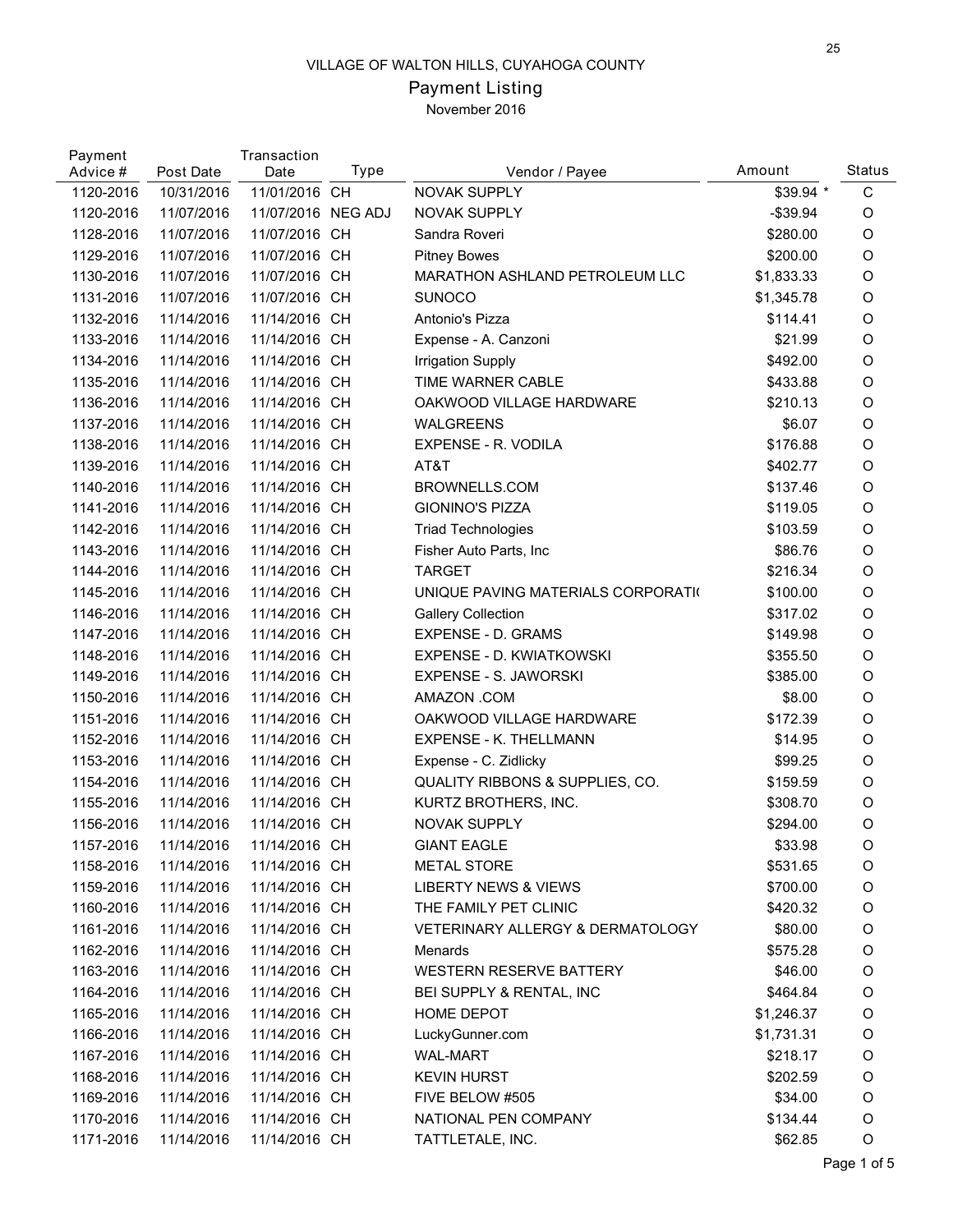VILLAGE OF WALTON HILLS, CUYAHOGA COUNTY

# Payment Listing

November 2016

| Payment Advice # | Post Date | Transaction Date | Type | Vendor / Payee | Amount | Status |
|---|---|---|---|---|---|---|
| 1120-2016 | 10/31/2016 | 11/01/2016 | CH | NOVAK SUPPLY | $39.94 * | C |
| 1120-2016 | 11/07/2016 | 11/07/2016 | NEG ADJ | NOVAK SUPPLY | -$39.94 | O |
| 1128-2016 | 11/07/2016 | 11/07/2016 | CH | Sandra Roveri | $280.00 | O |
| 1129-2016 | 11/07/2016 | 11/07/2016 | CH | Pitney Bowes | $200.00 | O |
| 1130-2016 | 11/07/2016 | 11/07/2016 | CH | MARATHON ASHLAND PETROLEUM LLC | $1,833.33 | O |
| 1131-2016 | 11/07/2016 | 11/07/2016 | CH | SUNOCO | $1,345.78 | O |
| 1132-2016 | 11/14/2016 | 11/14/2016 | CH | Antonio's Pizza | $114.41 | O |
| 1133-2016 | 11/14/2016 | 11/14/2016 | CH | Expense - A. Canzoni | $21.99 | O |
| 1134-2016 | 11/14/2016 | 11/14/2016 | CH | Irrigation Supply | $492.00 | O |
| 1135-2016 | 11/14/2016 | 11/14/2016 | CH | TIME WARNER CABLE | $433.88 | O |
| 1136-2016 | 11/14/2016 | 11/14/2016 | CH | OAKWOOD VILLAGE HARDWARE | $210.13 | O |
| 1137-2016 | 11/14/2016 | 11/14/2016 | CH | WALGREENS | $6.07 | O |
| 1138-2016 | 11/14/2016 | 11/14/2016 | CH | EXPENSE - R. VODILA | $176.88 | O |
| 1139-2016 | 11/14/2016 | 11/14/2016 | CH | AT&T | $402.77 | O |
| 1140-2016 | 11/14/2016 | 11/14/2016 | CH | BROWNELLS.COM | $137.46 | O |
| 1141-2016 | 11/14/2016 | 11/14/2016 | CH | GIONINO'S PIZZA | $119.05 | O |
| 1142-2016 | 11/14/2016 | 11/14/2016 | CH | Triad Technologies | $103.59 | O |
| 1143-2016 | 11/14/2016 | 11/14/2016 | CH | Fisher Auto Parts, Inc | $86.76 | O |
| 1144-2016 | 11/14/2016 | 11/14/2016 | CH | TARGET | $216.34 | O |
| 1145-2016 | 11/14/2016 | 11/14/2016 | CH | UNIQUE PAVING MATERIALS CORPORATI( | $100.00 | O |
| 1146-2016 | 11/14/2016 | 11/14/2016 | CH | Gallery Collection | $317.02 | O |
| 1147-2016 | 11/14/2016 | 11/14/2016 | CH | EXPENSE - D. GRAMS | $149.98 | O |
| 1148-2016 | 11/14/2016 | 11/14/2016 | CH | EXPENSE - D. KWIATKOWSKI | $355.50 | O |
| 1149-2016 | 11/14/2016 | 11/14/2016 | CH | EXPENSE - S. JAWORSKI | $385.00 | O |
| 1150-2016 | 11/14/2016 | 11/14/2016 | CH | AMAZON .COM | $8.00 | O |
| 1151-2016 | 11/14/2016 | 11/14/2016 | CH | OAKWOOD VILLAGE HARDWARE | $172.39 | O |
| 1152-2016 | 11/14/2016 | 11/14/2016 | CH | EXPENSE - K. THELLMANN | $14.95 | O |
| 1153-2016 | 11/14/2016 | 11/14/2016 | CH | Expense - C. Zidlicky | $99.25 | O |
| 1154-2016 | 11/14/2016 | 11/14/2016 | CH | QUALITY RIBBONS & SUPPLIES, CO. | $159.59 | O |
| 1155-2016 | 11/14/2016 | 11/14/2016 | CH | KURTZ BROTHERS, INC. | $308.70 | O |
| 1156-2016 | 11/14/2016 | 11/14/2016 | CH | NOVAK SUPPLY | $294.00 | O |
| 1157-2016 | 11/14/2016 | 11/14/2016 | CH | GIANT EAGLE | $33.98 | O |
| 1158-2016 | 11/14/2016 | 11/14/2016 | CH | METAL STORE | $531.65 | O |
| 1159-2016 | 11/14/2016 | 11/14/2016 | CH | LIBERTY NEWS & VIEWS | $700.00 | O |
| 1160-2016 | 11/14/2016 | 11/14/2016 | CH | THE FAMILY PET CLINIC | $420.32 | O |
| 1161-2016 | 11/14/2016 | 11/14/2016 | CH | VETERINARY ALLERGY & DERMATOLOGY | $80.00 | O |
| 1162-2016 | 11/14/2016 | 11/14/2016 | CH | Menards | $575.28 | O |
| 1163-2016 | 11/14/2016 | 11/14/2016 | CH | WESTERN RESERVE BATTERY | $46.00 | O |
| 1164-2016 | 11/14/2016 | 11/14/2016 | CH | BEI SUPPLY & RENTAL, INC | $464.84 | O |
| 1165-2016 | 11/14/2016 | 11/14/2016 | CH | HOME DEPOT | $1,246.37 | O |
| 1166-2016 | 11/14/2016 | 11/14/2016 | CH | LuckyGunner.com | $1,731.31 | O |
| 1167-2016 | 11/14/2016 | 11/14/2016 | CH | WAL-MART | $218.17 | O |
| 1168-2016 | 11/14/2016 | 11/14/2016 | CH | KEVIN HURST | $202.59 | O |
| 1169-2016 | 11/14/2016 | 11/14/2016 | CH | FIVE BELOW #505 | $34.00 | O |
| 1170-2016 | 11/14/2016 | 11/14/2016 | CH | NATIONAL PEN COMPANY | $134.44 | O |
| 1171-2016 | 11/14/2016 | 11/14/2016 | CH | TATTLETALE, INC. | $62.85 | O |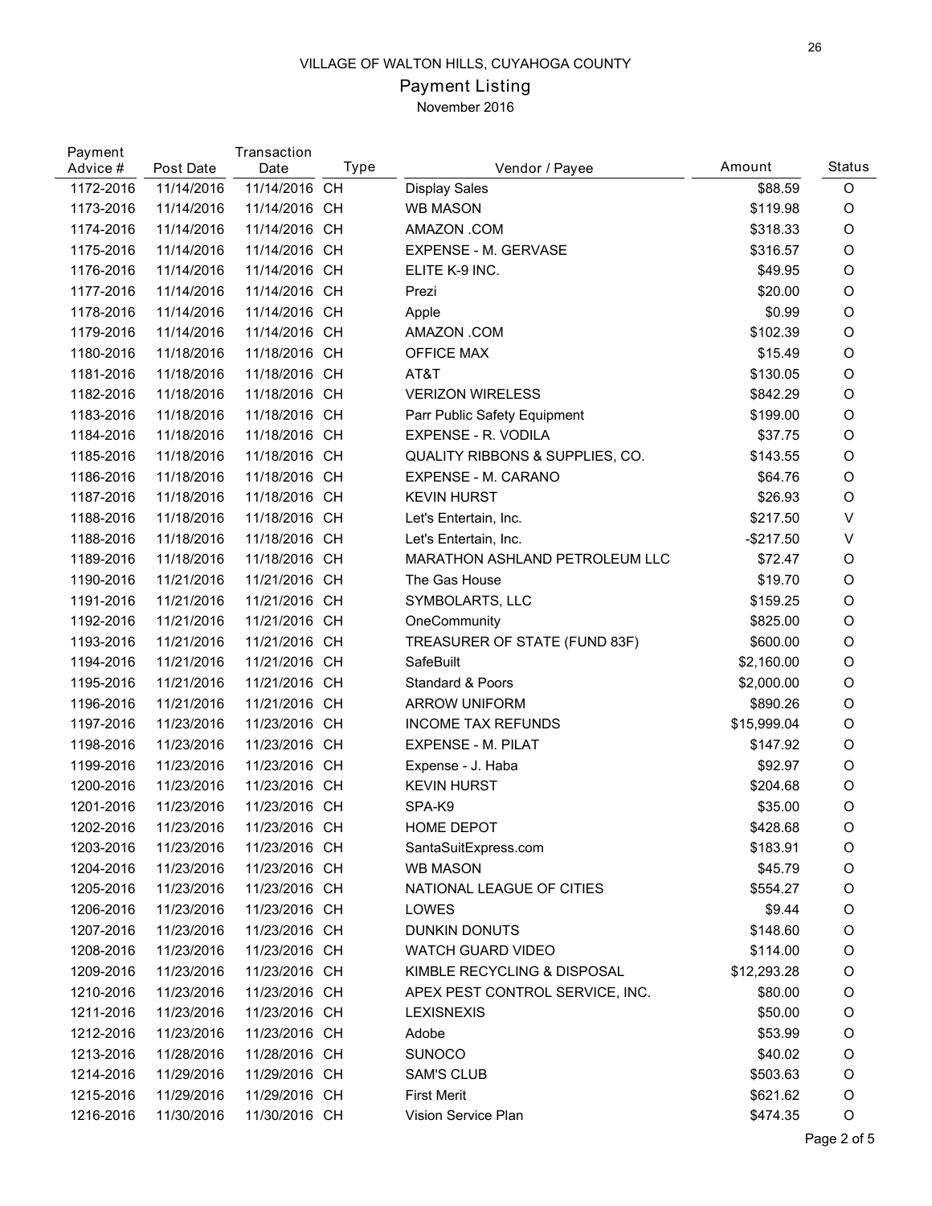VILLAGE OF WALTON HILLS, CUYAHOGA COUNTY

Payment Listing

November 2016

| Payment Advice # | Post Date | Transaction Date | Type | Vendor / Payee | Amount | Status |
|---|---|---|---|---|---|---|
| 1172-2016 | 11/14/2016 | 11/14/2016 | CH | Display Sales | $88.59 | O |
| 1173-2016 | 11/14/2016 | 11/14/2016 | CH | WB MASON | $119.98 | O |
| 1174-2016 | 11/14/2016 | 11/14/2016 | CH | AMAZON .COM | $318.33 | O |
| 1175-2016 | 11/14/2016 | 11/14/2016 | CH | EXPENSE - M. GERVASE | $316.57 | O |
| 1176-2016 | 11/14/2016 | 11/14/2016 | CH | ELITE K-9 INC. | $49.95 | O |
| 1177-2016 | 11/14/2016 | 11/14/2016 | CH | Prezi | $20.00 | O |
| 1178-2016 | 11/14/2016 | 11/14/2016 | CH | Apple | $0.99 | O |
| 1179-2016 | 11/14/2016 | 11/14/2016 | CH | AMAZON .COM | $102.39 | O |
| 1180-2016 | 11/18/2016 | 11/18/2016 | CH | OFFICE MAX | $15.49 | O |
| 1181-2016 | 11/18/2016 | 11/18/2016 | CH | AT&T | $130.05 | O |
| 1182-2016 | 11/18/2016 | 11/18/2016 | CH | VERIZON WIRELESS | $842.29 | O |
| 1183-2016 | 11/18/2016 | 11/18/2016 | CH | Parr Public Safety Equipment | $199.00 | O |
| 1184-2016 | 11/18/2016 | 11/18/2016 | CH | EXPENSE - R. VODILA | $37.75 | O |
| 1185-2016 | 11/18/2016 | 11/18/2016 | CH | QUALITY RIBBONS & SUPPLIES, CO. | $143.55 | O |
| 1186-2016 | 11/18/2016 | 11/18/2016 | CH | EXPENSE - M. CARANO | $64.76 | O |
| 1187-2016 | 11/18/2016 | 11/18/2016 | CH | KEVIN HURST | $26.93 | O |
| 1188-2016 | 11/18/2016 | 11/18/2016 | CH | Let's Entertain, Inc. | $217.50 | V |
| 1188-2016 | 11/18/2016 | 11/18/2016 | CH | Let's Entertain, Inc. | -$217.50 | V |
| 1189-2016 | 11/18/2016 | 11/18/2016 | CH | MARATHON ASHLAND PETROLEUM LLC | $72.47 | O |
| 1190-2016 | 11/21/2016 | 11/21/2016 | CH | The Gas House | $19.70 | O |
| 1191-2016 | 11/21/2016 | 11/21/2016 | CH | SYMBOLARTS, LLC | $159.25 | O |
| 1192-2016 | 11/21/2016 | 11/21/2016 | CH | OneCommunity | $825.00 | O |
| 1193-2016 | 11/21/2016 | 11/21/2016 | CH | TREASURER OF STATE (FUND 83F) | $600.00 | O |
| 1194-2016 | 11/21/2016 | 11/21/2016 | CH | SafeBuilt | $2,160.00 | O |
| 1195-2016 | 11/21/2016 | 11/21/2016 | CH | Standard & Poors | $2,000.00 | O |
| 1196-2016 | 11/21/2016 | 11/21/2016 | CH | ARROW UNIFORM | $890.26 | O |
| 1197-2016 | 11/23/2016 | 11/23/2016 | CH | INCOME TAX REFUNDS | $15,999.04 | O |
| 1198-2016 | 11/23/2016 | 11/23/2016 | CH | EXPENSE - M. PILAT | $147.92 | O |
| 1199-2016 | 11/23/2016 | 11/23/2016 | CH | Expense - J. Haba | $92.97 | O |
| 1200-2016 | 11/23/2016 | 11/23/2016 | CH | KEVIN HURST | $204.68 | O |
| 1201-2016 | 11/23/2016 | 11/23/2016 | CH | SPA-K9 | $35.00 | O |
| 1202-2016 | 11/23/2016 | 11/23/2016 | CH | HOME DEPOT | $428.68 | O |
| 1203-2016 | 11/23/2016 | 11/23/2016 | CH | SantaSuitExpress.com | $183.91 | O |
| 1204-2016 | 11/23/2016 | 11/23/2016 | CH | WB MASON | $45.79 | O |
| 1205-2016 | 11/23/2016 | 11/23/2016 | CH | NATIONAL LEAGUE OF CITIES | $554.27 | O |
| 1206-2016 | 11/23/2016 | 11/23/2016 | CH | LOWES | $9.44 | O |
| 1207-2016 | 11/23/2016 | 11/23/2016 | CH | DUNKIN DONUTS | $148.60 | O |
| 1208-2016 | 11/23/2016 | 11/23/2016 | CH | WATCH GUARD VIDEO | $114.00 | O |
| 1209-2016 | 11/23/2016 | 11/23/2016 | CH | KIMBLE RECYCLING & DISPOSAL | $12,293.28 | O |
| 1210-2016 | 11/23/2016 | 11/23/2016 | CH | APEX PEST CONTROL SERVICE, INC. | $80.00 | O |
| 1211-2016 | 11/23/2016 | 11/23/2016 | CH | LEXISNEXIS | $50.00 | O |
| 1212-2016 | 11/23/2016 | 11/23/2016 | CH | Adobe | $53.99 | O |
| 1213-2016 | 11/28/2016 | 11/28/2016 | CH | SUNOCO | $40.02 | O |
| 1214-2016 | 11/29/2016 | 11/29/2016 | CH | SAM'S CLUB | $503.63 | O |
| 1215-2016 | 11/29/2016 | 11/29/2016 | CH | First Merit | $621.62 | O |
| 1216-2016 | 11/30/2016 | 11/30/2016 | CH | Vision Service Plan | $474.35 | O |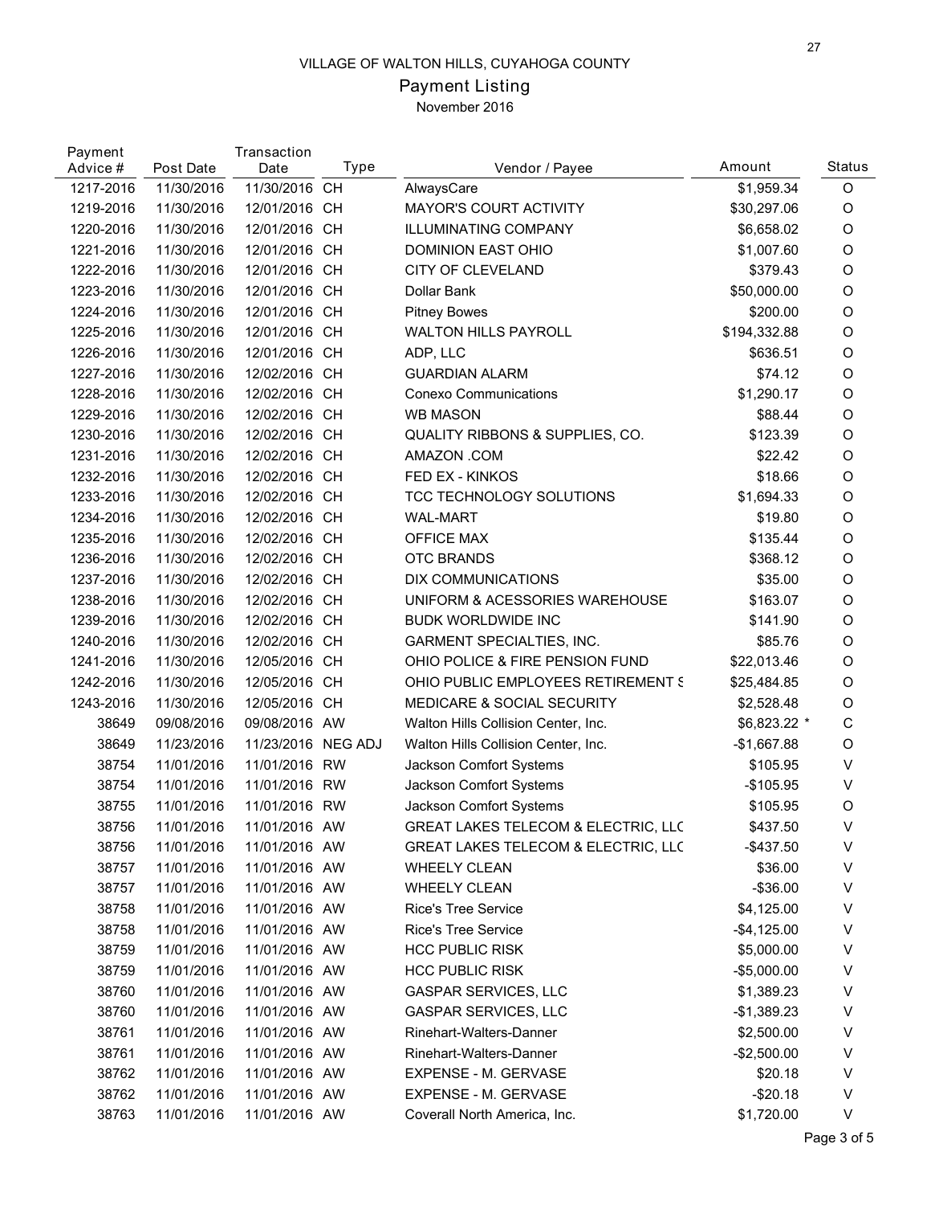VILLAGE OF WALTON HILLS, CUYAHOGA COUNTY

# Payment Listing

November 2016

| Payment Advice # | Post Date | Transaction Date | Type | Vendor / Payee | Amount | Status |
|---|---|---|---|---|---|---|
| 1217-2016 | 11/30/2016 | 11/30/2016 | CH | AlwaysCare | $1,959.34 | O |
| 1219-2016 | 11/30/2016 | 12/01/2016 | CH | MAYOR'S COURT ACTIVITY | $30,297.06 | O |
| 1220-2016 | 11/30/2016 | 12/01/2016 | CH | ILLUMINATING COMPANY | $6,658.02 | O |
| 1221-2016 | 11/30/2016 | 12/01/2016 | CH | DOMINION EAST OHIO | $1,007.60 | O |
| 1222-2016 | 11/30/2016 | 12/01/2016 | CH | CITY OF CLEVELAND | $379.43 | O |
| 1223-2016 | 11/30/2016 | 12/01/2016 | CH | Dollar Bank | $50,000.00 | O |
| 1224-2016 | 11/30/2016 | 12/01/2016 | CH | Pitney Bowes | $200.00 | O |
| 1225-2016 | 11/30/2016 | 12/01/2016 | CH | WALTON HILLS PAYROLL | $194,332.88 | O |
| 1226-2016 | 11/30/2016 | 12/01/2016 | CH | ADP, LLC | $636.51 | O |
| 1227-2016 | 11/30/2016 | 12/02/2016 | CH | GUARDIAN ALARM | $74.12 | O |
| 1228-2016 | 11/30/2016 | 12/02/2016 | CH | Conexo Communications | $1,290.17 | O |
| 1229-2016 | 11/30/2016 | 12/02/2016 | CH | WB MASON | $88.44 | O |
| 1230-2016 | 11/30/2016 | 12/02/2016 | CH | QUALITY RIBBONS & SUPPLIES, CO. | $123.39 | O |
| 1231-2016 | 11/30/2016 | 12/02/2016 | CH | AMAZON .COM | $22.42 | O |
| 1232-2016 | 11/30/2016 | 12/02/2016 | CH | FED EX - KINKOS | $18.66 | O |
| 1233-2016 | 11/30/2016 | 12/02/2016 | CH | TCC TECHNOLOGY SOLUTIONS | $1,694.33 | O |
| 1234-2016 | 11/30/2016 | 12/02/2016 | CH | WAL-MART | $19.80 | O |
| 1235-2016 | 11/30/2016 | 12/02/2016 | CH | OFFICE MAX | $135.44 | O |
| 1236-2016 | 11/30/2016 | 12/02/2016 | CH | OTC BRANDS | $368.12 | O |
| 1237-2016 | 11/30/2016 | 12/02/2016 | CH | DIX COMMUNICATIONS | $35.00 | O |
| 1238-2016 | 11/30/2016 | 12/02/2016 | CH | UNIFORM & ACESSORIES WAREHOUSE | $163.07 | O |
| 1239-2016 | 11/30/2016 | 12/02/2016 | CH | BUDK WORLDWIDE INC | $141.90 | O |
| 1240-2016 | 11/30/2016 | 12/02/2016 | CH | GARMENT SPECIALTIES, INC. | $85.76 | O |
| 1241-2016 | 11/30/2016 | 12/05/2016 | CH | OHIO POLICE & FIRE PENSION FUND | $22,013.46 | O |
| 1242-2016 | 11/30/2016 | 12/05/2016 | CH | OHIO PUBLIC EMPLOYEES RETIREMENT S | $25,484.85 | O |
| 1243-2016 | 11/30/2016 | 12/05/2016 | CH | MEDICARE & SOCIAL SECURITY | $2,528.48 | O |
| 38649 | 09/08/2016 | 09/08/2016 | AW | Walton Hills Collision Center, Inc. | $6,823.22 * | C |
| 38649 | 11/23/2016 | 11/23/2016 | NEG ADJ | Walton Hills Collision Center, Inc. | -$1,667.88 | O |
| 38754 | 11/01/2016 | 11/01/2016 | RW | Jackson Comfort Systems | $105.95 | V |
| 38754 | 11/01/2016 | 11/01/2016 | RW | Jackson Comfort Systems | -$105.95 | V |
| 38755 | 11/01/2016 | 11/01/2016 | RW | Jackson Comfort Systems | $105.95 | O |
| 38756 | 11/01/2016 | 11/01/2016 | AW | GREAT LAKES TELECOM & ELECTRIC, LLC | $437.50 | V |
| 38756 | 11/01/2016 | 11/01/2016 | AW | GREAT LAKES TELECOM & ELECTRIC, LLC | -$437.50 | V |
| 38757 | 11/01/2016 | 11/01/2016 | AW | WHEELY CLEAN | $36.00 | V |
| 38757 | 11/01/2016 | 11/01/2016 | AW | WHEELY CLEAN | -$36.00 | V |
| 38758 | 11/01/2016 | 11/01/2016 | AW | Rice's Tree Service | $4,125.00 | V |
| 38758 | 11/01/2016 | 11/01/2016 | AW | Rice's Tree Service | -$4,125.00 | V |
| 38759 | 11/01/2016 | 11/01/2016 | AW | HCC PUBLIC RISK | $5,000.00 | V |
| 38759 | 11/01/2016 | 11/01/2016 | AW | HCC PUBLIC RISK | -$5,000.00 | V |
| 38760 | 11/01/2016 | 11/01/2016 | AW | GASPAR SERVICES, LLC | $1,389.23 | V |
| 38760 | 11/01/2016 | 11/01/2016 | AW | GASPAR SERVICES, LLC | -$1,389.23 | V |
| 38761 | 11/01/2016 | 11/01/2016 | AW | Rinehart-Walters-Danner | $2,500.00 | V |
| 38761 | 11/01/2016 | 11/01/2016 | AW | Rinehart-Walters-Danner | -$2,500.00 | V |
| 38762 | 11/01/2016 | 11/01/2016 | AW | EXPENSE - M. GERVASE | $20.18 | V |
| 38762 | 11/01/2016 | 11/01/2016 | AW | EXPENSE - M. GERVASE | -$20.18 | V |
| 38763 | 11/01/2016 | 11/01/2016 | AW | Coverall North America, Inc. | $1,720.00 | V |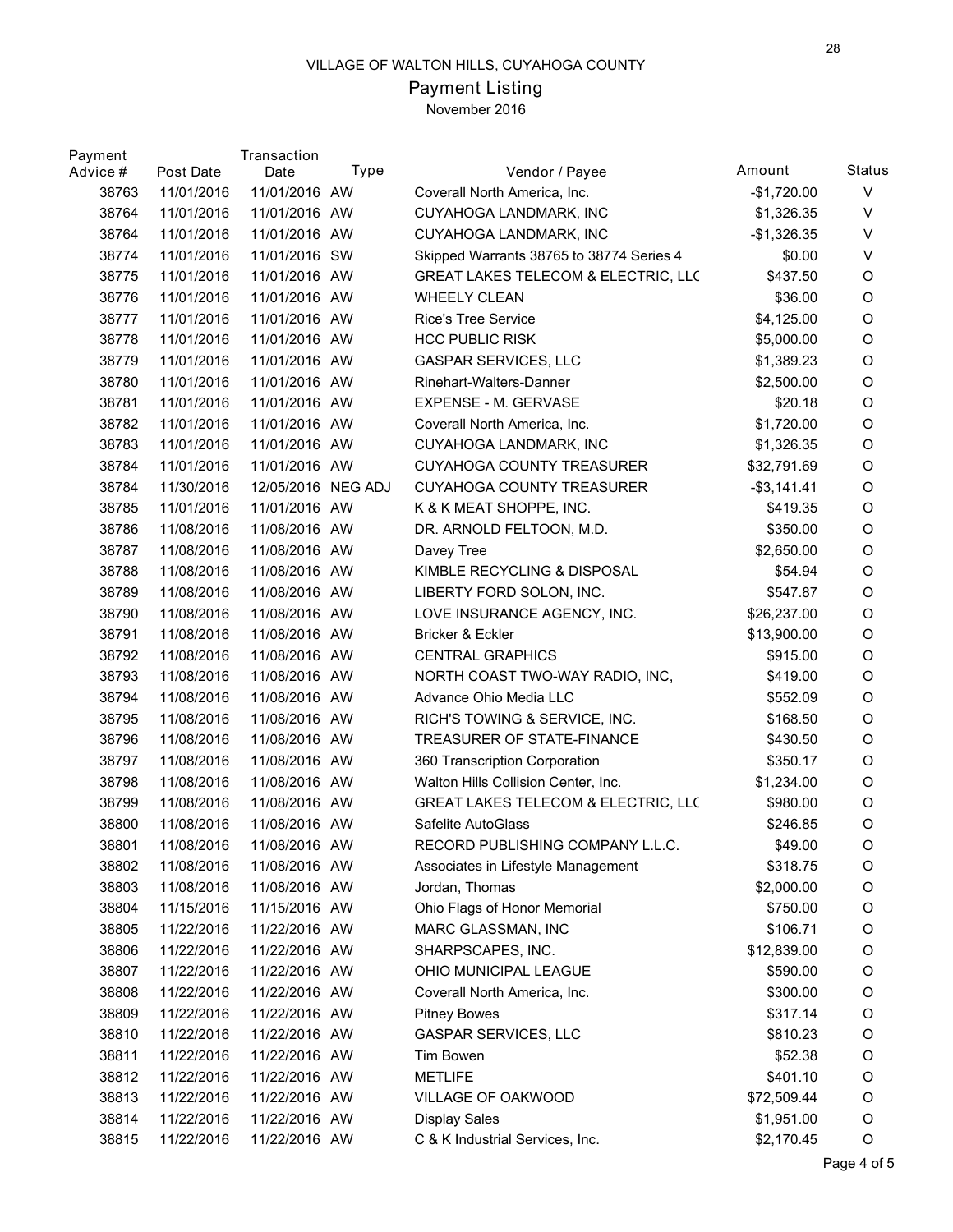VILLAGE OF WALTON HILLS, CUYAHOGA COUNTY

Payment Listing

November 2016

| Payment Advice # | Post Date | Transaction Date | Type | Vendor / Payee | Amount | Status |
|---|---|---|---|---|---|---|
| 38763 | 11/01/2016 | 11/01/2016 | AW | Coverall North America, Inc. | -$1,720.00 | V |
| 38764 | 11/01/2016 | 11/01/2016 | AW | CUYAHOGA LANDMARK, INC | $1,326.35 | V |
| 38764 | 11/01/2016 | 11/01/2016 | AW | CUYAHOGA LANDMARK, INC | -$1,326.35 | V |
| 38774 | 11/01/2016 | 11/01/2016 | SW | Skipped Warrants 38765 to 38774 Series 4 | $0.00 | V |
| 38775 | 11/01/2016 | 11/01/2016 | AW | GREAT LAKES TELECOM & ELECTRIC, LLC | $437.50 | O |
| 38776 | 11/01/2016 | 11/01/2016 | AW | WHEELY CLEAN | $36.00 | O |
| 38777 | 11/01/2016 | 11/01/2016 | AW | Rice's Tree Service | $4,125.00 | O |
| 38778 | 11/01/2016 | 11/01/2016 | AW | HCC PUBLIC RISK | $5,000.00 | O |
| 38779 | 11/01/2016 | 11/01/2016 | AW | GASPAR SERVICES, LLC | $1,389.23 | O |
| 38780 | 11/01/2016 | 11/01/2016 | AW | Rinehart-Walters-Danner | $2,500.00 | O |
| 38781 | 11/01/2016 | 11/01/2016 | AW | EXPENSE - M. GERVASE | $20.18 | O |
| 38782 | 11/01/2016 | 11/01/2016 | AW | Coverall North America, Inc. | $1,720.00 | O |
| 38783 | 11/01/2016 | 11/01/2016 | AW | CUYAHOGA LANDMARK, INC | $1,326.35 | O |
| 38784 | 11/01/2016 | 11/01/2016 | AW | CUYAHOGA COUNTY TREASURER | $32,791.69 | O |
| 38784 | 11/30/2016 | 12/05/2016 | NEG ADJ | CUYAHOGA COUNTY TREASURER | -$3,141.41 | O |
| 38785 | 11/01/2016 | 11/01/2016 | AW | K & K MEAT SHOPPE, INC. | $419.35 | O |
| 38786 | 11/08/2016 | 11/08/2016 | AW | DR. ARNOLD FELTOON, M.D. | $350.00 | O |
| 38787 | 11/08/2016 | 11/08/2016 | AW | Davey Tree | $2,650.00 | O |
| 38788 | 11/08/2016 | 11/08/2016 | AW | KIMBLE RECYCLING & DISPOSAL | $54.94 | O |
| 38789 | 11/08/2016 | 11/08/2016 | AW | LIBERTY FORD SOLON, INC. | $547.87 | O |
| 38790 | 11/08/2016 | 11/08/2016 | AW | LOVE INSURANCE AGENCY, INC. | $26,237.00 | O |
| 38791 | 11/08/2016 | 11/08/2016 | AW | Bricker & Eckler | $13,900.00 | O |
| 38792 | 11/08/2016 | 11/08/2016 | AW | CENTRAL GRAPHICS | $915.00 | O |
| 38793 | 11/08/2016 | 11/08/2016 | AW | NORTH COAST TWO-WAY RADIO, INC, | $419.00 | O |
| 38794 | 11/08/2016 | 11/08/2016 | AW | Advance Ohio Media LLC | $552.09 | O |
| 38795 | 11/08/2016 | 11/08/2016 | AW | RICH'S TOWING & SERVICE, INC. | $168.50 | O |
| 38796 | 11/08/2016 | 11/08/2016 | AW | TREASURER OF STATE-FINANCE | $430.50 | O |
| 38797 | 11/08/2016 | 11/08/2016 | AW | 360 Transcription Corporation | $350.17 | O |
| 38798 | 11/08/2016 | 11/08/2016 | AW | Walton Hills Collision Center, Inc. | $1,234.00 | O |
| 38799 | 11/08/2016 | 11/08/2016 | AW | GREAT LAKES TELECOM & ELECTRIC, LLC | $980.00 | O |
| 38800 | 11/08/2016 | 11/08/2016 | AW | Safelite AutoGlass | $246.85 | O |
| 38801 | 11/08/2016 | 11/08/2016 | AW | RECORD PUBLISHING COMPANY L.L.C. | $49.00 | O |
| 38802 | 11/08/2016 | 11/08/2016 | AW | Associates in Lifestyle Management | $318.75 | O |
| 38803 | 11/08/2016 | 11/08/2016 | AW | Jordan, Thomas | $2,000.00 | O |
| 38804 | 11/15/2016 | 11/15/2016 | AW | Ohio Flags of Honor Memorial | $750.00 | O |
| 38805 | 11/22/2016 | 11/22/2016 | AW | MARC GLASSMAN, INC | $106.71 | O |
| 38806 | 11/22/2016 | 11/22/2016 | AW | SHARPSCAPES, INC. | $12,839.00 | O |
| 38807 | 11/22/2016 | 11/22/2016 | AW | OHIO MUNICIPAL LEAGUE | $590.00 | O |
| 38808 | 11/22/2016 | 11/22/2016 | AW | Coverall North America, Inc. | $300.00 | O |
| 38809 | 11/22/2016 | 11/22/2016 | AW | Pitney Bowes | $317.14 | O |
| 38810 | 11/22/2016 | 11/22/2016 | AW | GASPAR SERVICES, LLC | $810.23 | O |
| 38811 | 11/22/2016 | 11/22/2016 | AW | Tim Bowen | $52.38 | O |
| 38812 | 11/22/2016 | 11/22/2016 | AW | METLIFE | $401.10 | O |
| 38813 | 11/22/2016 | 11/22/2016 | AW | VILLAGE OF OAKWOOD | $72,509.44 | O |
| 38814 | 11/22/2016 | 11/22/2016 | AW | Display Sales | $1,951.00 | O |
| 38815 | 11/22/2016 | 11/22/2016 | AW | C & K Industrial Services, Inc. | $2,170.45 | O |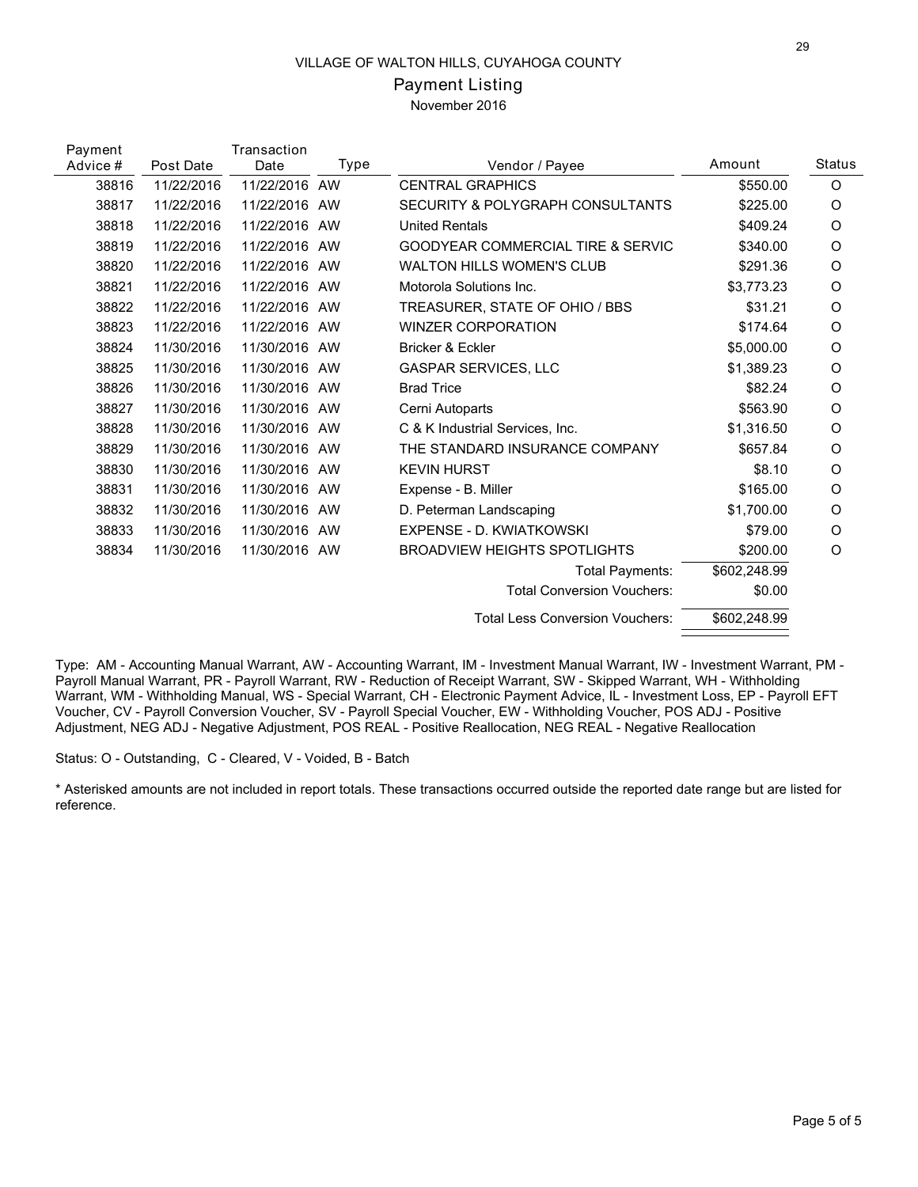VILLAGE OF WALTON HILLS, CUYAHOGA COUNTY

## Payment Listing

November 2016

| Payment Advice # | Post Date | Transaction Date | Type | Vendor / Payee | Amount | Status |
|---|---|---|---|---|---|---|
| 38816 | 11/22/2016 | 11/22/2016 | AW | CENTRAL GRAPHICS | $550.00 | O |
| 38817 | 11/22/2016 | 11/22/2016 | AW | SECURITY & POLYGRAPH CONSULTANTS | $225.00 | O |
| 38818 | 11/22/2016 | 11/22/2016 | AW | United Rentals | $409.24 | O |
| 38819 | 11/22/2016 | 11/22/2016 | AW | GOODYEAR COMMERCIAL TIRE & SERVIC | $340.00 | O |
| 38820 | 11/22/2016 | 11/22/2016 | AW | WALTON HILLS WOMEN'S CLUB | $291.36 | O |
| 38821 | 11/22/2016 | 11/22/2016 | AW | Motorola Solutions Inc. | $3,773.23 | O |
| 38822 | 11/22/2016 | 11/22/2016 | AW | TREASURER, STATE OF OHIO / BBS | $31.21 | O |
| 38823 | 11/22/2016 | 11/22/2016 | AW | WINZER CORPORATION | $174.64 | O |
| 38824 | 11/30/2016 | 11/30/2016 | AW | Bricker & Eckler | $5,000.00 | O |
| 38825 | 11/30/2016 | 11/30/2016 | AW | GASPAR SERVICES, LLC | $1,389.23 | O |
| 38826 | 11/30/2016 | 11/30/2016 | AW | Brad Trice | $82.24 | O |
| 38827 | 11/30/2016 | 11/30/2016 | AW | Cerni Autoparts | $563.90 | O |
| 38828 | 11/30/2016 | 11/30/2016 | AW | C & K Industrial Services, Inc. | $1,316.50 | O |
| 38829 | 11/30/2016 | 11/30/2016 | AW | THE STANDARD INSURANCE COMPANY | $657.84 | O |
| 38830 | 11/30/2016 | 11/30/2016 | AW | KEVIN HURST | $8.10 | O |
| 38831 | 11/30/2016 | 11/30/2016 | AW | Expense - B. Miller | $165.00 | O |
| 38832 | 11/30/2016 | 11/30/2016 | AW | D. Peterman Landscaping | $1,700.00 | O |
| 38833 | 11/30/2016 | 11/30/2016 | AW | EXPENSE - D. KWIATKOWSKI | $79.00 | O |
| 38834 | 11/30/2016 | 11/30/2016 | AW | BROADVIEW HEIGHTS SPOTLIGHTS | $200.00 | O |
| | | | | Total Payments: | $602,248.99 | |
| | | | | Total Conversion Vouchers: | $0.00 | |
| | | | | Total Less Conversion Vouchers: | $602,248.99 | |

Type: AM - Accounting Manual Warrant, AW - Accounting Warrant, IM - Investment Manual Warrant, IW - Investment Warrant, PM - Payroll Manual Warrant, PR - Payroll Warrant, RW - Reduction of Receipt Warrant, SW - Skipped Warrant, WH - Withholding Warrant, WM - Withholding Manual, WS - Special Warrant, CH - Electronic Payment Advice, IL - Investment Loss, EP - Payroll EFT Voucher, CV - Payroll Conversion Voucher, SV - Payroll Special Voucher, EW - Withholding Voucher, POS ADJ - Positive Adjustment, NEG ADJ - Negative Adjustment, POS REAL - Positive Reallocation, NEG REAL - Negative Reallocation

Status: O - Outstanding, C - Cleared, V - Voided, B - Batch

* Asterisked amounts are not included in report totals. These transactions occurred outside the reported date range but are listed for reference.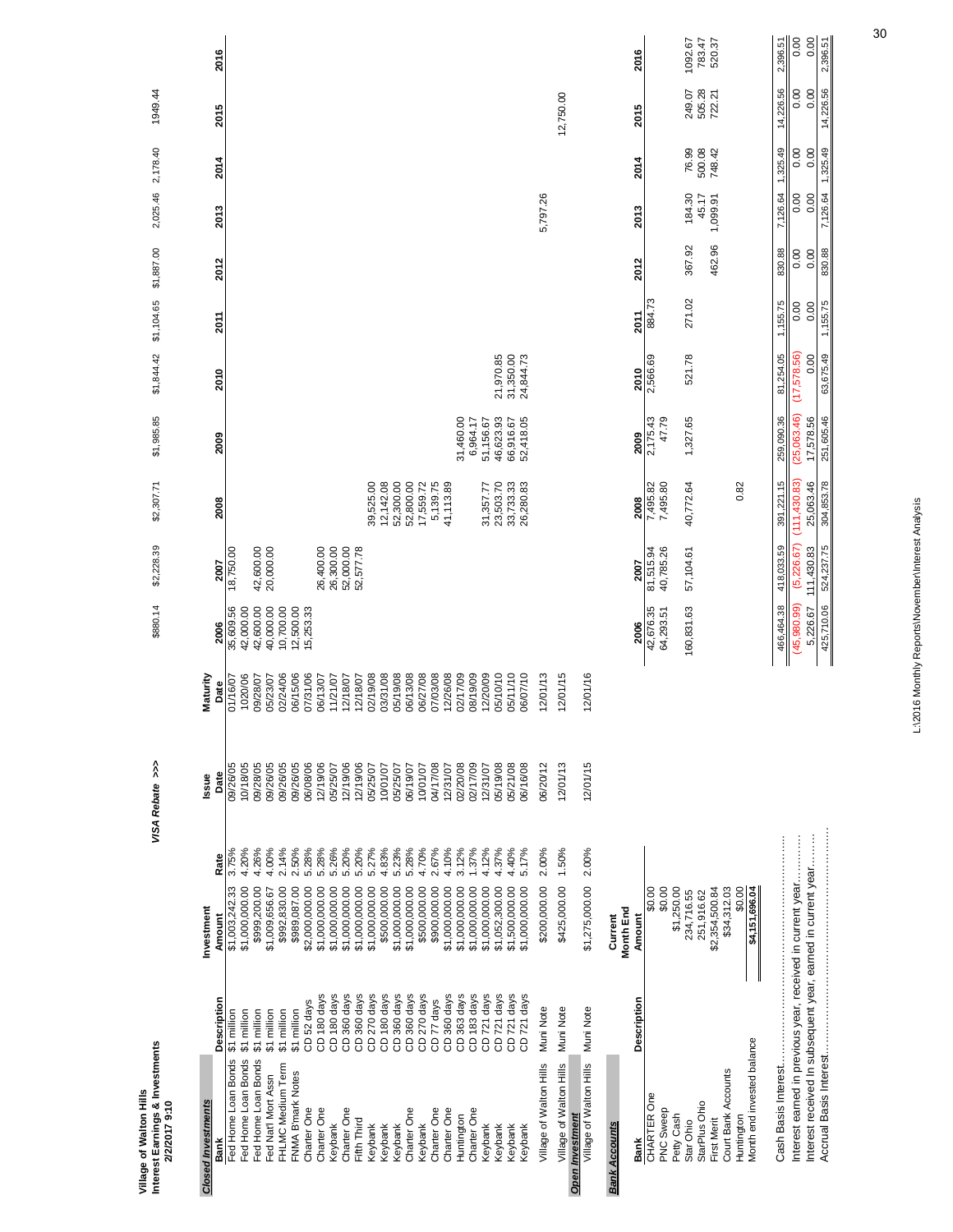**Village of Walton Hills**
**Interest Earnings & Investments**
**2/2/2017 9:10**

| | | | | | ***VISA Rebate >>>*** | $880.14 | $2,228.39 | $2,307.71 | $1,985.85 | $1,844.42 | $1,104.65 | $1,887.00 | 2,025.46 | 2,178.40 | 1949.44 | |
|---|---|---|---|---|---|---|---|---|---|---|---|---|---|---|---|---|
| ***Closed Investments*** | | | | | | | | | | | | | | | | |
| **Bank** | **Description** | **Investment Amount** | **Rate** | **Issue Date** | **Maturity Date** | **2006** | **2007** | **2008** | **2009** | **2010** | **2011** | **2012** | **2013** | **2014** | **2015** | **2016** |
| Fed Home Loan Bonds | $1 million | $1,003,242.33 | 3.75% | 09/26/05 | 01/16/07 | 35,609.56 | 18,750.00 | | | | | | | | | |
| Fed Home Loan Bonds | $1 million | $1,000,000.00 | 4.20% | 10/18/05 | 1020/06 | 42,000.00 | | | | | | | | | | |
| Fed Home Loan Bonds | $1 million | $999,200.00 | 4.26% | 09/28/05 | 09/28/07 | 42,600.00 | 42,600.00 | | | | | | | | | |
| Fed Nat'l Mort Assn | $1 million | $1,009,656.67 | 4.00% | 09/26/05 | 05/23/07 | 40,000.00 | 20,000.00 | | | | | | | | | |
| FHLMC Medium Term | $1 million | $992,830.00 | 2.14% | 09/26/05 | 02/24/06 | 10,700.00 | | | | | | | | | | |
| FNMA B'mark Notes | $1 million | $989,087.00 | 2.50% | 09/26/05 | 06/15/06 | 12,500.00 | | | | | | | | | | |
| Charter One | CD 52 days | $2,000,000.00 | 5.28% | 06/08/06 | 07/31/06 | 15,253.33 | | | | | | | | | | |
| Charter One | CD 180 days | $1,000,000.00 | 5.28% | 12/19/06 | 06/13/07 | | 26,400.00 | | | | | | | | | |
| Keybank | CD 180 days | $1,000,000.00 | 5.26% | 05/25/07 | 11/21/07 | | 26,300.00 | | | | | | | | | |
| Charter One | CD 360 days | $1,000,000.00 | 5.20% | 12/19/06 | 12/18/07 | | 52,000.00 | | | | | | | | | |
| Fifth Third | CD 360 days | $1,000,000.00 | 5.20% | 12/19/06 | 12/18/07 | | 52,577.78 | | | | | | | | | |
| Keybank | CD 270 days | $1,000,000.00 | 5.27% | 05/25/07 | 02/19/08 | | | 39,525.00 | | | | | | | | |
| Keybank | CD 180 days | $500,000.00 | 4.83% | 10/01/07 | 03/31/08 | | | 12,142.08 | | | | | | | | |
| Keybank | CD 360 days | $1,000,000.00 | 5.23% | 05/25/07 | 05/19/08 | | | 52,300.00 | | | | | | | | |
| Charter One | CD 360 days | $1,000,000.00 | 5.28% | 06/19/07 | 06/13/08 | | | 52,800.00 | | | | | | | | |
| Keybank | CD 270 days | $500,000.00 | 4.70% | 10/01/07 | 06/27/08 | | | 17,559.72 | | | | | | | | |
| Charter One | CD 77 days | $900,000.00 | 2.67% | 04/17/08 | 07/03/08 | | | 5,139.75 | | | | | | | | |
| Charter One | CD 360 days | $1,000,000.00 | 4.10% | 12/31/07 | 12/26/08 | | | 41,113.89 | | | | | | | | |
| Huntington | CD 363 days | $1,000,000.00 | 3.12% | 02/20/08 | 02/17/09 | | | | 31,460.00 | | | | | | | |
| Charter One | CD 183 days | $1,000,000.00 | 1.37% | 02/17/09 | 08/19/09 | | | | 6,964.17 | | | | | | | |
| Keybank | CD 721 days | $1,000,000.00 | 4.12% | 12/31/07 | 12/20/09 | | | 31,357.77 | 51,156.67 | | | | | | | |
| Keybank | CD 721 days | $1,052,300.00 | 4.37% | 05/19/08 | 05/10/10 | | | 23,503.70 | 46,623.93 | 21,970.85 | | | | | | |
| Keybank | CD 721 days | $1,500,000.00 | 4.40% | 05/21/08 | 05/11/10 | | | 33,733.33 | 66,916.67 | 31,350.00 | | | | | | |
| Keybank | CD 721 days | $1,000,000.00 | 5.17% | 06/16/08 | 06/07/10 | | | 26,280.83 | 52,418.05 | 24,844.73 | | | | | | |
| Village of Walton Hills | Muni Note | $200,000.00 | 2.00% | 06/20/12 | 12/01/13 | | | | | | | | 5,797.26 | | | |
| Village of Walton Hills | Muni Note | $425,000.00 | 1.50% | 12/01/13 | 12/01/15 | | | | | | | | | | 12,750.00 | |
| ***Open Investment*** | | | | | | | | | | | | | | | | |
| Village of Walton Hills | Muni Note | $1,275,000.00 | 2.00% | 12/01/15 | 12/01/16 | | | | | | | | | | | |

***Bank Accounts***

| **Bank** | **Description** | **Current Month End Amount** | **2006** | **2007** | **2008** | **2009** | **2010** | **2011** | **2012** | **2013** | **2014** | **2015** | **2016** |
|---|---|---|---|---|---|---|---|---|---|---|---|---|---|
| CHARTER One | | $0.00 | 42,676.35 | 81,515.94 | 7,495.82 | 2,175.43 | 2,566.69 | 884.73 | | | | | |
| PNC Sweep | | $0.00 | 64,293.51 | 40,785.26 | 7,495.80 | 47.79 | | | | | | | |
| Petty Cash | | $1,250.00 | | | | | | | | | | | |
| Star Ohio | | 234,716.55 | 160,831.63 | 57,104.61 | 40,772.64 | 1,327.65 | 521.78 | 271.02 | 367.92 | 184.30 | 76.99 | 249.07 | 1092.67 |
| StarPlus Ohio | | 251,916.62 | | | | | | | | 45.17 | 500.08 | 505.28 | 783.47 |
| First Merit | | $2,354,500.84 | | | | | | | 462.96 | 1,099.91 | 748.42 | 722.21 | 520.37 |
| Court Bank Accounts | | $34,312.03 | | | | | | | | | | | |
| Huntington | | $0.00 | | | 0.82 | | | | | | | | |
| Month end invested balance | | $4,151,696.04 | | | | | | | | | | | |
| Cash Basis Interest.................................... | | | 466,464.38 | 418,033.59 | 391,221.15 | 259,090.36 | 81,254.05 | 1,155.75 | 830.88 | 7,126.64 | 1,325.49 | 14,226.56 | 2,396.51 |
| Interest earned in previous year, received in current year............ | | | (45,980.99) | (5,226.67) | (111,430.83) | (25,063.46) | (17,578.56) | 0.00 | 0.00 | 0.00 | 0.00 | 0.00 | 0.00 |
| Interest received in subsequent year, earned in current year......... | | | 5,226.67 | 111,430.83 | 25,063.46 | 17,578.56 | 0.00 | 0.00 | 0.00 | 0.00 | 0.00 | 0.00 | 0.00 |
| Accrual Basis Interest.................................... | | | 425,710.06 | 524,237.75 | 304,853.78 | 251,605.46 | 63,675.49 | 1,155.75 | 830.88 | 7,126.64 | 1,325.49 | 14,226.56 | 2,396.51 |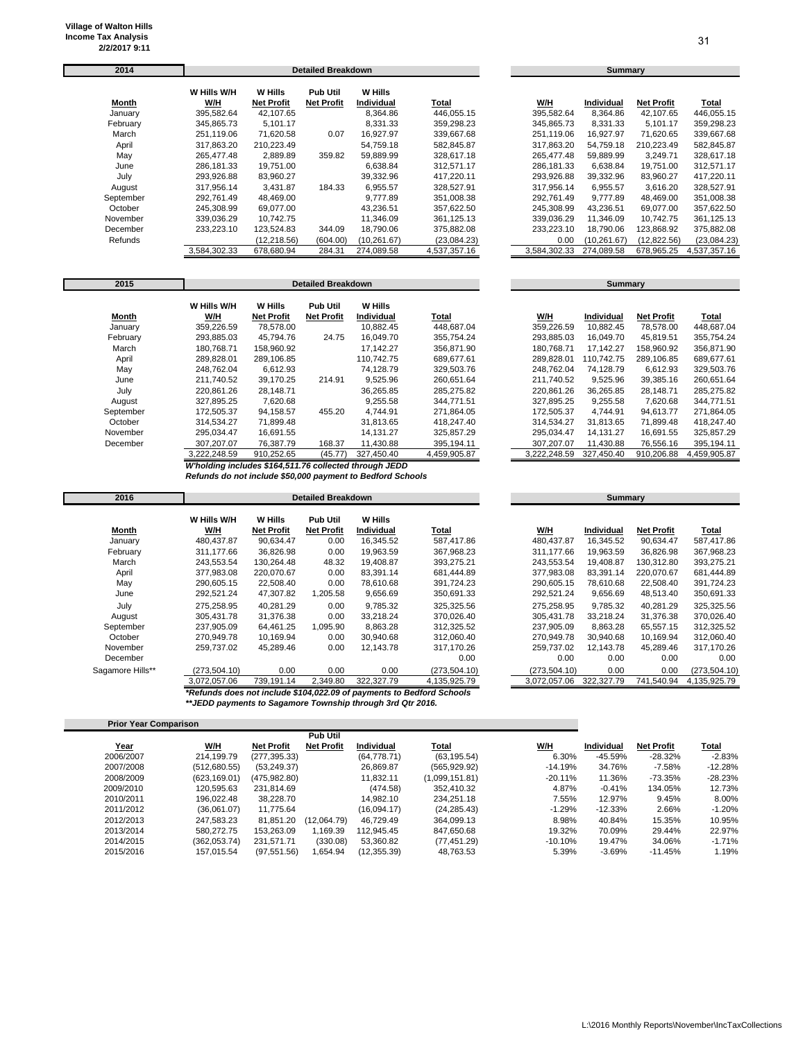**Village of Walton Hills**
**Income Tax Analysis**
**2/2/2017 9:11**

| 2014 | Detailed Breakdown | | | | | Summary | | | |
|---|---|---|---|---|---|---|---|---|---|
| Month | W Hills W/H W/H | W Hills Net Profit | Pub Util Net Profit | W Hills Individual | Total | W/H | Individual | Net Profit | Total |
| January | 395,582.64 | 42,107.65 | | 8,364.86 | 446,055.15 | 395,582.64 | 8,364.86 | 42,107.65 | 446,055.15 |
| February | 345,865.73 | 5,101.17 | | 8,331.33 | 359,298.23 | 345,865.73 | 8,331.33 | 5,101.17 | 359,298.23 |
| March | 251,119.06 | 71,620.58 | 0.07 | 16,927.97 | 339,667.68 | 251,119.06 | 16,927.97 | 71,620.65 | 339,667.68 |
| April | 317,863.20 | 210,223.49 | | 54,759.18 | 582,845.87 | 317,863.20 | 54,759.18 | 210,223.49 | 582,845.87 |
| May | 265,477.48 | 2,889.89 | 359.82 | 59,889.99 | 328,617.18 | 265,477.48 | 59,889.99 | 3,249.71 | 328,617.18 |
| June | 286,181.33 | 19,751.00 | | 6,638.84 | 312,571.17 | 286,181.33 | 6,638.84 | 19,751.00 | 312,571.17 |
| July | 293,926.88 | 83,960.27 | | 39,332.96 | 417,220.11 | 293,926.88 | 39,332.96 | 83,960.27 | 417,220.11 |
| August | 317,956.14 | 3,431.87 | 184.33 | 6,955.57 | 328,527.91 | 317,956.14 | 6,955.57 | 3,616.20 | 328,527.91 |
| September | 292,761.49 | 48,469.00 | | 9,777.89 | 351,008.38 | 292,761.49 | 9,777.89 | 48,469.00 | 351,008.38 |
| October | 245,308.99 | 69,077.00 | | 43,236.51 | 357,622.50 | 245,308.99 | 43,236.51 | 69,077.00 | 357,622.50 |
| November | 339,036.29 | 10,742.75 | | 11,346.09 | 361,125.13 | 339,036.29 | 11,346.09 | 10,742.75 | 361,125.13 |
| December | 233,223.10 | 123,524.83 | 344.09 | 18,790.06 | 375,882.08 | 233,223.10 | 18,790.06 | 123,868.92 | 375,882.08 |
| Refunds | | (12,218.56) | (604.00) | (10,261.67) | (23,084.23) | 0.00 | (10,261.67) | (12,822.56) | (23,084.23) |
| | 3,584,302.33 | 678,680.94 | 284.31 | 274,089.58 | 4,537,357.16 | 3,584,302.33 | 274,089.58 | 678,965.25 | 4,537,357.16 |

| 2015 | Detailed Breakdown | | | | | Summary | | | |
|---|---|---|---|---|---|---|---|---|---|
| Month | W Hills W/H W/H | W Hills Net Profit | Pub Util Net Profit | W Hills Individual | Total | W/H | Individual | Net Profit | Total |
| January | 359,226.59 | 78,578.00 | | 10,882.45 | 448,687.04 | 359,226.59 | 10,882.45 | 78,578.00 | 448,687.04 |
| February | 293,885.03 | 45,794.76 | 24.75 | 16,049.70 | 355,754.24 | 293,885.03 | 16,049.70 | 45,819.51 | 355,754.24 |
| March | 180,768.71 | 158,960.92 | | 17,142.27 | 356,871.90 | 180,768.71 | 17,142.27 | 158,960.92 | 356,871.90 |
| April | 289,828.01 | 289,106.85 | | 110,742.75 | 689,677.61 | 289,828.01 | 110,742.75 | 289,106.85 | 689,677.61 |
| May | 248,762.04 | 6,612.93 | | 74,128.79 | 329,503.76 | 248,762.04 | 74,128.79 | 6,612.93 | 329,503.76 |
| June | 211,740.52 | 39,170.25 | 214.91 | 9,525.96 | 260,651.64 | 211,740.52 | 9,525.96 | 39,385.16 | 260,651.64 |
| July | 220,861.26 | 28,148.71 | | 36,265.85 | 285,275.82 | 220,861.26 | 36,265.85 | 28,148.71 | 285,275.82 |
| August | 327,895.25 | 7,620.68 | | 9,255.58 | 344,771.51 | 327,895.25 | 9,255.58 | 7,620.68 | 344,771.51 |
| September | 172,505.37 | 94,158.57 | 455.20 | 4,744.91 | 271,864.05 | 172,505.37 | 4,744.91 | 94,613.77 | 271,864.05 |
| October | 314,534.27 | 71,899.48 | | 31,813.65 | 418,247.40 | 314,534.27 | 31,813.65 | 71,899.48 | 418,247.40 |
| November | 295,034.47 | 16,691.55 | | 14,131.27 | 325,857.29 | 295,034.47 | 14,131.27 | 16,691.55 | 325,857.29 |
| December | 307,207.07 | 76,387.79 | 168.37 | 11,430.88 | 395,194.11 | 307,207.07 | 11,430.88 | 76,556.16 | 395,194.11 |
| | 3,222,248.59 | 910,252.65 | (45.77) | 327,450.40 | 4,459,905.87 | 3,222,248.59 | 327,450.40 | 910,206.88 | 4,459,905.87 |

*W'holding includes $164,511.76 collected through JEDD*
*Refunds do not include $50,000 payment to Bedford Schools*

| 2016 | Detailed Breakdown | | | | | Summary | | | |
|---|---|---|---|---|---|---|---|---|---|
| Month | W Hills W/H W/H | W Hills Net Profit | Pub Util Net Profit | W Hills Individual | Total | W/H | Individual | Net Profit | Total |
| January | 480,437.87 | 90,634.47 | 0.00 | 16,345.52 | 587,417.86 | 480,437.87 | 16,345.52 | 90,634.47 | 587,417.86 |
| February | 311,177.66 | 36,826.98 | 0.00 | 19,963.59 | 367,968.23 | 311,177.66 | 19,963.59 | 36,826.98 | 367,968.23 |
| March | 243,553.54 | 130,264.48 | 48.32 | 19,408.87 | 393,275.21 | 243,553.54 | 19,408.87 | 130,312.80 | 393,275.21 |
| April | 377,983.08 | 220,070.67 | 0.00 | 83,391.14 | 681,444.89 | 377,983.08 | 83,391.14 | 220,070.67 | 681,444.89 |
| May | 290,605.15 | 22,508.40 | 0.00 | 78,610.68 | 391,724.23 | 290,605.15 | 78,610.68 | 22,508.40 | 391,724.23 |
| June | 292,521.24 | 47,307.82 | 1,205.58 | 9,656.69 | 350,691.33 | 292,521.24 | 9,656.69 | 48,513.40 | 350,691.33 |
| July | 275,258.95 | 40,281.29 | 0.00 | 9,785.32 | 325,325.56 | 275,258.95 | 9,785.32 | 40,281.29 | 325,325.56 |
| August | 305,431.78 | 31,376.38 | 0.00 | 33,218.24 | 370,026.40 | 305,431.78 | 33,218.24 | 31,376.38 | 370,026.40 |
| September | 237,905.09 | 64,461.25 | 1,095.90 | 8,863.28 | 312,325.52 | 237,905.09 | 8,863.28 | 65,557.15 | 312,325.52 |
| October | 270,949.78 | 10,169.94 | 0.00 | 30,940.68 | 312,060.40 | 270,949.78 | 30,940.68 | 10,169.94 | 312,060.40 |
| November | 259,737.02 | 45,289.46 | 0.00 | 12,143.78 | 317,170.26 | 259,737.02 | 12,143.78 | 45,289.46 | 317,170.26 |
| December | | | | | 0.00 | 0.00 | 0.00 | 0.00 | 0.00 |
| Sagamore Hills** | (273,504.10) | 0.00 | 0.00 | 0.00 | (273,504.10) | (273,504.10) | 0.00 | 0.00 | (273,504.10) |
| | 3,072,057.06 | 739,191.14 | 2,349.80 | 322,327.79 | 4,135,925.79 | 3,072,057.06 | 322,327.79 | 741,540.94 | 4,135,925.79 |

*Refunds does not include $104,022.09 of payments to Bedford Schools
**JEDD payments to Sagamore Township through 3rd Qtr 2016.

**Prior Year Comparison**

| Year | W/H | Net Profit | Pub Util Net Profit | Individual | Total | W/H | Individual | Net Profit | Total |
|---|---|---|---|---|---|---|---|---|---|
| 2006/2007 | 214,199.79 | (277,395.33) | | (64,778.71) | (63,195.54) | 6.30% | -45.59% | -28.32% | -2.83% |
| 2007/2008 | (512,680.55) | (53,249.37) | | 26,869.87 | (565,929.92) | -14.19% | 34.76% | -7.58% | -12.28% |
| 2008/2009 | (623,169.01) | (475,982.80) | | 11,832.11 | (1,099,151.81) | -20.11% | 11.36% | -73.35% | -28.23% |
| 2009/2010 | 120,595.63 | 231,814.69 | | (474.58) | 352,410.32 | 4.87% | -0.41% | 134.05% | 12.73% |
| 2010/2011 | 196,022.48 | 38,228.70 | | 14,982.10 | 234,251.18 | 7.55% | 12.97% | 9.45% | 8.00% |
| 2011/2012 | (36,061.07) | 11,775.64 | | (16,094.17) | (24,285.43) | -1.29% | -12.33% | 2.66% | -1.20% |
| 2012/2013 | 247,583.23 | 81,851.20 | (12,064.79) | 46,729.49 | 364,099.13 | 8.98% | 40.84% | 15.35% | 10.95% |
| 2013/2014 | 580,272.75 | 153,263.09 | 1,169.39 | 112,945.45 | 847,650.68 | 19.32% | 70.09% | 29.44% | 22.97% |
| 2014/2015 | (362,053.74) | 231,571.71 | (330.08) | 53,360.82 | (77,451.29) | -10.10% | 19.47% | 34.06% | -1.71% |
| 2015/2016 | 157,015.54 | (97,551.56) | 1,654.94 | (12,355.39) | 48,763.53 | 5.39% | -3.69% | -11.45% | 1.19% |

L:\2016 Monthly Reports\November\IncTaxCollections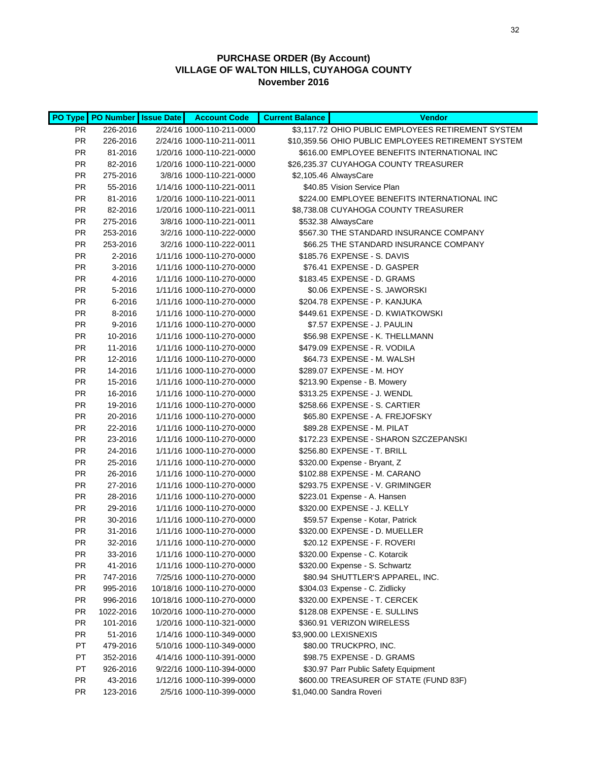## PURCHASE ORDER (By Account)
## VILLAGE OF WALTON HILLS, CUYAHOGA COUNTY
## November 2016

| PO Type | PO Number | Issue Date | Account Code | Current Balance | Vendor |
|---|---|---|---|---|---|
| PR | 226-2016 | 2/24/16 | 1000-110-211-0000 | $3,117.72 | OHIO PUBLIC EMPLOYEES RETIREMENT SYSTEM |
| PR | 226-2016 | 2/24/16 | 1000-110-211-0011 | $10,359.56 | OHIO PUBLIC EMPLOYEES RETIREMENT SYSTEM |
| PR | 81-2016 | 1/20/16 | 1000-110-221-0000 | $616.00 | EMPLOYEE BENEFITS INTERNATIONAL INC |
| PR | 82-2016 | 1/20/16 | 1000-110-221-0000 | $26,235.37 | CUYAHOGA COUNTY TREASURER |
| PR | 275-2016 | 3/8/16 | 1000-110-221-0000 | $2,105.46 | AlwaysCare |
| PR | 55-2016 | 1/14/16 | 1000-110-221-0011 | $40.85 | Vision Service Plan |
| PR | 81-2016 | 1/20/16 | 1000-110-221-0011 | $224.00 | EMPLOYEE BENEFITS INTERNATIONAL INC |
| PR | 82-2016 | 1/20/16 | 1000-110-221-0011 | $8,738.08 | CUYAHOGA COUNTY TREASURER |
| PR | 275-2016 | 3/8/16 | 1000-110-221-0011 | $532.38 | AlwaysCare |
| PR | 253-2016 | 3/2/16 | 1000-110-222-0000 | $567.30 | THE STANDARD INSURANCE COMPANY |
| PR | 253-2016 | 3/2/16 | 1000-110-222-0011 | $66.25 | THE STANDARD INSURANCE COMPANY |
| PR | 2-2016 | 1/11/16 | 1000-110-270-0000 | $185.76 | EXPENSE - S. DAVIS |
| PR | 3-2016 | 1/11/16 | 1000-110-270-0000 | $76.41 | EXPENSE - D. GASPER |
| PR | 4-2016 | 1/11/16 | 1000-110-270-0000 | $183.45 | EXPENSE - D. GRAMS |
| PR | 5-2016 | 1/11/16 | 1000-110-270-0000 | $0.06 | EXPENSE - S. JAWORSKI |
| PR | 6-2016 | 1/11/16 | 1000-110-270-0000 | $204.78 | EXPENSE - P. KANJUKA |
| PR | 8-2016 | 1/11/16 | 1000-110-270-0000 | $449.61 | EXPENSE - D. KWIATKOWSKI |
| PR | 9-2016 | 1/11/16 | 1000-110-270-0000 | $7.57 | EXPENSE - J. PAULIN |
| PR | 10-2016 | 1/11/16 | 1000-110-270-0000 | $56.98 | EXPENSE - K. THELLMANN |
| PR | 11-2016 | 1/11/16 | 1000-110-270-0000 | $479.09 | EXPENSE - R. VODILA |
| PR | 12-2016 | 1/11/16 | 1000-110-270-0000 | $64.73 | EXPENSE - M. WALSH |
| PR | 14-2016 | 1/11/16 | 1000-110-270-0000 | $289.07 | EXPENSE - M. HOY |
| PR | 15-2016 | 1/11/16 | 1000-110-270-0000 | $213.90 | Expense - B. Mowery |
| PR | 16-2016 | 1/11/16 | 1000-110-270-0000 | $313.25 | EXPENSE - J. WENDL |
| PR | 19-2016 | 1/11/16 | 1000-110-270-0000 | $258.66 | EXPENSE - S. CARTIER |
| PR | 20-2016 | 1/11/16 | 1000-110-270-0000 | $65.80 | EXPENSE - A. FREJOFSKY |
| PR | 22-2016 | 1/11/16 | 1000-110-270-0000 | $89.28 | EXPENSE - M. PILAT |
| PR | 23-2016 | 1/11/16 | 1000-110-270-0000 | $172.23 | EXPENSE - SHARON SZCZEPANSKI |
| PR | 24-2016 | 1/11/16 | 1000-110-270-0000 | $256.80 | EXPENSE - T. BRILL |
| PR | 25-2016 | 1/11/16 | 1000-110-270-0000 | $320.00 | Expense - Bryant, Z |
| PR | 26-2016 | 1/11/16 | 1000-110-270-0000 | $102.88 | EXPENSE - M. CARANO |
| PR | 27-2016 | 1/11/16 | 1000-110-270-0000 | $293.75 | EXPENSE - V. GRIMINGER |
| PR | 28-2016 | 1/11/16 | 1000-110-270-0000 | $223.01 | Expense - A. Hansen |
| PR | 29-2016 | 1/11/16 | 1000-110-270-0000 | $320.00 | EXPENSE - J. KELLY |
| PR | 30-2016 | 1/11/16 | 1000-110-270-0000 | $59.57 | Expense - Kotar, Patrick |
| PR | 31-2016 | 1/11/16 | 1000-110-270-0000 | $320.00 | EXPENSE - D. MUELLER |
| PR | 32-2016 | 1/11/16 | 1000-110-270-0000 | $20.12 | EXPENSE - F. ROVERI |
| PR | 33-2016 | 1/11/16 | 1000-110-270-0000 | $320.00 | Expense - C. Kotarcik |
| PR | 41-2016 | 1/11/16 | 1000-110-270-0000 | $320.00 | Expense - S. Schwartz |
| PR | 747-2016 | 7/25/16 | 1000-110-270-0000 | $80.94 | SHUTTLER'S APPAREL, INC. |
| PR | 995-2016 | 10/18/16 | 1000-110-270-0000 | $304.03 | Expense - C. Zidlicky |
| PR | 996-2016 | 10/18/16 | 1000-110-270-0000 | $320.00 | EXPENSE - T. CERCEK |
| PR | 1022-2016 | 10/20/16 | 1000-110-270-0000 | $128.08 | EXPENSE - E. SULLINS |
| PR | 101-2016 | 1/20/16 | 1000-110-321-0000 | $360.91 | VERIZON WIRELESS |
| PR | 51-2016 | 1/14/16 | 1000-110-349-0000 | $3,900.00 | LEXISNEXIS |
| PT | 479-2016 | 5/10/16 | 1000-110-349-0000 | $80.00 | TRUCKPRO, INC. |
| PT | 352-2016 | 4/14/16 | 1000-110-391-0000 | $98.75 | EXPENSE - D. GRAMS |
| PT | 926-2016 | 9/22/16 | 1000-110-394-0000 | $30.97 | Parr Public Safety Equipment |
| PR | 43-2016 | 1/12/16 | 1000-110-399-0000 | $600.00 | TREASURER OF STATE (FUND 83F) |
| PR | 123-2016 | 2/5/16 | 1000-110-399-0000 | $1,040.00 | Sandra Roveri |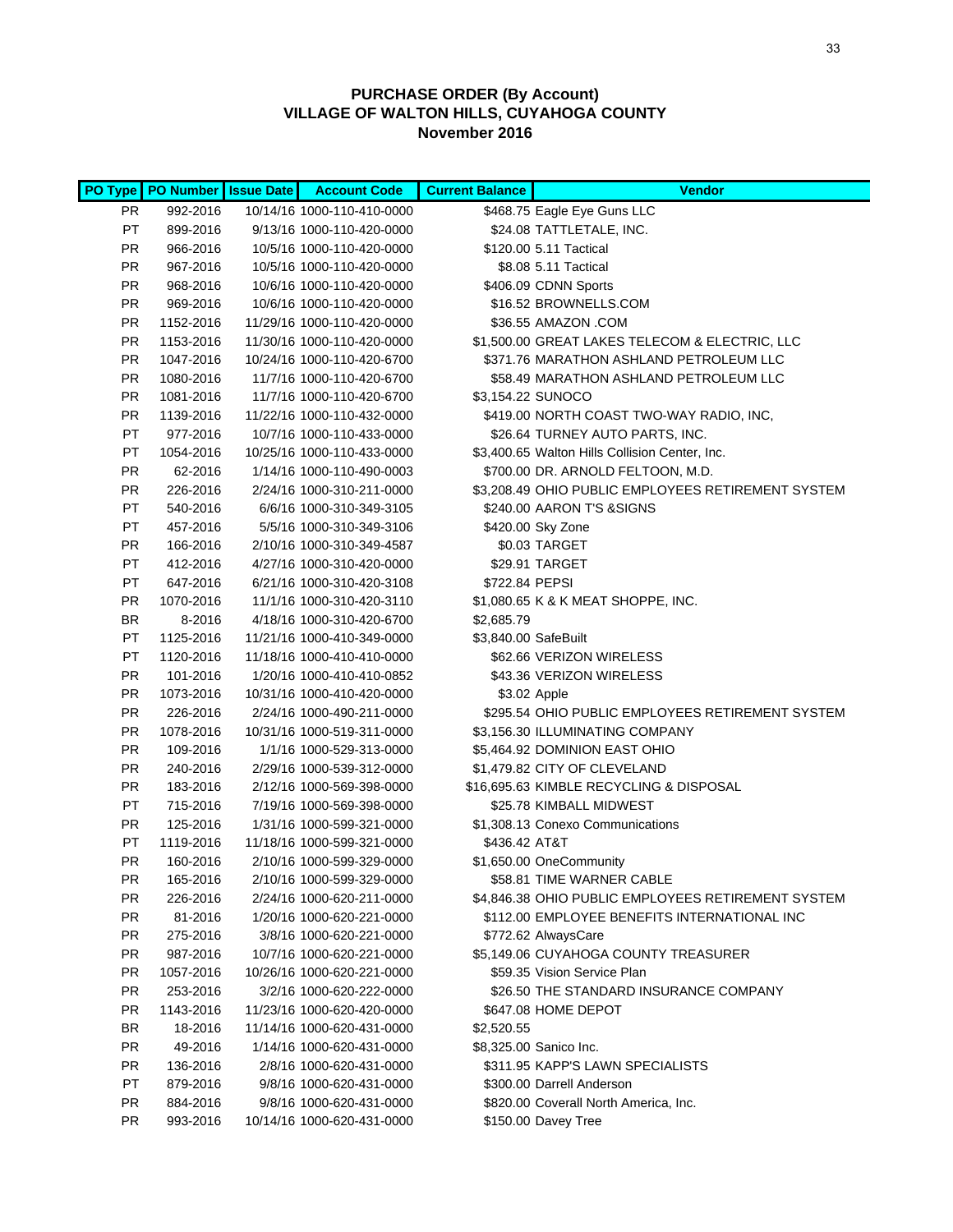# PURCHASE ORDER (By Account)
## VILLAGE OF WALTON HILLS, CUYAHOGA COUNTY
## November 2016

| PO Type | PO Number | Issue Date | Account Code | Current Balance | Vendor |
|---|---|---|---|---|---|
| PR | 992-2016 | 10/14/16 | 1000-110-410-0000 | $468.75 | Eagle Eye Guns LLC |
| PT | 899-2016 | 9/13/16 | 1000-110-420-0000 | $24.08 | TATTLETALE, INC. |
| PR | 966-2016 | 10/5/16 | 1000-110-420-0000 | $120.00 | 5.11 Tactical |
| PR | 967-2016 | 10/5/16 | 1000-110-420-0000 | $8.08 | 5.11 Tactical |
| PR | 968-2016 | 10/6/16 | 1000-110-420-0000 | $406.09 | CDNN Sports |
| PR | 969-2016 | 10/6/16 | 1000-110-420-0000 | $16.52 | BROWNELLS.COM |
| PR | 1152-2016 | 11/29/16 | 1000-110-420-0000 | $36.55 | AMAZON .COM |
| PR | 1153-2016 | 11/30/16 | 1000-110-420-0000 | $1,500.00 | GREAT LAKES TELECOM & ELECTRIC, LLC |
| PR | 1047-2016 | 10/24/16 | 1000-110-420-6700 | $371.76 | MARATHON ASHLAND PETROLEUM LLC |
| PR | 1080-2016 | 11/7/16 | 1000-110-420-6700 | $58.49 | MARATHON ASHLAND PETROLEUM LLC |
| PR | 1081-2016 | 11/7/16 | 1000-110-420-6700 | $3,154.22 | SUNOCO |
| PR | 1139-2016 | 11/22/16 | 1000-110-432-0000 | $419.00 | NORTH COAST TWO-WAY RADIO, INC, |
| PT | 977-2016 | 10/7/16 | 1000-110-433-0000 | $26.64 | TURNEY AUTO PARTS, INC. |
| PT | 1054-2016 | 10/25/16 | 1000-110-433-0000 | $3,400.65 | Walton Hills Collision Center, Inc. |
| PR | 62-2016 | 1/14/16 | 1000-110-490-0003 | $700.00 | DR. ARNOLD FELTOON, M.D. |
| PR | 226-2016 | 2/24/16 | 1000-310-211-0000 | $3,208.49 | OHIO PUBLIC EMPLOYEES RETIREMENT SYSTEM |
| PT | 540-2016 | 6/6/16 | 1000-310-349-3105 | $240.00 | AARON T'S &SIGNS |
| PT | 457-2016 | 5/5/16 | 1000-310-349-3106 | $420.00 | Sky Zone |
| PR | 166-2016 | 2/10/16 | 1000-310-349-4587 | $0.03 | TARGET |
| PT | 412-2016 | 4/27/16 | 1000-310-420-0000 | $29.91 | TARGET |
| PT | 647-2016 | 6/21/16 | 1000-310-420-3108 | $722.84 | PEPSI |
| PR | 1070-2016 | 11/1/16 | 1000-310-420-3110 | $1,080.65 | K & K MEAT SHOPPE, INC. |
| BR | 8-2016 | 4/18/16 | 1000-310-420-6700 | $2,685.79 | |
| PT | 1125-2016 | 11/21/16 | 1000-410-349-0000 | $3,840.00 | SafeBuilt |
| PT | 1120-2016 | 11/18/16 | 1000-410-410-0000 | $62.66 | VERIZON WIRELESS |
| PR | 101-2016 | 1/20/16 | 1000-410-410-0852 | $43.36 | VERIZON WIRELESS |
| PR | 1073-2016 | 10/31/16 | 1000-410-420-0000 | $3.02 | Apple |
| PR | 226-2016 | 2/24/16 | 1000-490-211-0000 | $295.54 | OHIO PUBLIC EMPLOYEES RETIREMENT SYSTEM |
| PR | 1078-2016 | 10/31/16 | 1000-519-311-0000 | $3,156.30 | ILLUMINATING COMPANY |
| PR | 109-2016 | 1/1/16 | 1000-529-313-0000 | $5,464.92 | DOMINION EAST OHIO |
| PR | 240-2016 | 2/29/16 | 1000-539-312-0000 | $1,479.82 | CITY OF CLEVELAND |
| PR | 183-2016 | 2/12/16 | 1000-569-398-0000 | $16,695.63 | KIMBLE RECYCLING & DISPOSAL |
| PT | 715-2016 | 7/19/16 | 1000-569-398-0000 | $25.78 | KIMBALL MIDWEST |
| PR | 125-2016 | 1/31/16 | 1000-599-321-0000 | $1,308.13 | Conexo Communications |
| PT | 1119-2016 | 11/18/16 | 1000-599-321-0000 | $436.42 | AT&T |
| PR | 160-2016 | 2/10/16 | 1000-599-329-0000 | $1,650.00 | OneCommunity |
| PR | 165-2016 | 2/10/16 | 1000-599-329-0000 | $58.81 | TIME WARNER CABLE |
| PR | 226-2016 | 2/24/16 | 1000-620-211-0000 | $4,846.38 | OHIO PUBLIC EMPLOYEES RETIREMENT SYSTEM |
| PR | 81-2016 | 1/20/16 | 1000-620-221-0000 | $112.00 | EMPLOYEE BENEFITS INTERNATIONAL INC |
| PR | 275-2016 | 3/8/16 | 1000-620-221-0000 | $772.62 | AlwaysCare |
| PR | 987-2016 | 10/7/16 | 1000-620-221-0000 | $5,149.06 | CUYAHOGA COUNTY TREASURER |
| PR | 1057-2016 | 10/26/16 | 1000-620-221-0000 | $59.35 | Vision Service Plan |
| PR | 253-2016 | 3/2/16 | 1000-620-222-0000 | $26.50 | THE STANDARD INSURANCE COMPANY |
| PR | 1143-2016 | 11/23/16 | 1000-620-420-0000 | $647.08 | HOME DEPOT |
| BR | 18-2016 | 11/14/16 | 1000-620-431-0000 | $2,520.55 | |
| PR | 49-2016 | 1/14/16 | 1000-620-431-0000 | $8,325.00 | Sanico Inc. |
| PR | 136-2016 | 2/8/16 | 1000-620-431-0000 | $311.95 | KAPP'S LAWN SPECIALISTS |
| PT | 879-2016 | 9/8/16 | 1000-620-431-0000 | $300.00 | Darrell Anderson |
| PR | 884-2016 | 9/8/16 | 1000-620-431-0000 | $820.00 | Coverall North America, Inc. |
| PR | 993-2016 | 10/14/16 | 1000-620-431-0000 | $150.00 | Davey Tree |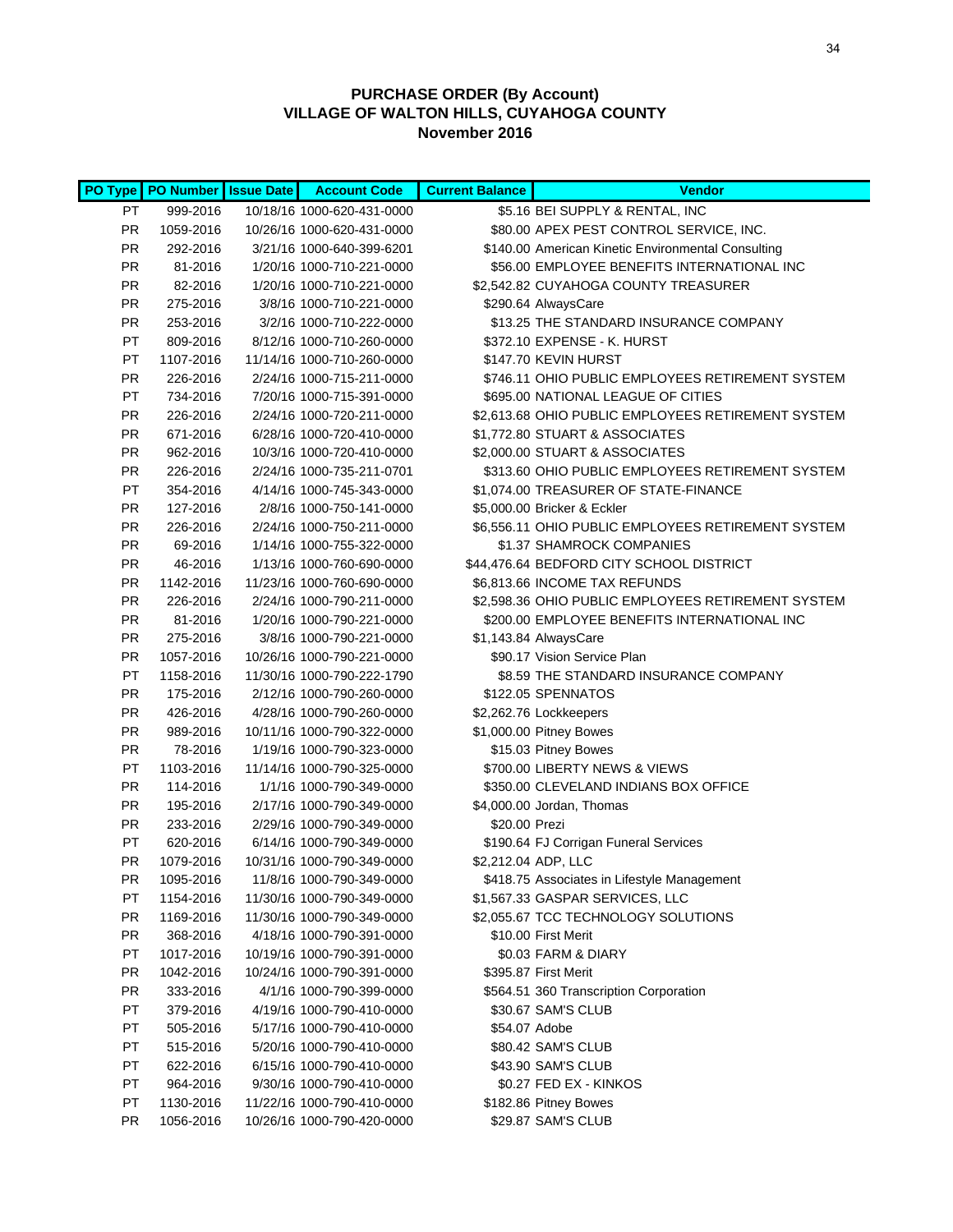# PURCHASE ORDER (By Account)
## VILLAGE OF WALTON HILLS, CUYAHOGA COUNTY
## November 2016

| PO Type | PO Number | Issue Date | Account Code | Current Balance | Vendor |
|---|---|---|---|---|---|
| PT | 999-2016 | 10/18/16 | 1000-620-431-0000 | $5.16 | BEI SUPPLY & RENTAL, INC |
| PR | 1059-2016 | 10/26/16 | 1000-620-431-0000 | $80.00 | APEX PEST CONTROL SERVICE, INC. |
| PR | 292-2016 | 3/21/16 | 1000-640-399-6201 | $140.00 | American Kinetic Environmental Consulting |
| PR | 81-2016 | 1/20/16 | 1000-710-221-0000 | $56.00 | EMPLOYEE BENEFITS INTERNATIONAL INC |
| PR | 82-2016 | 1/20/16 | 1000-710-221-0000 | $2,542.82 | CUYAHOGA COUNTY TREASURER |
| PR | 275-2016 | 3/8/16 | 1000-710-221-0000 | $290.64 | AlwaysCare |
| PR | 253-2016 | 3/2/16 | 1000-710-222-0000 | $13.25 | THE STANDARD INSURANCE COMPANY |
| PT | 809-2016 | 8/12/16 | 1000-710-260-0000 | $372.10 | EXPENSE - K. HURST |
| PT | 1107-2016 | 11/14/16 | 1000-710-260-0000 | $147.70 | KEVIN HURST |
| PR | 226-2016 | 2/24/16 | 1000-715-211-0000 | $746.11 | OHIO PUBLIC EMPLOYEES RETIREMENT SYSTEM |
| PT | 734-2016 | 7/20/16 | 1000-715-391-0000 | $695.00 | NATIONAL LEAGUE OF CITIES |
| PR | 226-2016 | 2/24/16 | 1000-720-211-0000 | $2,613.68 | OHIO PUBLIC EMPLOYEES RETIREMENT SYSTEM |
| PR | 671-2016 | 6/28/16 | 1000-720-410-0000 | $1,772.80 | STUART & ASSOCIATES |
| PR | 962-2016 | 10/3/16 | 1000-720-410-0000 | $2,000.00 | STUART & ASSOCIATES |
| PR | 226-2016 | 2/24/16 | 1000-735-211-0701 | $313.60 | OHIO PUBLIC EMPLOYEES RETIREMENT SYSTEM |
| PT | 354-2016 | 4/14/16 | 1000-745-343-0000 | $1,074.00 | TREASURER OF STATE-FINANCE |
| PR | 127-2016 | 2/8/16 | 1000-750-141-0000 | $5,000.00 | Bricker & Eckler |
| PR | 226-2016 | 2/24/16 | 1000-750-211-0000 | $6,556.11 | OHIO PUBLIC EMPLOYEES RETIREMENT SYSTEM |
| PR | 69-2016 | 1/14/16 | 1000-755-322-0000 | $1.37 | SHAMROCK COMPANIES |
| PR | 46-2016 | 1/13/16 | 1000-760-690-0000 | $44,476.64 | BEDFORD CITY SCHOOL DISTRICT |
| PR | 1142-2016 | 11/23/16 | 1000-760-690-0000 | $6,813.66 | INCOME TAX REFUNDS |
| PR | 226-2016 | 2/24/16 | 1000-790-211-0000 | $2,598.36 | OHIO PUBLIC EMPLOYEES RETIREMENT SYSTEM |
| PR | 81-2016 | 1/20/16 | 1000-790-221-0000 | $200.00 | EMPLOYEE BENEFITS INTERNATIONAL INC |
| PR | 275-2016 | 3/8/16 | 1000-790-221-0000 | $1,143.84 | AlwaysCare |
| PR | 1057-2016 | 10/26/16 | 1000-790-221-0000 | $90.17 | Vision Service Plan |
| PT | 1158-2016 | 11/30/16 | 1000-790-222-1790 | $8.59 | THE STANDARD INSURANCE COMPANY |
| PR | 175-2016 | 2/12/16 | 1000-790-260-0000 | $122.05 | SPENNATOS |
| PR | 426-2016 | 4/28/16 | 1000-790-260-0000 | $2,262.76 | Lockkeepers |
| PR | 989-2016 | 10/11/16 | 1000-790-322-0000 | $1,000.00 | Pitney Bowes |
| PR | 78-2016 | 1/19/16 | 1000-790-323-0000 | $15.03 | Pitney Bowes |
| PT | 1103-2016 | 11/14/16 | 1000-790-325-0000 | $700.00 | LIBERTY NEWS & VIEWS |
| PR | 114-2016 | 1/1/16 | 1000-790-349-0000 | $350.00 | CLEVELAND INDIANS BOX OFFICE |
| PR | 195-2016 | 2/17/16 | 1000-790-349-0000 | $4,000.00 | Jordan, Thomas |
| PR | 233-2016 | 2/29/16 | 1000-790-349-0000 | $20.00 | Prezi |
| PT | 620-2016 | 6/14/16 | 1000-790-349-0000 | $190.64 | FJ Corrigan Funeral Services |
| PR | 1079-2016 | 10/31/16 | 1000-790-349-0000 | $2,212.04 | ADP, LLC |
| PR | 1095-2016 | 11/8/16 | 1000-790-349-0000 | $418.75 | Associates in Lifestyle Management |
| PT | 1154-2016 | 11/30/16 | 1000-790-349-0000 | $1,567.33 | GASPAR SERVICES, LLC |
| PR | 1169-2016 | 11/30/16 | 1000-790-349-0000 | $2,055.67 | TCC TECHNOLOGY SOLUTIONS |
| PR | 368-2016 | 4/18/16 | 1000-790-391-0000 | $10.00 | First Merit |
| PT | 1017-2016 | 10/19/16 | 1000-790-391-0000 | $0.03 | FARM & DIARY |
| PR | 1042-2016 | 10/24/16 | 1000-790-391-0000 | $395.87 | First Merit |
| PR | 333-2016 | 4/1/16 | 1000-790-399-0000 | $564.51 | 360 Transcription Corporation |
| PT | 379-2016 | 4/19/16 | 1000-790-410-0000 | $30.67 | SAM'S CLUB |
| PT | 505-2016 | 5/17/16 | 1000-790-410-0000 | $54.07 | Adobe |
| PT | 515-2016 | 5/20/16 | 1000-790-410-0000 | $80.42 | SAM'S CLUB |
| PT | 622-2016 | 6/15/16 | 1000-790-410-0000 | $43.90 | SAM'S CLUB |
| PT | 964-2016 | 9/30/16 | 1000-790-410-0000 | $0.27 | FED EX - KINKOS |
| PT | 1130-2016 | 11/22/16 | 1000-790-410-0000 | $182.86 | Pitney Bowes |
| PR | 1056-2016 | 10/26/16 | 1000-790-420-0000 | $29.87 | SAM'S CLUB |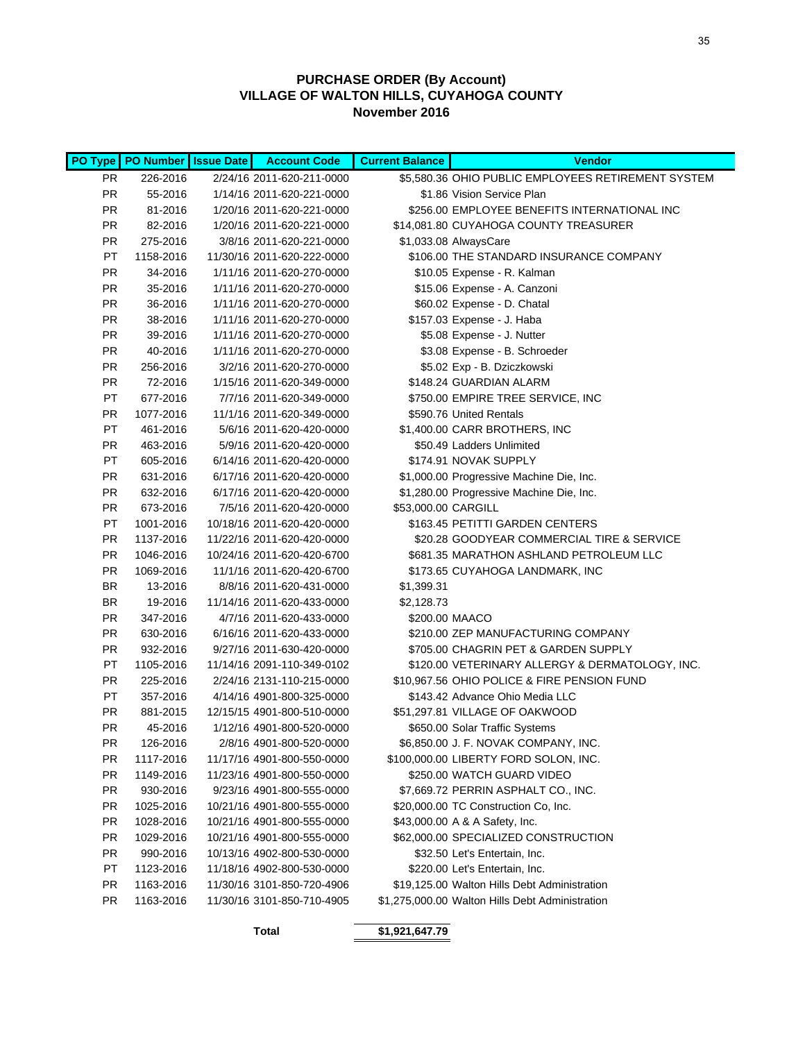# PURCHASE ORDER (By Account)
## VILLAGE OF WALTON HILLS, CUYAHOGA COUNTY
## November 2016

| PO Type | PO Number | Issue Date | Account Code | Current Balance | Vendor |
|---|---|---|---|---|---|
| PR | 226-2016 | 2/24/16 | 2011-620-211-0000 | $5,580.36 | OHIO PUBLIC EMPLOYEES RETIREMENT SYSTEM |
| PR | 55-2016 | 1/14/16 | 2011-620-221-0000 | $1.86 | Vision Service Plan |
| PR | 81-2016 | 1/20/16 | 2011-620-221-0000 | $256.00 | EMPLOYEE BENEFITS INTERNATIONAL INC |
| PR | 82-2016 | 1/20/16 | 2011-620-221-0000 | $14,081.80 | CUYAHOGA COUNTY TREASURER |
| PR | 275-2016 | 3/8/16 | 2011-620-221-0000 | $1,033.08 | AlwaysCare |
| PT | 1158-2016 | 11/30/16 | 2011-620-222-0000 | $106.00 | THE STANDARD INSURANCE COMPANY |
| PR | 34-2016 | 1/11/16 | 2011-620-270-0000 | $10.05 | Expense - R. Kalman |
| PR | 35-2016 | 1/11/16 | 2011-620-270-0000 | $15.06 | Expense - A. Canzoni |
| PR | 36-2016 | 1/11/16 | 2011-620-270-0000 | $60.02 | Expense - D. Chatal |
| PR | 38-2016 | 1/11/16 | 2011-620-270-0000 | $157.03 | Expense - J. Haba |
| PR | 39-2016 | 1/11/16 | 2011-620-270-0000 | $5.08 | Expense - J. Nutter |
| PR | 40-2016 | 1/11/16 | 2011-620-270-0000 | $3.08 | Expense - B. Schroeder |
| PR | 256-2016 | 3/2/16 | 2011-620-270-0000 | $5.02 | Exp - B. Dziczkowski |
| PR | 72-2016 | 1/15/16 | 2011-620-349-0000 | $148.24 | GUARDIAN ALARM |
| PT | 677-2016 | 7/7/16 | 2011-620-349-0000 | $750.00 | EMPIRE TREE SERVICE, INC |
| PR | 1077-2016 | 11/1/16 | 2011-620-349-0000 | $590.76 | United Rentals |
| PT | 461-2016 | 5/6/16 | 2011-620-420-0000 | $1,400.00 | CARR BROTHERS, INC |
| PR | 463-2016 | 5/9/16 | 2011-620-420-0000 | $50.49 | Ladders Unlimited |
| PT | 605-2016 | 6/14/16 | 2011-620-420-0000 | $174.91 | NOVAK SUPPLY |
| PR | 631-2016 | 6/17/16 | 2011-620-420-0000 | $1,000.00 | Progressive Machine Die, Inc. |
| PR | 632-2016 | 6/17/16 | 2011-620-420-0000 | $1,280.00 | Progressive Machine Die, Inc. |
| PR | 673-2016 | 7/5/16 | 2011-620-420-0000 | $53,000.00 | CARGILL |
| PT | 1001-2016 | 10/18/16 | 2011-620-420-0000 | $163.45 | PETITTI GARDEN CENTERS |
| PR | 1137-2016 | 11/22/16 | 2011-620-420-0000 | $20.28 | GOODYEAR COMMERCIAL TIRE & SERVICE |
| PR | 1046-2016 | 10/24/16 | 2011-620-420-6700 | $681.35 | MARATHON ASHLAND PETROLEUM LLC |
| PR | 1069-2016 | 11/1/16 | 2011-620-420-6700 | $173.65 | CUYAHOGA LANDMARK, INC |
| BR | 13-2016 | 8/8/16 | 2011-620-431-0000 | $1,399.31 | |
| BR | 19-2016 | 11/14/16 | 2011-620-433-0000 | $2,128.73 | |
| PR | 347-2016 | 4/7/16 | 2011-620-433-0000 | $200.00 | MAACO |
| PR | 630-2016 | 6/16/16 | 2011-620-433-0000 | $210.00 | ZEP MANUFACTURING COMPANY |
| PR | 932-2016 | 9/27/16 | 2011-630-420-0000 | $705.00 | CHAGRIN PET & GARDEN SUPPLY |
| PT | 1105-2016 | 11/14/16 | 2091-110-349-0102 | $120.00 | VETERINARY ALLERGY & DERMATOLOGY, INC. |
| PR | 225-2016 | 2/24/16 | 2131-110-215-0000 | $10,967.56 | OHIO POLICE & FIRE PENSION FUND |
| PT | 357-2016 | 4/14/16 | 4901-800-325-0000 | $143.42 | Advance Ohio Media LLC |
| PR | 881-2015 | 12/15/15 | 4901-800-510-0000 | $51,297.81 | VILLAGE OF OAKWOOD |
| PR | 45-2016 | 1/12/16 | 4901-800-520-0000 | $650.00 | Solar Traffic Systems |
| PR | 126-2016 | 2/8/16 | 4901-800-520-0000 | $6,850.00 | J. F. NOVAK COMPANY, INC. |
| PR | 1117-2016 | 11/17/16 | 4901-800-550-0000 | $100,000.00 | LIBERTY FORD SOLON, INC. |
| PR | 1149-2016 | 11/23/16 | 4901-800-550-0000 | $250.00 | WATCH GUARD VIDEO |
| PR | 930-2016 | 9/23/16 | 4901-800-555-0000 | $7,669.72 | PERRIN ASPHALT CO., INC. |
| PR | 1025-2016 | 10/21/16 | 4901-800-555-0000 | $20,000.00 | TC Construction Co, Inc. |
| PR | 1028-2016 | 10/21/16 | 4901-800-555-0000 | $43,000.00 | A & A Safety, Inc. |
| PR | 1029-2016 | 10/21/16 | 4901-800-555-0000 | $62,000.00 | SPECIALIZED CONSTRUCTION |
| PR | 990-2016 | 10/13/16 | 4902-800-530-0000 | $32.50 | Let's Entertain, Inc. |
| PT | 1123-2016 | 11/18/16 | 4902-800-530-0000 | $220.00 | Let's Entertain, Inc. |
| PR | 1163-2016 | 11/30/16 | 3101-850-720-4906 | $19,125.00 | Walton Hills Debt Administration |
| PR | 1163-2016 | 11/30/16 | 3101-850-710-4905 | $1,275,000.00 | Walton Hills Debt Administration |
| | | | **Total** | **$1,921,647.79** | |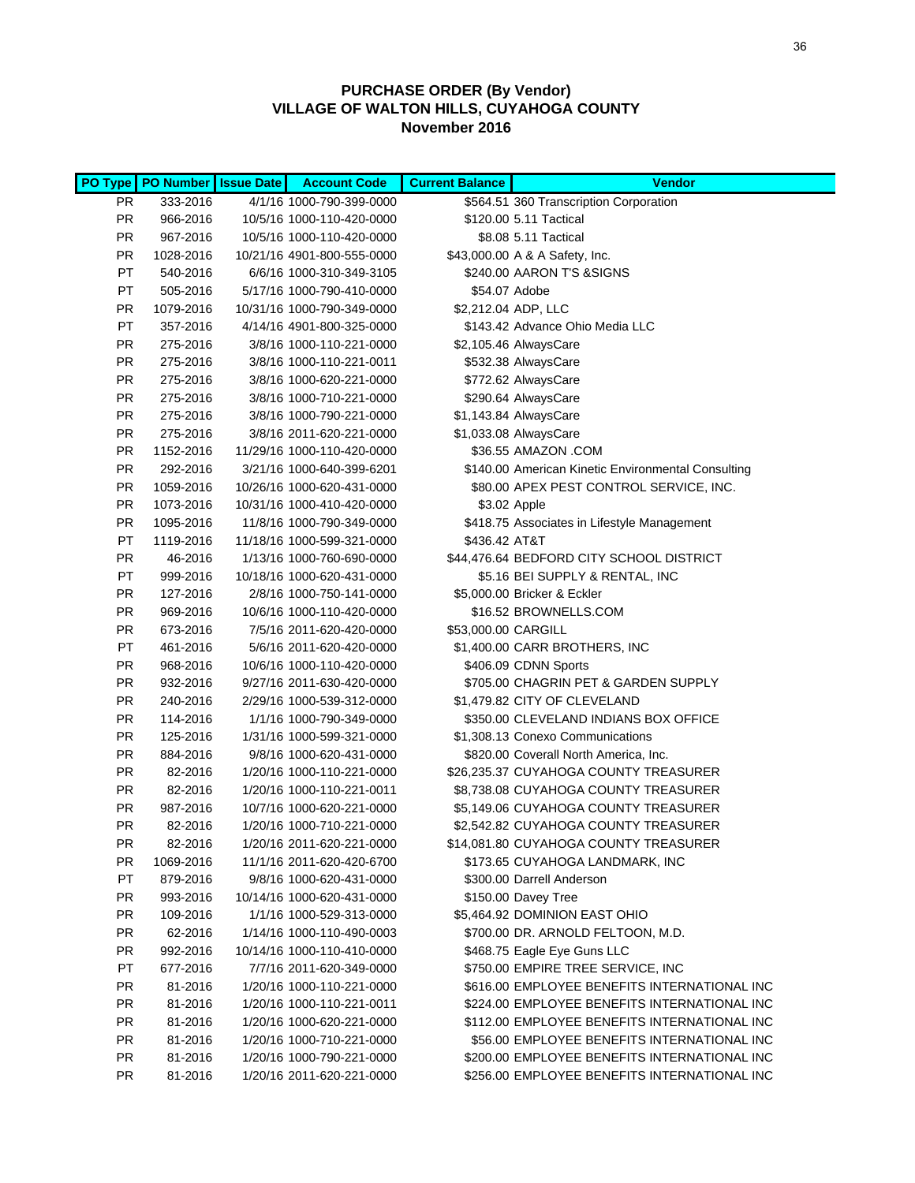**PURCHASE ORDER (By Vendor)**
**VILLAGE OF WALTON HILLS, CUYAHOGA COUNTY**
**November 2016**

| PO Type | PO Number | Issue Date | Account Code | Current Balance | Vendor |
|---|---|---|---|---|---|
| PR | 333-2016 | 4/1/16 | 1000-790-399-0000 | $564.51 | 360 Transcription Corporation |
| PR | 966-2016 | 10/5/16 | 1000-110-420-0000 | $120.00 | 5.11 Tactical |
| PR | 967-2016 | 10/5/16 | 1000-110-420-0000 | $8.08 | 5.11 Tactical |
| PR | 1028-2016 | 10/21/16 | 4901-800-555-0000 | $43,000.00 | A & A Safety, Inc. |
| PT | 540-2016 | 6/6/16 | 1000-310-349-3105 | $240.00 | AARON T'S &SIGNS |
| PT | 505-2016 | 5/17/16 | 1000-790-410-0000 | $54.07 | Adobe |
| PR | 1079-2016 | 10/31/16 | 1000-790-349-0000 | $2,212.04 | ADP, LLC |
| PT | 357-2016 | 4/14/16 | 4901-800-325-0000 | $143.42 | Advance Ohio Media LLC |
| PR | 275-2016 | 3/8/16 | 1000-110-221-0000 | $2,105.46 | AlwaysCare |
| PR | 275-2016 | 3/8/16 | 1000-110-221-0011 | $532.38 | AlwaysCare |
| PR | 275-2016 | 3/8/16 | 1000-620-221-0000 | $772.62 | AlwaysCare |
| PR | 275-2016 | 3/8/16 | 1000-710-221-0000 | $290.64 | AlwaysCare |
| PR | 275-2016 | 3/8/16 | 1000-790-221-0000 | $1,143.84 | AlwaysCare |
| PR | 275-2016 | 3/8/16 | 2011-620-221-0000 | $1,033.08 | AlwaysCare |
| PR | 1152-2016 | 11/29/16 | 1000-110-420-0000 | $36.55 | AMAZON .COM |
| PR | 292-2016 | 3/21/16 | 1000-640-399-6201 | $140.00 | American Kinetic Environmental Consulting |
| PR | 1059-2016 | 10/26/16 | 1000-620-431-0000 | $80.00 | APEX PEST CONTROL SERVICE, INC. |
| PR | 1073-2016 | 10/31/16 | 1000-410-420-0000 | $3.02 | Apple |
| PR | 1095-2016 | 11/8/16 | 1000-790-349-0000 | $418.75 | Associates in Lifestyle Management |
| PT | 1119-2016 | 11/18/16 | 1000-599-321-0000 | $436.42 | AT&T |
| PR | 46-2016 | 1/13/16 | 1000-760-690-0000 | $44,476.64 | BEDFORD CITY SCHOOL DISTRICT |
| PT | 999-2016 | 10/18/16 | 1000-620-431-0000 | $5.16 | BEI SUPPLY & RENTAL, INC |
| PR | 127-2016 | 2/8/16 | 1000-750-141-0000 | $5,000.00 | Bricker & Eckler |
| PR | 969-2016 | 10/6/16 | 1000-110-420-0000 | $16.52 | BROWNELLS.COM |
| PR | 673-2016 | 7/5/16 | 2011-620-420-0000 | $53,000.00 | CARGILL |
| PT | 461-2016 | 5/6/16 | 2011-620-420-0000 | $1,400.00 | CARR BROTHERS, INC |
| PR | 968-2016 | 10/6/16 | 1000-110-420-0000 | $406.09 | CDNN Sports |
| PR | 932-2016 | 9/27/16 | 2011-630-420-0000 | $705.00 | CHAGRIN PET & GARDEN SUPPLY |
| PR | 240-2016 | 2/29/16 | 1000-539-312-0000 | $1,479.82 | CITY OF CLEVELAND |
| PR | 114-2016 | 1/1/16 | 1000-790-349-0000 | $350.00 | CLEVELAND INDIANS BOX OFFICE |
| PR | 125-2016 | 1/31/16 | 1000-599-321-0000 | $1,308.13 | Conexo Communications |
| PR | 884-2016 | 9/8/16 | 1000-620-431-0000 | $820.00 | Coverall North America, Inc. |
| PR | 82-2016 | 1/20/16 | 1000-110-221-0000 | $26,235.37 | CUYAHOGA COUNTY TREASURER |
| PR | 82-2016 | 1/20/16 | 1000-110-221-0011 | $8,738.08 | CUYAHOGA COUNTY TREASURER |
| PR | 987-2016 | 10/7/16 | 1000-620-221-0000 | $5,149.06 | CUYAHOGA COUNTY TREASURER |
| PR | 82-2016 | 1/20/16 | 1000-710-221-0000 | $2,542.82 | CUYAHOGA COUNTY TREASURER |
| PR | 82-2016 | 1/20/16 | 2011-620-221-0000 | $14,081.80 | CUYAHOGA COUNTY TREASURER |
| PR | 1069-2016 | 11/1/16 | 2011-620-420-6700 | $173.65 | CUYAHOGA LANDMARK, INC |
| PT | 879-2016 | 9/8/16 | 1000-620-431-0000 | $300.00 | Darrell Anderson |
| PR | 993-2016 | 10/14/16 | 1000-620-431-0000 | $150.00 | Davey Tree |
| PR | 109-2016 | 1/1/16 | 1000-529-313-0000 | $5,464.92 | DOMINION EAST OHIO |
| PR | 62-2016 | 1/14/16 | 1000-110-490-0003 | $700.00 | DR. ARNOLD FELTOON, M.D. |
| PR | 992-2016 | 10/14/16 | 1000-110-410-0000 | $468.75 | Eagle Eye Guns LLC |
| PT | 677-2016 | 7/7/16 | 2011-620-349-0000 | $750.00 | EMPIRE TREE SERVICE, INC |
| PR | 81-2016 | 1/20/16 | 1000-110-221-0000 | $616.00 | EMPLOYEE BENEFITS INTERNATIONAL INC |
| PR | 81-2016 | 1/20/16 | 1000-110-221-0011 | $224.00 | EMPLOYEE BENEFITS INTERNATIONAL INC |
| PR | 81-2016 | 1/20/16 | 1000-620-221-0000 | $112.00 | EMPLOYEE BENEFITS INTERNATIONAL INC |
| PR | 81-2016 | 1/20/16 | 1000-710-221-0000 | $56.00 | EMPLOYEE BENEFITS INTERNATIONAL INC |
| PR | 81-2016 | 1/20/16 | 1000-790-221-0000 | $200.00 | EMPLOYEE BENEFITS INTERNATIONAL INC |
| PR | 81-2016 | 1/20/16 | 2011-620-221-0000 | $256.00 | EMPLOYEE BENEFITS INTERNATIONAL INC |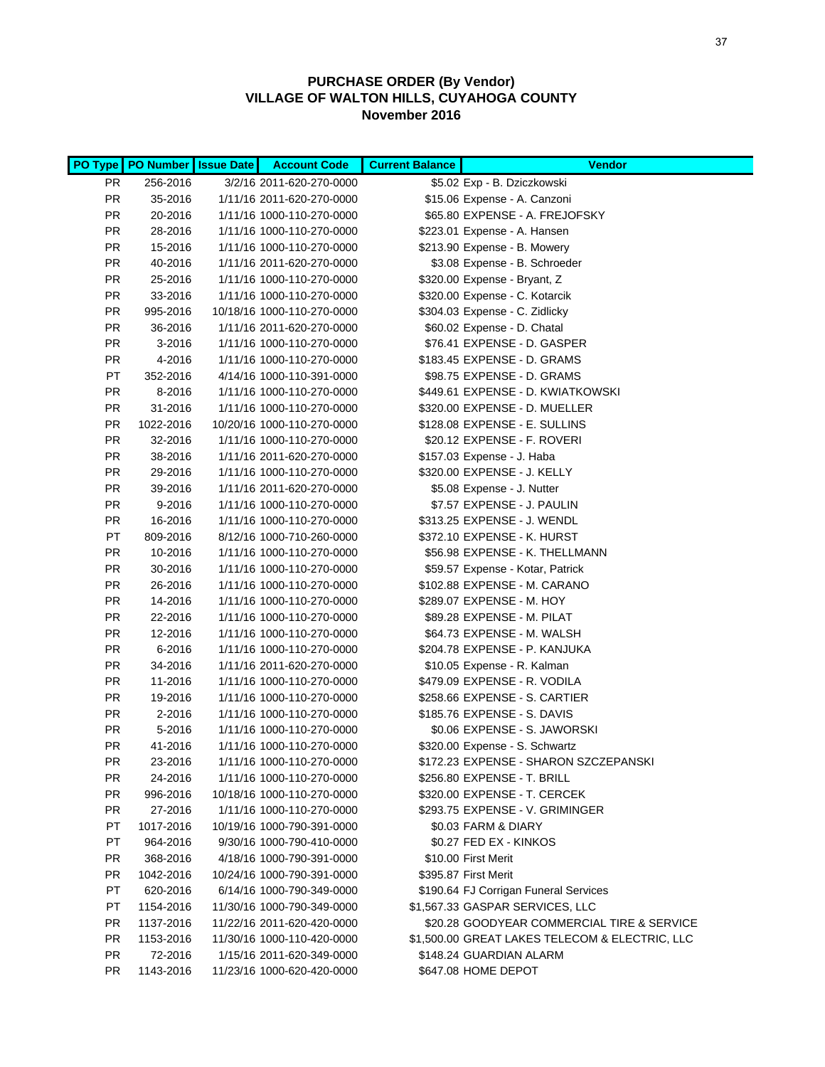**PURCHASE ORDER (By Vendor)**
**VILLAGE OF WALTON HILLS, CUYAHOGA COUNTY**
**November 2016**

| PO Type | PO Number | Issue Date | Account Code | Current Balance | Vendor |
|---|---|---|---|---|---|
| PR | 256-2016 | 3/2/16 | 2011-620-270-0000 | $5.02 | Exp - B. Dziczkowski |
| PR | 35-2016 | 1/11/16 | 2011-620-270-0000 | $15.06 | Expense - A. Canzoni |
| PR | 20-2016 | 1/11/16 | 1000-110-270-0000 | $65.80 | EXPENSE - A. FREJOFSKY |
| PR | 28-2016 | 1/11/16 | 1000-110-270-0000 | $223.01 | Expense - A. Hansen |
| PR | 15-2016 | 1/11/16 | 1000-110-270-0000 | $213.90 | Expense - B. Mowery |
| PR | 40-2016 | 1/11/16 | 2011-620-270-0000 | $3.08 | Expense - B. Schroeder |
| PR | 25-2016 | 1/11/16 | 1000-110-270-0000 | $320.00 | Expense - Bryant, Z |
| PR | 33-2016 | 1/11/16 | 1000-110-270-0000 | $320.00 | Expense - C. Kotarcik |
| PR | 995-2016 | 10/18/16 | 1000-110-270-0000 | $304.03 | Expense - C. Zidlicky |
| PR | 36-2016 | 1/11/16 | 2011-620-270-0000 | $60.02 | Expense - D. Chatal |
| PR | 3-2016 | 1/11/16 | 1000-110-270-0000 | $76.41 | EXPENSE - D. GASPER |
| PR | 4-2016 | 1/11/16 | 1000-110-270-0000 | $183.45 | EXPENSE - D. GRAMS |
| PT | 352-2016 | 4/14/16 | 1000-110-391-0000 | $98.75 | EXPENSE - D. GRAMS |
| PR | 8-2016 | 1/11/16 | 1000-110-270-0000 | $449.61 | EXPENSE - D. KWIATKOWSKI |
| PR | 31-2016 | 1/11/16 | 1000-110-270-0000 | $320.00 | EXPENSE - D. MUELLER |
| PR | 1022-2016 | 10/20/16 | 1000-110-270-0000 | $128.08 | EXPENSE - E. SULLINS |
| PR | 32-2016 | 1/11/16 | 1000-110-270-0000 | $20.12 | EXPENSE - F. ROVERI |
| PR | 38-2016 | 1/11/16 | 2011-620-270-0000 | $157.03 | Expense - J. Haba |
| PR | 29-2016 | 1/11/16 | 1000-110-270-0000 | $320.00 | EXPENSE - J. KELLY |
| PR | 39-2016 | 1/11/16 | 2011-620-270-0000 | $5.08 | Expense - J. Nutter |
| PR | 9-2016 | 1/11/16 | 1000-110-270-0000 | $7.57 | EXPENSE - J. PAULIN |
| PR | 16-2016 | 1/11/16 | 1000-110-270-0000 | $313.25 | EXPENSE - J. WENDL |
| PT | 809-2016 | 8/12/16 | 1000-710-260-0000 | $372.10 | EXPENSE - K. HURST |
| PR | 10-2016 | 1/11/16 | 1000-110-270-0000 | $56.98 | EXPENSE - K. THELLMANN |
| PR | 30-2016 | 1/11/16 | 1000-110-270-0000 | $59.57 | Expense - Kotar, Patrick |
| PR | 26-2016 | 1/11/16 | 1000-110-270-0000 | $102.88 | EXPENSE - M. CARANO |
| PR | 14-2016 | 1/11/16 | 1000-110-270-0000 | $289.07 | EXPENSE - M. HOY |
| PR | 22-2016 | 1/11/16 | 1000-110-270-0000 | $89.28 | EXPENSE - M. PILAT |
| PR | 12-2016 | 1/11/16 | 1000-110-270-0000 | $64.73 | EXPENSE - M. WALSH |
| PR | 6-2016 | 1/11/16 | 1000-110-270-0000 | $204.78 | EXPENSE - P. KANJUKA |
| PR | 34-2016 | 1/11/16 | 2011-620-270-0000 | $10.05 | Expense - R. Kalman |
| PR | 11-2016 | 1/11/16 | 1000-110-270-0000 | $479.09 | EXPENSE - R. VODILA |
| PR | 19-2016 | 1/11/16 | 1000-110-270-0000 | $258.66 | EXPENSE - S. CARTIER |
| PR | 2-2016 | 1/11/16 | 1000-110-270-0000 | $185.76 | EXPENSE - S. DAVIS |
| PR | 5-2016 | 1/11/16 | 1000-110-270-0000 | $0.06 | EXPENSE - S. JAWORSKI |
| PR | 41-2016 | 1/11/16 | 1000-110-270-0000 | $320.00 | Expense - S. Schwartz |
| PR | 23-2016 | 1/11/16 | 1000-110-270-0000 | $172.23 | EXPENSE - SHARON SZCZEPANSKI |
| PR | 24-2016 | 1/11/16 | 1000-110-270-0000 | $256.80 | EXPENSE - T. BRILL |
| PR | 996-2016 | 10/18/16 | 1000-110-270-0000 | $320.00 | EXPENSE - T. CERCEK |
| PR | 27-2016 | 1/11/16 | 1000-110-270-0000 | $293.75 | EXPENSE - V. GRIMINGER |
| PT | 1017-2016 | 10/19/16 | 1000-790-391-0000 | $0.03 | FARM & DIARY |
| PT | 964-2016 | 9/30/16 | 1000-790-410-0000 | $0.27 | FED EX - KINKOS |
| PR | 368-2016 | 4/18/16 | 1000-790-391-0000 | $10.00 | First Merit |
| PR | 1042-2016 | 10/24/16 | 1000-790-391-0000 | $395.87 | First Merit |
| PT | 620-2016 | 6/14/16 | 1000-790-349-0000 | $190.64 | FJ Corrigan Funeral Services |
| PT | 1154-2016 | 11/30/16 | 1000-790-349-0000 | $1,567.33 | GASPAR SERVICES, LLC |
| PR | 1137-2016 | 11/22/16 | 2011-620-420-0000 | $20.28 | GOODYEAR COMMERCIAL TIRE & SERVICE |
| PR | 1153-2016 | 11/30/16 | 1000-110-420-0000 | $1,500.00 | GREAT LAKES TELECOM & ELECTRIC, LLC |
| PR | 72-2016 | 1/15/16 | 2011-620-349-0000 | $148.24 | GUARDIAN ALARM |
| PR | 1143-2016 | 11/23/16 | 1000-620-420-0000 | $647.08 | HOME DEPOT |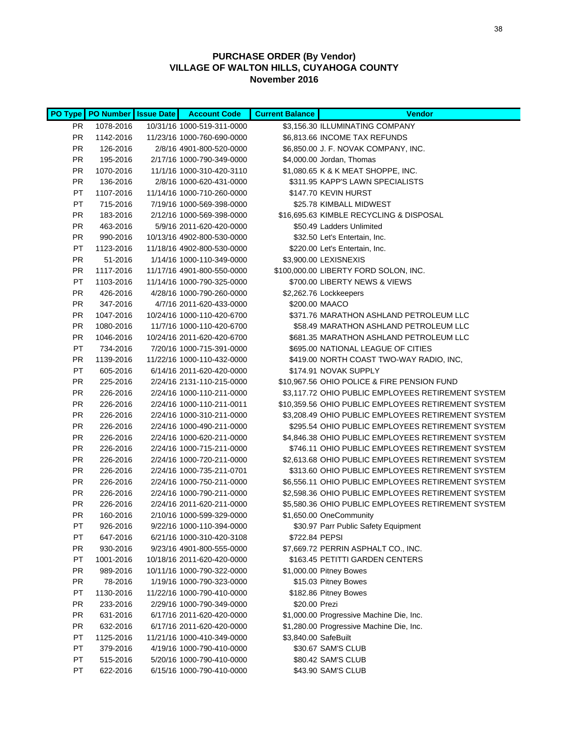**PURCHASE ORDER (By Vendor)**
**VILLAGE OF WALTON HILLS, CUYAHOGA COUNTY**
**November 2016**

| PO Type | PO Number | Issue Date | Account Code | Current Balance | Vendor |
|---|---|---|---|---|---|
| PR | 1078-2016 | 10/31/16 | 1000-519-311-0000 | $3,156.30 | ILLUMINATING COMPANY |
| PR | 1142-2016 | 11/23/16 | 1000-760-690-0000 | $6,813.66 | INCOME TAX REFUNDS |
| PR | 126-2016 | 2/8/16 | 4901-800-520-0000 | $6,850.00 | J. F. NOVAK COMPANY, INC. |
| PR | 195-2016 | 2/17/16 | 1000-790-349-0000 | $4,000.00 | Jordan, Thomas |
| PR | 1070-2016 | 11/1/16 | 1000-310-420-3110 | $1,080.65 | K & K MEAT SHOPPE, INC. |
| PR | 136-2016 | 2/8/16 | 1000-620-431-0000 | $311.95 | KAPP'S LAWN SPECIALISTS |
| PT | 1107-2016 | 11/14/16 | 1000-710-260-0000 | $147.70 | KEVIN HURST |
| PT | 715-2016 | 7/19/16 | 1000-569-398-0000 | $25.78 | KIMBALL MIDWEST |
| PR | 183-2016 | 2/12/16 | 1000-569-398-0000 | $16,695.63 | KIMBLE RECYCLING & DISPOSAL |
| PR | 463-2016 | 5/9/16 | 2011-620-420-0000 | $50.49 | Ladders Unlimited |
| PR | 990-2016 | 10/13/16 | 4902-800-530-0000 | $32.50 | Let's Entertain, Inc. |
| PT | 1123-2016 | 11/18/16 | 4902-800-530-0000 | $220.00 | Let's Entertain, Inc. |
| PR | 51-2016 | 1/14/16 | 1000-110-349-0000 | $3,900.00 | LEXISNEXIS |
| PR | 1117-2016 | 11/17/16 | 4901-800-550-0000 | $100,000.00 | LIBERTY FORD SOLON, INC. |
| PT | 1103-2016 | 11/14/16 | 1000-790-325-0000 | $700.00 | LIBERTY NEWS & VIEWS |
| PR | 426-2016 | 4/28/16 | 1000-790-260-0000 | $2,262.76 | Lockkeepers |
| PR | 347-2016 | 4/7/16 | 2011-620-433-0000 | $200.00 | MAACO |
| PR | 1047-2016 | 10/24/16 | 1000-110-420-6700 | $371.76 | MARATHON ASHLAND PETROLEUM LLC |
| PR | 1080-2016 | 11/7/16 | 1000-110-420-6700 | $58.49 | MARATHON ASHLAND PETROLEUM LLC |
| PR | 1046-2016 | 10/24/16 | 2011-620-420-6700 | $681.35 | MARATHON ASHLAND PETROLEUM LLC |
| PT | 734-2016 | 7/20/16 | 1000-715-391-0000 | $695.00 | NATIONAL LEAGUE OF CITIES |
| PR | 1139-2016 | 11/22/16 | 1000-110-432-0000 | $419.00 | NORTH COAST TWO-WAY RADIO, INC, |
| PT | 605-2016 | 6/14/16 | 2011-620-420-0000 | $174.91 | NOVAK SUPPLY |
| PR | 225-2016 | 2/24/16 | 2131-110-215-0000 | $10,967.56 | OHIO POLICE & FIRE PENSION FUND |
| PR | 226-2016 | 2/24/16 | 1000-110-211-0000 | $3,117.72 | OHIO PUBLIC EMPLOYEES RETIREMENT SYSTEM |
| PR | 226-2016 | 2/24/16 | 1000-110-211-0011 | $10,359.56 | OHIO PUBLIC EMPLOYEES RETIREMENT SYSTEM |
| PR | 226-2016 | 2/24/16 | 1000-310-211-0000 | $3,208.49 | OHIO PUBLIC EMPLOYEES RETIREMENT SYSTEM |
| PR | 226-2016 | 2/24/16 | 1000-490-211-0000 | $295.54 | OHIO PUBLIC EMPLOYEES RETIREMENT SYSTEM |
| PR | 226-2016 | 2/24/16 | 1000-620-211-0000 | $4,846.38 | OHIO PUBLIC EMPLOYEES RETIREMENT SYSTEM |
| PR | 226-2016 | 2/24/16 | 1000-715-211-0000 | $746.11 | OHIO PUBLIC EMPLOYEES RETIREMENT SYSTEM |
| PR | 226-2016 | 2/24/16 | 1000-720-211-0000 | $2,613.68 | OHIO PUBLIC EMPLOYEES RETIREMENT SYSTEM |
| PR | 226-2016 | 2/24/16 | 1000-735-211-0701 | $313.60 | OHIO PUBLIC EMPLOYEES RETIREMENT SYSTEM |
| PR | 226-2016 | 2/24/16 | 1000-750-211-0000 | $6,556.11 | OHIO PUBLIC EMPLOYEES RETIREMENT SYSTEM |
| PR | 226-2016 | 2/24/16 | 1000-790-211-0000 | $2,598.36 | OHIO PUBLIC EMPLOYEES RETIREMENT SYSTEM |
| PR | 226-2016 | 2/24/16 | 2011-620-211-0000 | $5,580.36 | OHIO PUBLIC EMPLOYEES RETIREMENT SYSTEM |
| PR | 160-2016 | 2/10/16 | 1000-599-329-0000 | $1,650.00 | OneCommunity |
| PT | 926-2016 | 9/22/16 | 1000-110-394-0000 | $30.97 | Parr Public Safety Equipment |
| PT | 647-2016 | 6/21/16 | 1000-310-420-3108 | $722.84 | PEPSI |
| PR | 930-2016 | 9/23/16 | 4901-800-555-0000 | $7,669.72 | PERRIN ASPHALT CO., INC. |
| PT | 1001-2016 | 10/18/16 | 2011-620-420-0000 | $163.45 | PETITTI GARDEN CENTERS |
| PR | 989-2016 | 10/11/16 | 1000-790-322-0000 | $1,000.00 | Pitney Bowes |
| PR | 78-2016 | 1/19/16 | 1000-790-323-0000 | $15.03 | Pitney Bowes |
| PT | 1130-2016 | 11/22/16 | 1000-790-410-0000 | $182.86 | Pitney Bowes |
| PR | 233-2016 | 2/29/16 | 1000-790-349-0000 | $20.00 | Prezi |
| PR | 631-2016 | 6/17/16 | 2011-620-420-0000 | $1,000.00 | Progressive Machine Die, Inc. |
| PR | 632-2016 | 6/17/16 | 2011-620-420-0000 | $1,280.00 | Progressive Machine Die, Inc. |
| PT | 1125-2016 | 11/21/16 | 1000-410-349-0000 | $3,840.00 | SafeBuilt |
| PT | 379-2016 | 4/19/16 | 1000-790-410-0000 | $30.67 | SAM'S CLUB |
| PT | 515-2016 | 5/20/16 | 1000-790-410-0000 | $80.42 | SAM'S CLUB |
| PT | 622-2016 | 6/15/16 | 1000-790-410-0000 | $43.90 | SAM'S CLUB |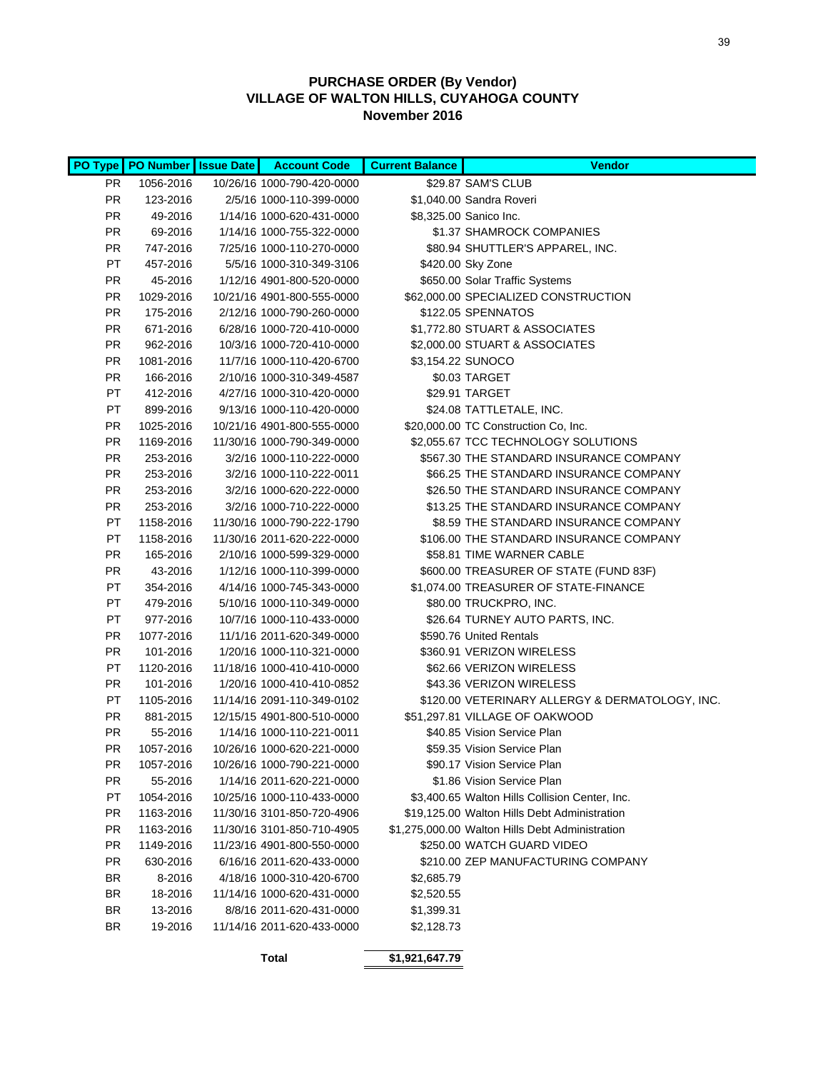**PURCHASE ORDER (By Vendor)**
**VILLAGE OF WALTON HILLS, CUYAHOGA COUNTY**
**November 2016**

| PO Type | PO Number | Issue Date | Account Code | Current Balance | Vendor |
|---|---|---|---|---|---|
| PR | 1056-2016 | 10/26/16 | 1000-790-420-0000 | $29.87 | SAM'S CLUB |
| PR | 123-2016 | 2/5/16 | 1000-110-399-0000 | $1,040.00 | Sandra Roveri |
| PR | 49-2016 | 1/14/16 | 1000-620-431-0000 | $8,325.00 | Sanico Inc. |
| PR | 69-2016 | 1/14/16 | 1000-755-322-0000 | $1.37 | SHAMROCK COMPANIES |
| PR | 747-2016 | 7/25/16 | 1000-110-270-0000 | $80.94 | SHUTTLER'S APPAREL, INC. |
| PT | 457-2016 | 5/5/16 | 1000-310-349-3106 | $420.00 | Sky Zone |
| PR | 45-2016 | 1/12/16 | 4901-800-520-0000 | $650.00 | Solar Traffic Systems |
| PR | 1029-2016 | 10/21/16 | 4901-800-555-0000 | $62,000.00 | SPECIALIZED CONSTRUCTION |
| PR | 175-2016 | 2/12/16 | 1000-790-260-0000 | $122.05 | SPENNATOS |
| PR | 671-2016 | 6/28/16 | 1000-720-410-0000 | $1,772.80 | STUART & ASSOCIATES |
| PR | 962-2016 | 10/3/16 | 1000-720-410-0000 | $2,000.00 | STUART & ASSOCIATES |
| PR | 1081-2016 | 11/7/16 | 1000-110-420-6700 | $3,154.22 | SUNOCO |
| PR | 166-2016 | 2/10/16 | 1000-310-349-4587 | $0.03 | TARGET |
| PT | 412-2016 | 4/27/16 | 1000-310-420-0000 | $29.91 | TARGET |
| PT | 899-2016 | 9/13/16 | 1000-110-420-0000 | $24.08 | TATTLETALE, INC. |
| PR | 1025-2016 | 10/21/16 | 4901-800-555-0000 | $20,000.00 | TC Construction Co, Inc. |
| PR | 1169-2016 | 11/30/16 | 1000-790-349-0000 | $2,055.67 | TCC TECHNOLOGY SOLUTIONS |
| PR | 253-2016 | 3/2/16 | 1000-110-222-0000 | $567.30 | THE STANDARD INSURANCE COMPANY |
| PR | 253-2016 | 3/2/16 | 1000-110-222-0011 | $66.25 | THE STANDARD INSURANCE COMPANY |
| PR | 253-2016 | 3/2/16 | 1000-620-222-0000 | $26.50 | THE STANDARD INSURANCE COMPANY |
| PR | 253-2016 | 3/2/16 | 1000-710-222-0000 | $13.25 | THE STANDARD INSURANCE COMPANY |
| PT | 1158-2016 | 11/30/16 | 1000-790-222-1790 | $8.59 | THE STANDARD INSURANCE COMPANY |
| PT | 1158-2016 | 11/30/16 | 2011-620-222-0000 | $106.00 | THE STANDARD INSURANCE COMPANY |
| PR | 165-2016 | 2/10/16 | 1000-599-329-0000 | $58.81 | TIME WARNER CABLE |
| PR | 43-2016 | 1/12/16 | 1000-110-399-0000 | $600.00 | TREASURER OF STATE (FUND 83F) |
| PT | 354-2016 | 4/14/16 | 1000-745-343-0000 | $1,074.00 | TREASURER OF STATE-FINANCE |
| PT | 479-2016 | 5/10/16 | 1000-110-349-0000 | $80.00 | TRUCKPRO, INC. |
| PT | 977-2016 | 10/7/16 | 1000-110-433-0000 | $26.64 | TURNEY AUTO PARTS, INC. |
| PR | 1077-2016 | 11/1/16 | 2011-620-349-0000 | $590.76 | United Rentals |
| PR | 101-2016 | 1/20/16 | 1000-110-321-0000 | $360.91 | VERIZON WIRELESS |
| PT | 1120-2016 | 11/18/16 | 1000-410-410-0000 | $62.66 | VERIZON WIRELESS |
| PR | 101-2016 | 1/20/16 | 1000-410-410-0852 | $43.36 | VERIZON WIRELESS |
| PT | 1105-2016 | 11/14/16 | 2091-110-349-0102 | $120.00 | VETERINARY ALLERGY & DERMATOLOGY, INC. |
| PR | 881-2015 | 12/15/15 | 4901-800-510-0000 | $51,297.81 | VILLAGE OF OAKWOOD |
| PR | 55-2016 | 1/14/16 | 1000-110-221-0011 | $40.85 | Vision Service Plan |
| PR | 1057-2016 | 10/26/16 | 1000-620-221-0000 | $59.35 | Vision Service Plan |
| PR | 1057-2016 | 10/26/16 | 1000-790-221-0000 | $90.17 | Vision Service Plan |
| PR | 55-2016 | 1/14/16 | 2011-620-221-0000 | $1.86 | Vision Service Plan |
| PT | 1054-2016 | 10/25/16 | 1000-110-433-0000 | $3,400.65 | Walton Hills Collision Center, Inc. |
| PR | 1163-2016 | 11/30/16 | 3101-850-720-4906 | $19,125.00 | Walton Hills Debt Administration |
| PR | 1163-2016 | 11/30/16 | 3101-850-710-4905 | $1,275,000.00 | Walton Hills Debt Administration |
| PR | 1149-2016 | 11/23/16 | 4901-800-550-0000 | $250.00 | WATCH GUARD VIDEO |
| PR | 630-2016 | 6/16/16 | 2011-620-433-0000 | $210.00 | ZEP MANUFACTURING COMPANY |
| BR | 8-2016 | 4/18/16 | 1000-310-420-6700 | $2,685.79 | |
| BR | 18-2016 | 11/14/16 | 1000-620-431-0000 | $2,520.55 | |
| BR | 13-2016 | 8/8/16 | 2011-620-431-0000 | $1,399.31 | |
| BR | 19-2016 | 11/14/16 | 2011-620-433-0000 | $2,128.73 | |
| | | | **Total** | **$1,921,647.79** | |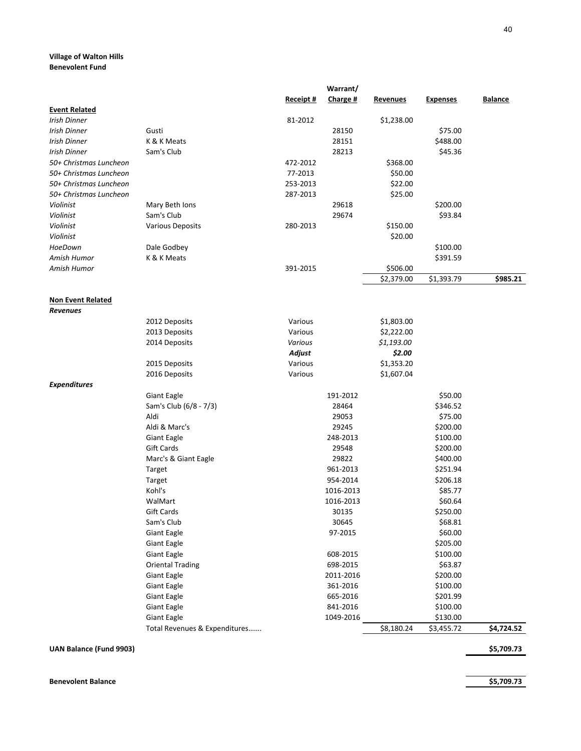**Village of Walton Hills**
**Benevolent Fund**

| | | Receipt # | Warrant/ Charge # | Revenues | Expenses | Balance |
|---|---|---|---|---|---|---|
| **Event Related** | | | | | | |
| *Irish Dinner* | | 81-2012 | | $1,238.00 | | |
| *Irish Dinner* | Gusti | | 28150 | | $75.00 | |
| *Irish Dinner* | K & K Meats | | 28151 | | $488.00 | |
| *Irish Dinner* | Sam's Club | | 28213 | | $45.36 | |
| *50+ Christmas Luncheon* | | 472-2012 | | $368.00 | | |
| *50+ Christmas Luncheon* | | 77-2013 | | $50.00 | | |
| *50+ Christmas Luncheon* | | 253-2013 | | $22.00 | | |
| *50+ Christmas Luncheon* | | 287-2013 | | $25.00 | | |
| *Violinist* | Mary Beth Ions | | 29618 | | $200.00 | |
| *Violinist* | Sam's Club | | 29674 | | $93.84 | |
| *Violinist* | Various Deposits | 280-2013 | | $150.00 | | |
| *Violinist* | | | | $20.00 | | |
| *HoeDown* | Dale Godbey | | | | $100.00 | |
| *Amish Humor* | K & K Meats | | | | $391.59 | |
| *Amish Humor* | | 391-2015 | | $506.00 | | |
| | | | | $2,379.00 | $1,393.79 | **$985.21** |
| **Non Event Related** | | | | | | |
| ***Revenues*** | | | | | | |
| | 2012 Deposits | Various | | $1,803.00 | | |
| | 2013 Deposits | Various | | $2,222.00 | | |
| | 2014 Deposits | *Various* | | *$1,193.00* | | |
| | | ***Adjust*** | | ***$2.00*** | | |
| | 2015 Deposits | Various | | $1,353.20 | | |
| | 2016 Deposits | Various | | $1,607.04 | | |
| ***Expenditures*** | | | | | | |
| | Giant Eagle | | 191-2012 | | $50.00 | |
| | Sam's Club (6/8 - 7/3) | | 28464 | | $346.52 | |
| | Aldi | | 29053 | | $75.00 | |
| | Aldi & Marc's | | 29245 | | $200.00 | |
| | Giant Eagle | | 248-2013 | | $100.00 | |
| | Gift Cards | | 29548 | | $200.00 | |
| | Marc's & Giant Eagle | | 29822 | | $400.00 | |
| | Target | | 961-2013 | | $251.94 | |
| | Target | | 954-2014 | | $206.18 | |
| | Kohl's | | 1016-2013 | | $85.77 | |
| | WalMart | | 1016-2013 | | $60.64 | |
| | Gift Cards | | 30135 | | $250.00 | |
| | Sam's Club | | 30645 | | $68.81 | |
| | Giant Eagle | | 97-2015 | | $60.00 | |
| | Giant Eagle | | | | $205.00 | |
| | Giant Eagle | | 608-2015 | | $100.00 | |
| | Oriental Trading | | 698-2015 | | $63.87 | |
| | Giant Eagle | | 2011-2016 | | $200.00 | |
| | Giant Eagle | | 361-2016 | | $100.00 | |
| | Giant Eagle | | 665-2016 | | $201.99 | |
| | Giant Eagle | | 841-2016 | | $100.00 | |
| | Giant Eagle | | 1049-2016 | | $130.00 | |
| | Total Revenues & Expenditures……. | | | $8,180.24 | $3,455.72 | **$4,724.52** |
| **UAN Balance (Fund 9903)** | | | | | | **$5,709.73** |
| **Benevolent Balance** | | | | | | **$5,709.73** |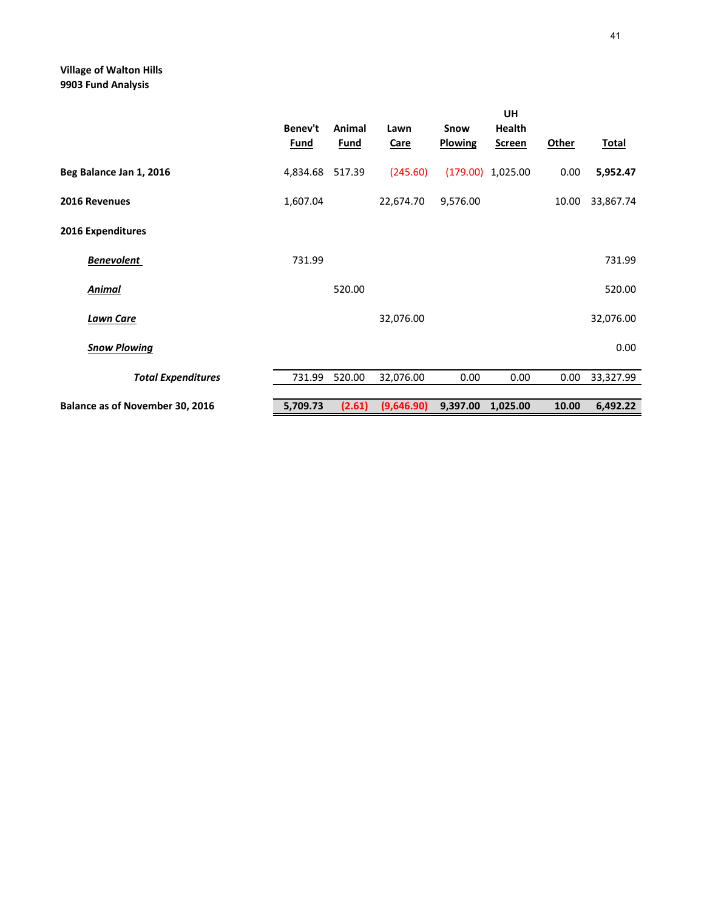**Village of Walton Hills**
**9903 Fund Analysis**

| | Benev't Fund | Animal Fund | Lawn Care | Snow Plowing | UH Health Screen | Other | Total |
|---|---|---|---|---|---|---|---|
| **Beg Balance Jan 1, 2016** | 4,834.68 | 517.39 | (245.60) | (179.00) | 1,025.00 | 0.00 | **5,952.47** |
| **2016 Revenues** | 1,607.04 | | 22,674.70 | 9,576.00 | | 10.00 | 33,867.74 |
| **2016 Expenditures** | | | | | | | |
| ***Benevolent*** | 731.99 | | | | | | 731.99 |
| ***Animal*** | | 520.00 | | | | | 520.00 |
| ***Lawn Care*** | | | 32,076.00 | | | | 32,076.00 |
| ***Snow Plowing*** | | | | | | | 0.00 |
| ***Total Expenditures*** | 731.99 | 520.00 | 32,076.00 | 0.00 | 0.00 | 0.00 | 33,327.99 |
| **Balance as of November 30, 2016** | **5,709.73** | **(2.61)** | **(9,646.90)** | **9,397.00** | **1,025.00** | **10.00** | **6,492.22** |